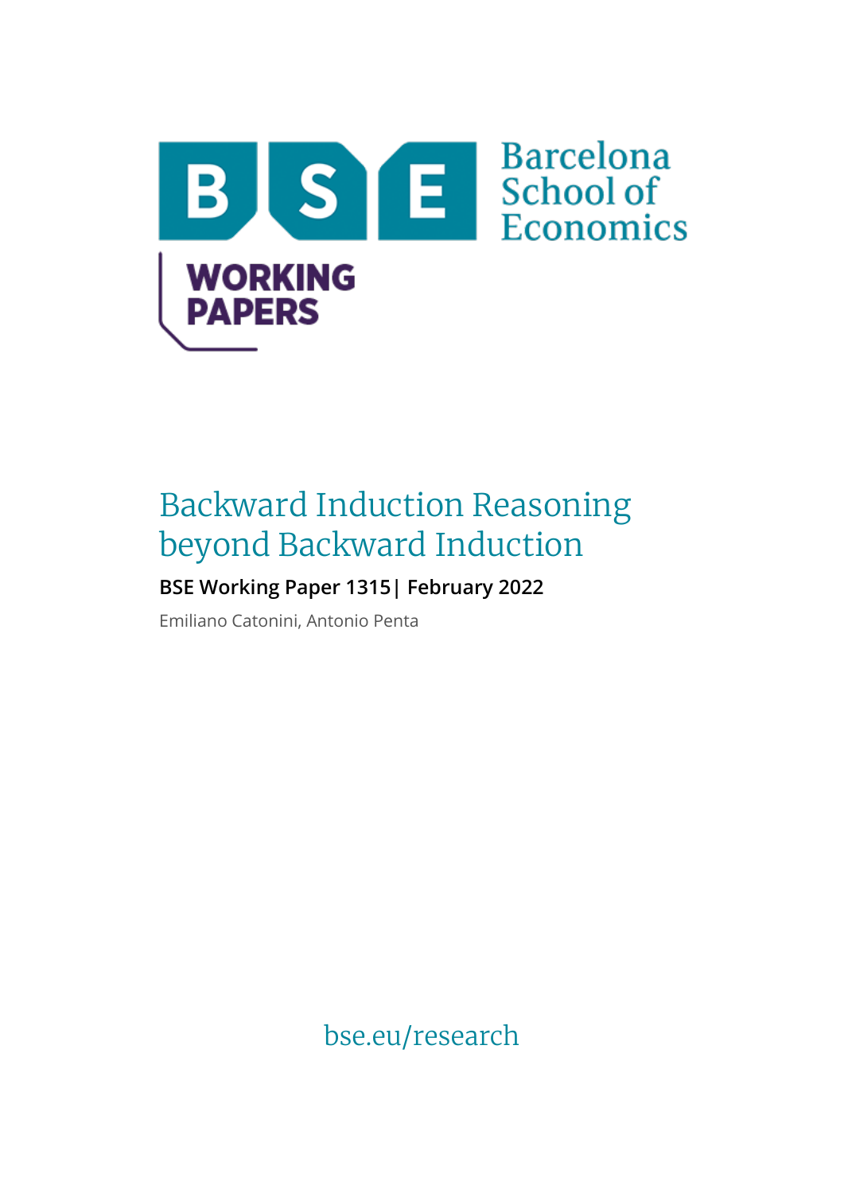Barcelona School of Economics

WORKING PAPERS

# Backward Induction Reasoning beyond Backward Induction

**BSE Working Paper 1315| February 2022**

Emiliano Catonini, Antonio Penta

bse.eu/research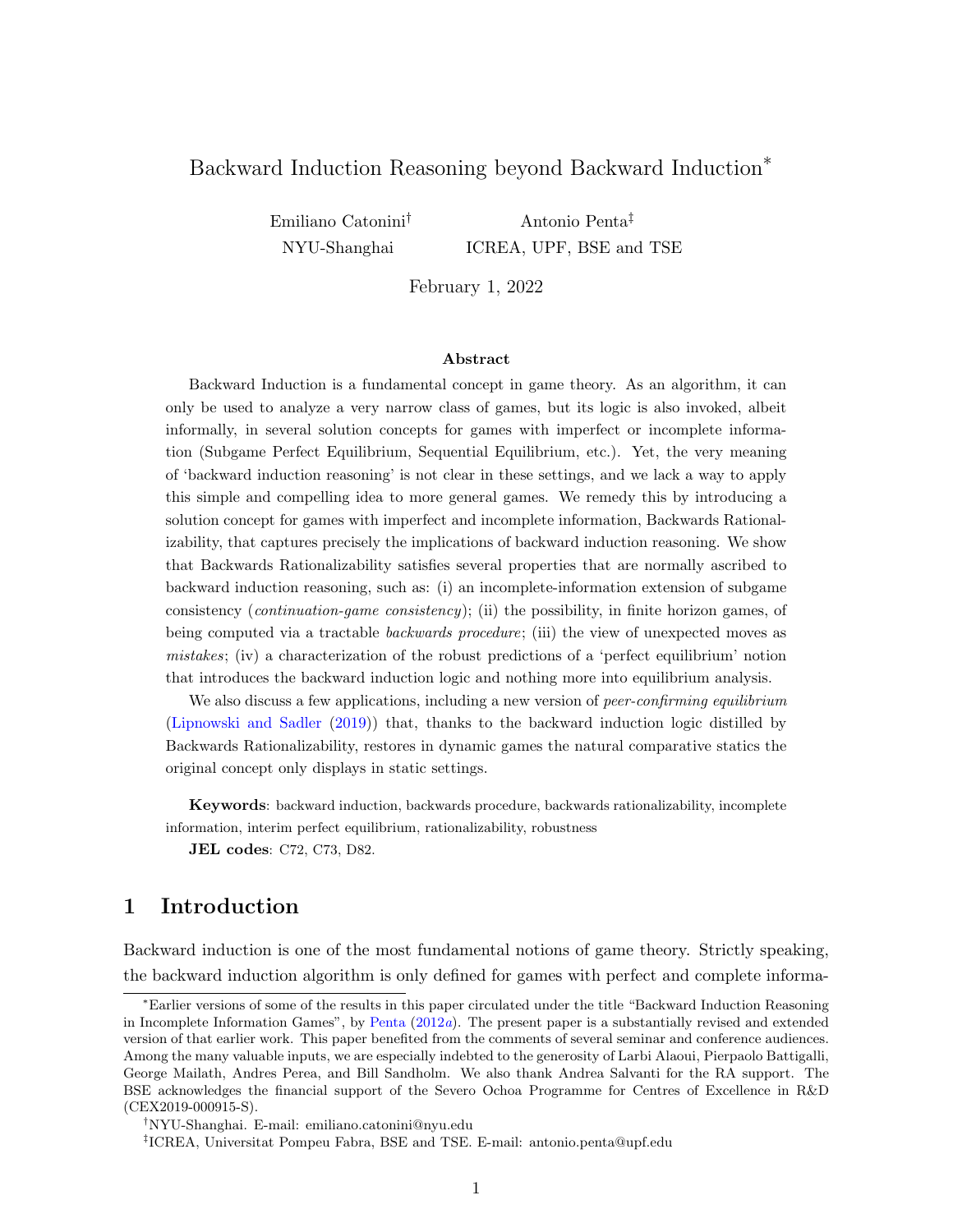Backward Induction Reasoning beyond Backward Induction*

Emiliano Catonini[†] NYU-Shanghai

Antonio Penta[‡] ICREA, UPF, BSE and TSE

February 1, 2022

#### Abstract

Backward Induction is a fundamental concept in game theory. As an algorithm, it can only be used to analyze a very narrow class of games, but its logic is also invoked, albeit informally, in several solution concepts for games with imperfect or incomplete information (Subgame Perfect Equilibrium, Sequential Equilibrium, etc.). Yet, the very meaning of 'backward induction reasoning' is not clear in these settings, and we lack a way to apply this simple and compelling idea to more general games. We remedy this by introducing a solution concept for games with imperfect and incomplete information, Backwards Rationalizability, that captures precisely the implications of backward induction reasoning. We show that Backwards Rationalizability satisfies several properties that are normally ascribed to backward induction reasoning, such as: (i) an incomplete-information extension of subgame consistency (*continuation-game consistency*); (ii) the possibility, in finite horizon games, of being computed via a tractable *backwards procedure*; (iii) the view of unexpected moves as *mistakes*; (iv) a characterization of the robust predictions of a 'perfect equilibrium' notion that introduces the backward induction logic and nothing more into equilibrium analysis.

We also discuss a few applications, including a new version of *peer-confirming equilibrium* (Lipnowski and Sadler (2019)) that, thanks to the backward induction logic distilled by Backwards Rationalizability, restores in dynamic games the natural comparative statics the original concept only displays in static settings.

**Keywords**: backward induction, backwards procedure, backwards rationalizability, incomplete information, interim perfect equilibrium, rationalizability, robustness

**JEL codes**: C72, C73, D82.

## 1 Introduction

Backward induction is one of the most fundamental notions of game theory. Strictly speaking, the backward induction algorithm is only defined for games with perfect and complete informa-

*Earlier versions of some of the results in this paper circulated under the title "Backward Induction Reasoning in Incomplete Information Games", by Penta (2012a). The present paper is a substantially revised and extended version of that earlier work. This paper benefited from the comments of several seminar and conference audiences. Among the many valuable inputs, we are especially indebted to the generosity of Larbi Alaoui, Pierpaolo Battigalli, George Mailath, Andres Perea, and Bill Sandholm. We also thank Andrea Salvanti for the RA support. The BSE acknowledges the financial support of the Severo Ochoa Programme for Centres of Excellence in R&D (CEX2019-000915-S).

[†]NYU-Shanghai. E-mail: emiliano.catonini@nyu.edu

[‡]ICREA, Universitat Pompeu Fabra, BSE and TSE. E-mail: antonio.penta@upf.edu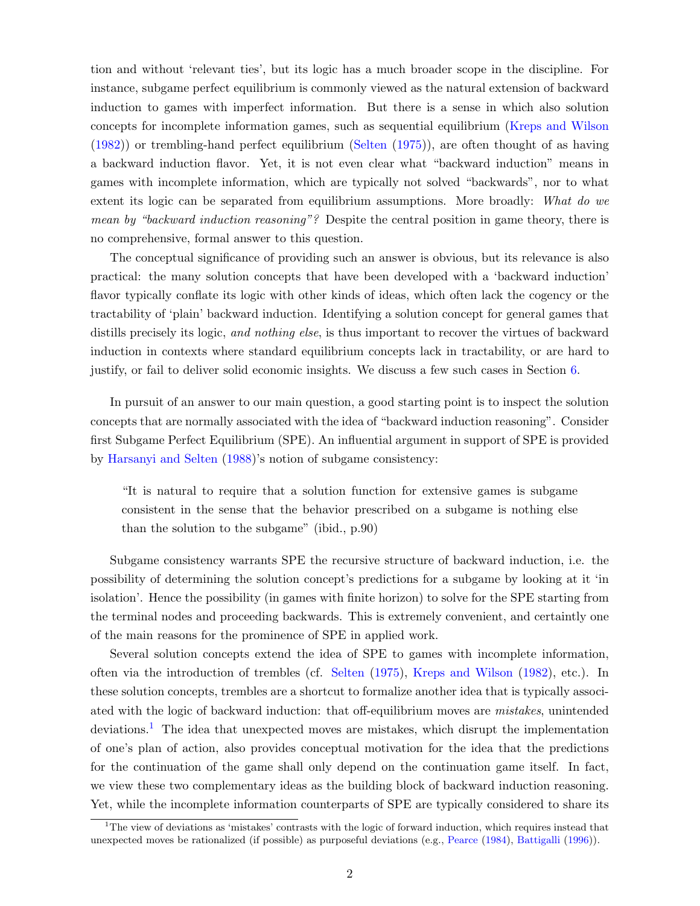tion and without 'relevant ties', but its logic has a much broader scope in the discipline. For instance, subgame perfect equilibrium is commonly viewed as the natural extension of backward induction to games with imperfect information. But there is a sense in which also solution concepts for incomplete information games, such as sequential equilibrium (Kreps and Wilson (1982)) or trembling-hand perfect equilibrium (Selten (1975)), are often thought of as having a backward induction flavor. Yet, it is not even clear what "backward induction" means in games with incomplete information, which are typically not solved "backwards", nor to what extent its logic can be separated from equilibrium assumptions. More broadly: *What do we mean by "backward induction reasoning"?* Despite the central position in game theory, there is no comprehensive, formal answer to this question.

The conceptual significance of providing such an answer is obvious, but its relevance is also practical: the many solution concepts that have been developed with a 'backward induction' flavor typically conflate its logic with other kinds of ideas, which often lack the cogency or the tractability of 'plain' backward induction. Identifying a solution concept for general games that distills precisely its logic, *and nothing else*, is thus important to recover the virtues of backward induction in contexts where standard equilibrium concepts lack in tractability, or are hard to justify, or fail to deliver solid economic insights. We discuss a few such cases in Section 6.

In pursuit of an answer to our main question, a good starting point is to inspect the solution concepts that are normally associated with the idea of "backward induction reasoning". Consider first Subgame Perfect Equilibrium (SPE). An influential argument in support of SPE is provided by Harsanyi and Selten (1988)'s notion of subgame consistency:

> "It is natural to require that a solution function for extensive games is subgame consistent in the sense that the behavior prescribed on a subgame is nothing else than the solution to the subgame" (ibid., p.90)

Subgame consistency warrants SPE the recursive structure of backward induction, i.e. the possibility of determining the solution concept's predictions for a subgame by looking at it 'in isolation'. Hence the possibility (in games with finite horizon) to solve for the SPE starting from the terminal nodes and proceeding backwards. This is extremely convenient, and certaintly one of the main reasons for the prominence of SPE in applied work.

Several solution concepts extend the idea of SPE to games with incomplete information, often via the introduction of trembles (cf. Selten (1975), Kreps and Wilson (1982), etc.). In these solution concepts, trembles are a shortcut to formalize another idea that is typically associated with the logic of backward induction: that off-equilibrium moves are *mistakes*, unintended deviations.[1] The idea that unexpected moves are mistakes, which disrupt the implementation of one's plan of action, also provides conceptual motivation for the idea that the predictions for the continuation of the game shall only depend on the continuation game itself. In fact, we view these two complementary ideas as the building block of backward induction reasoning. Yet, while the incomplete information counterparts of SPE are typically considered to share its

[1] The view of deviations as 'mistakes' contrasts with the logic of forward induction, which requires instead that unexpected moves be rationalized (if possible) as purposeful deviations (e.g., Pearce (1984), Battigalli (1996)).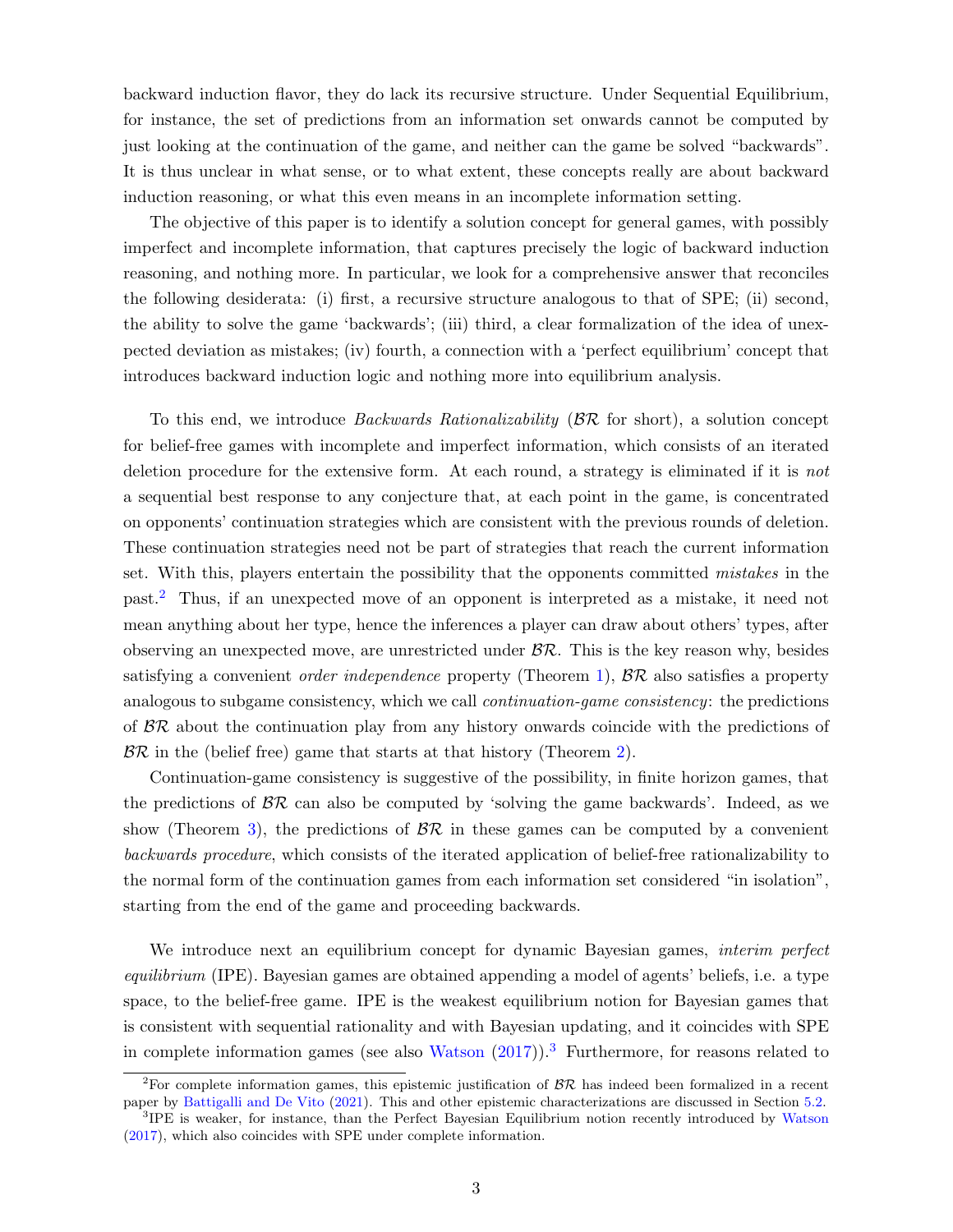backward induction flavor, they do lack its recursive structure. Under Sequential Equilibrium, for instance, the set of predictions from an information set onwards cannot be computed by just looking at the continuation of the game, and neither can the game be solved "backwards". It is thus unclear in what sense, or to what extent, these concepts really are about backward induction reasoning, or what this even means in an incomplete information setting.

The objective of this paper is to identify a solution concept for general games, with possibly imperfect and incomplete information, that captures precisely the logic of backward induction reasoning, and nothing more. In particular, we look for a comprehensive answer that reconciles the following desiderata: (i) first, a recursive structure analogous to that of SPE; (ii) second, the ability to solve the game 'backwards'; (iii) third, a clear formalization of the idea of unexpected deviation as mistakes; (iv) fourth, a connection with a 'perfect equilibrium' concept that introduces backward induction logic and nothing more into equilibrium analysis.

To this end, we introduce *Backwards Rationalizability* ($\mathcal{BR}$ for short), a solution concept for belief-free games with incomplete and imperfect information, which consists of an iterated deletion procedure for the extensive form. At each round, a strategy is eliminated if it is *not* a sequential best response to any conjecture that, at each point in the game, is concentrated on opponents' continuation strategies which are consistent with the previous rounds of deletion. These continuation strategies need not be part of strategies that reach the current information set. With this, players entertain the possibility that the opponents committed *mistakes* in the past.[2] Thus, if an unexpected move of an opponent is interpreted as a mistake, it need not mean anything about her type, hence the inferences a player can draw about others' types, after observing an unexpected move, are unrestricted under $\mathcal{BR}$. This is the key reason why, besides satisfying a convenient *order independence* property (Theorem 1), $\mathcal{BR}$ also satisfies a property analogous to subgame consistency, which we call *continuation-game consistency*: the predictions of $\mathcal{BR}$ about the continuation play from any history onwards coincide with the predictions of $\mathcal{BR}$ in the (belief free) game that starts at that history (Theorem 2).

Continuation-game consistency is suggestive of the possibility, in finite horizon games, that the predictions of $\mathcal{BR}$ can also be computed by 'solving the game backwards'. Indeed, as we show (Theorem 3), the predictions of $\mathcal{BR}$ in these games can be computed by a convenient *backwards procedure*, which consists of the iterated application of belief-free rationalizability to the normal form of the continuation games from each information set considered "in isolation", starting from the end of the game and proceeding backwards.

We introduce next an equilibrium concept for dynamic Bayesian games, *interim perfect equilibrium* (IPE). Bayesian games are obtained appending a model of agents' beliefs, i.e. a type space, to the belief-free game. IPE is the weakest equilibrium notion for Bayesian games that is consistent with sequential rationality and with Bayesian updating, and it coincides with SPE in complete information games (see also Watson (2017)).[3] Furthermore, for reasons related to

[2] For complete information games, this epistemic justification of $\mathcal{BR}$ has indeed been formalized in a recent paper by Battigalli and De Vito (2021). This and other epistemic characterizations are discussed in Section 5.2.

[3] IPE is weaker, for instance, than the Perfect Bayesian Equilibrium notion recently introduced by Watson (2017), which also coincides with SPE under complete information.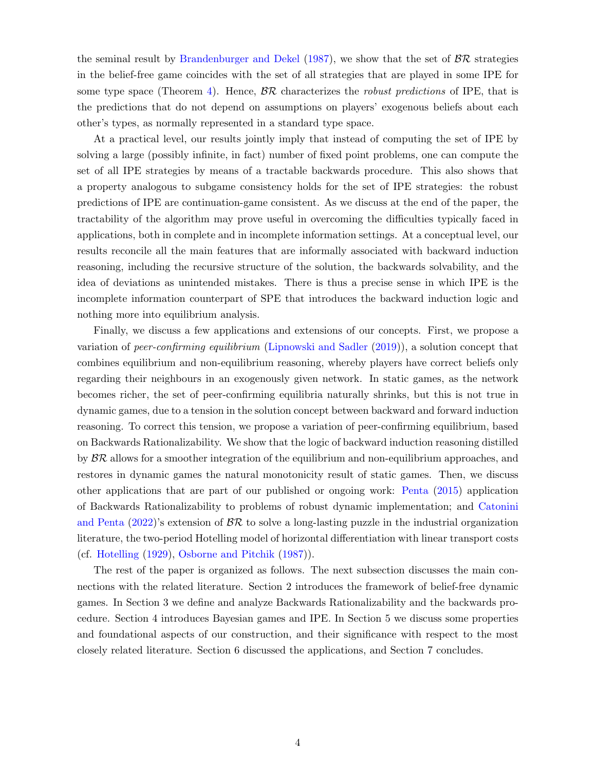the seminal result by Brandenburger and Dekel (1987), we show that the set of $\mathcal{BR}$ strategies in the belief-free game coincides with the set of all strategies that are played in some IPE for some type space (Theorem 4). Hence, $\mathcal{BR}$ characterizes the *robust predictions* of IPE, that is the predictions that do not depend on assumptions on players' exogenous beliefs about each other's types, as normally represented in a standard type space.

At a practical level, our results jointly imply that instead of computing the set of IPE by solving a large (possibly infinite, in fact) number of fixed point problems, one can compute the set of all IPE strategies by means of a tractable backwards procedure. This also shows that a property analogous to subgame consistency holds for the set of IPE strategies: the robust predictions of IPE are continuation-game consistent. As we discuss at the end of the paper, the tractability of the algorithm may prove useful in overcoming the difficulties typically faced in applications, both in complete and in incomplete information settings. At a conceptual level, our results reconcile all the main features that are informally associated with backward induction reasoning, including the recursive structure of the solution, the backwards solvability, and the idea of deviations as unintended mistakes. There is thus a precise sense in which IPE is the incomplete information counterpart of SPE that introduces the backward induction logic and nothing more into equilibrium analysis.

Finally, we discuss a few applications and extensions of our concepts. First, we propose a variation of *peer-confirming equilibrium* (Lipnowski and Sadler (2019)), a solution concept that combines equilibrium and non-equilibrium reasoning, whereby players have correct beliefs only regarding their neighbours in an exogenously given network. In static games, as the network becomes richer, the set of peer-confirming equilibria naturally shrinks, but this is not true in dynamic games, due to a tension in the solution concept between backward and forward induction reasoning. To correct this tension, we propose a variation of peer-confirming equilibrium, based on Backwards Rationalizability. We show that the logic of backward induction reasoning distilled by $\mathcal{BR}$ allows for a smoother integration of the equilibrium and non-equilibrium approaches, and restores in dynamic games the natural monotonicity result of static games. Then, we discuss other applications that are part of our published or ongoing work: Penta (2015) application of Backwards Rationalizability to problems of robust dynamic implementation; and Catonini and Penta (2022)'s extension of $\mathcal{BR}$ to solve a long-lasting puzzle in the industrial organization literature, the two-period Hotelling model of horizontal differentiation with linear transport costs (cf. Hotelling (1929), Osborne and Pitchik (1987)).

The rest of the paper is organized as follows. The next subsection discusses the main connections with the related literature. Section 2 introduces the framework of belief-free dynamic games. In Section 3 we define and analyze Backwards Rationalizability and the backwards procedure. Section 4 introduces Bayesian games and IPE. In Section 5 we discuss some properties and foundational aspects of our construction, and their significance with respect to the most closely related literature. Section 6 discussed the applications, and Section 7 concludes.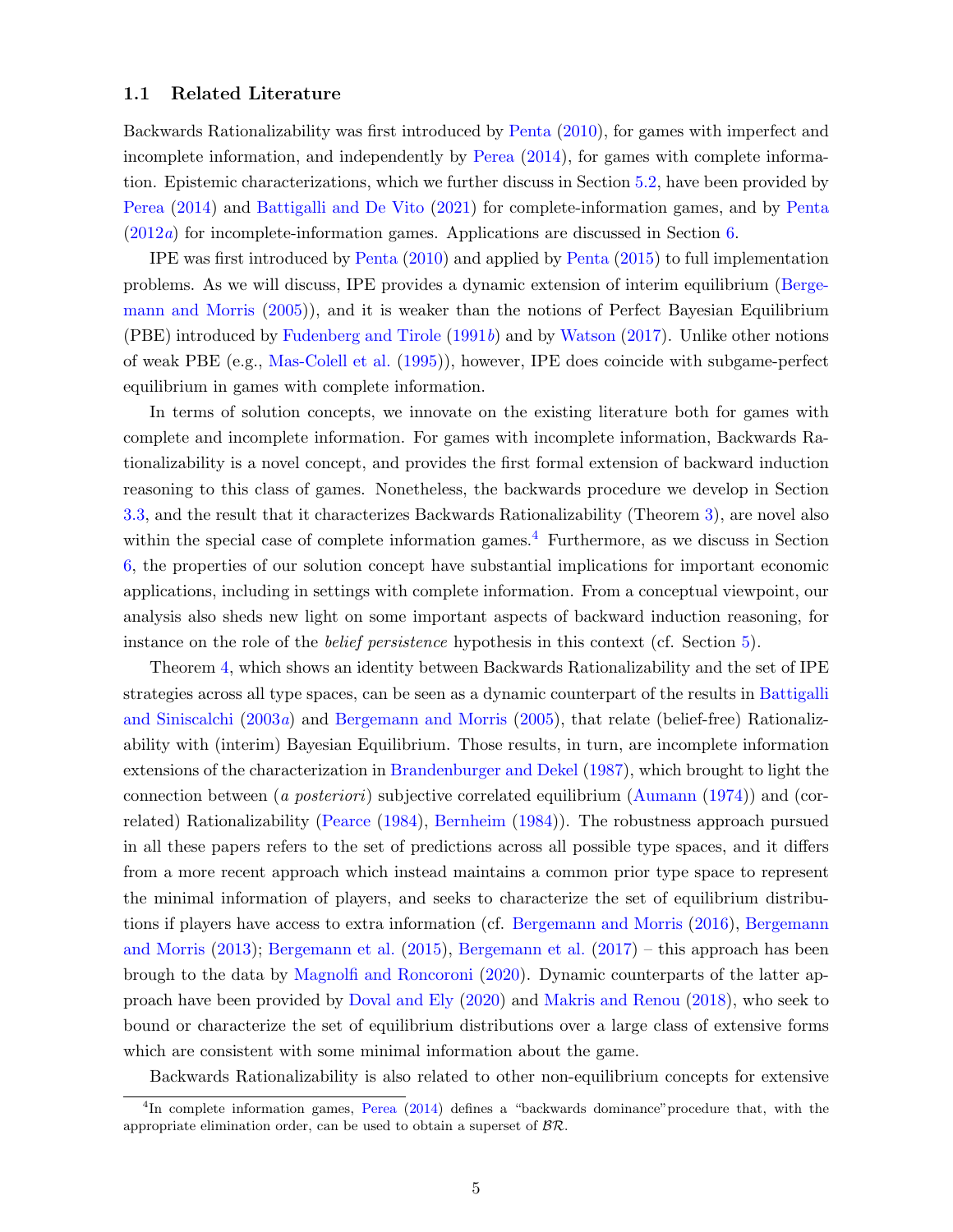### 1.1 Related Literature

Backwards Rationalizability was first introduced by Penta (2010), for games with imperfect and incomplete information, and independently by Perea (2014), for games with complete information. Epistemic characterizations, which we further discuss in Section 5.2, have been provided by Perea (2014) and Battigalli and De Vito (2021) for complete-information games, and by Penta (2012*a*) for incomplete-information games. Applications are discussed in Section 6.

IPE was first introduced by Penta (2010) and applied by Penta (2015) to full implementation problems. As we will discuss, IPE provides a dynamic extension of interim equilibrium (Bergemann and Morris (2005)), and it is weaker than the notions of Perfect Bayesian Equilibrium (PBE) introduced by Fudenberg and Tirole (1991*b*) and by Watson (2017). Unlike other notions of weak PBE (e.g., Mas-Colell et al. (1995)), however, IPE does coincide with subgame-perfect equilibrium in games with complete information.

In terms of solution concepts, we innovate on the existing literature both for games with complete and incomplete information. For games with incomplete information, Backwards Rationalizability is a novel concept, and provides the first formal extension of backward induction reasoning to this class of games. Nonetheless, the backwards procedure we develop in Section 3.3, and the result that it characterizes Backwards Rationalizability (Theorem 3), are novel also within the special case of complete information games.[4] Furthermore, as we discuss in Section 6, the properties of our solution concept have substantial implications for important economic applications, including in settings with complete information. From a conceptual viewpoint, our analysis also sheds new light on some important aspects of backward induction reasoning, for instance on the role of the *belief persistence* hypothesis in this context (cf. Section 5).

Theorem 4, which shows an identity between Backwards Rationalizability and the set of IPE strategies across all type spaces, can be seen as a dynamic counterpart of the results in Battigalli and Siniscalchi (2003*a*) and Bergemann and Morris (2005), that relate (belief-free) Rationalizability with (interim) Bayesian Equilibrium. Those results, in turn, are incomplete information extensions of the characterization in Brandenburger and Dekel (1987), which brought to light the connection between (*a posteriori*) subjective correlated equilibrium (Aumann (1974)) and (correlated) Rationalizability (Pearce (1984), Bernheim (1984)). The robustness approach pursued in all these papers refers to the set of predictions across all possible type spaces, and it differs from a more recent approach which instead maintains a common prior type space to represent the minimal information of players, and seeks to characterize the set of equilibrium distributions if players have access to extra information (cf. Bergemann and Morris (2016), Bergemann and Morris (2013); Bergemann et al. (2015), Bergemann et al. (2017) – this approach has been brough to the data by Magnolfi and Roncoroni (2020). Dynamic counterparts of the latter approach have been provided by Doval and Ely (2020) and Makris and Renou (2018), who seek to bound or characterize the set of equilibrium distributions over a large class of extensive forms which are consistent with some minimal information about the game.

Backwards Rationalizability is also related to other non-equilibrium concepts for extensive

[4] In complete information games, Perea (2014) defines a "backwards dominance" procedure that, with the appropriate elimination order, can be used to obtain a superset of $\mathcal{BR}$.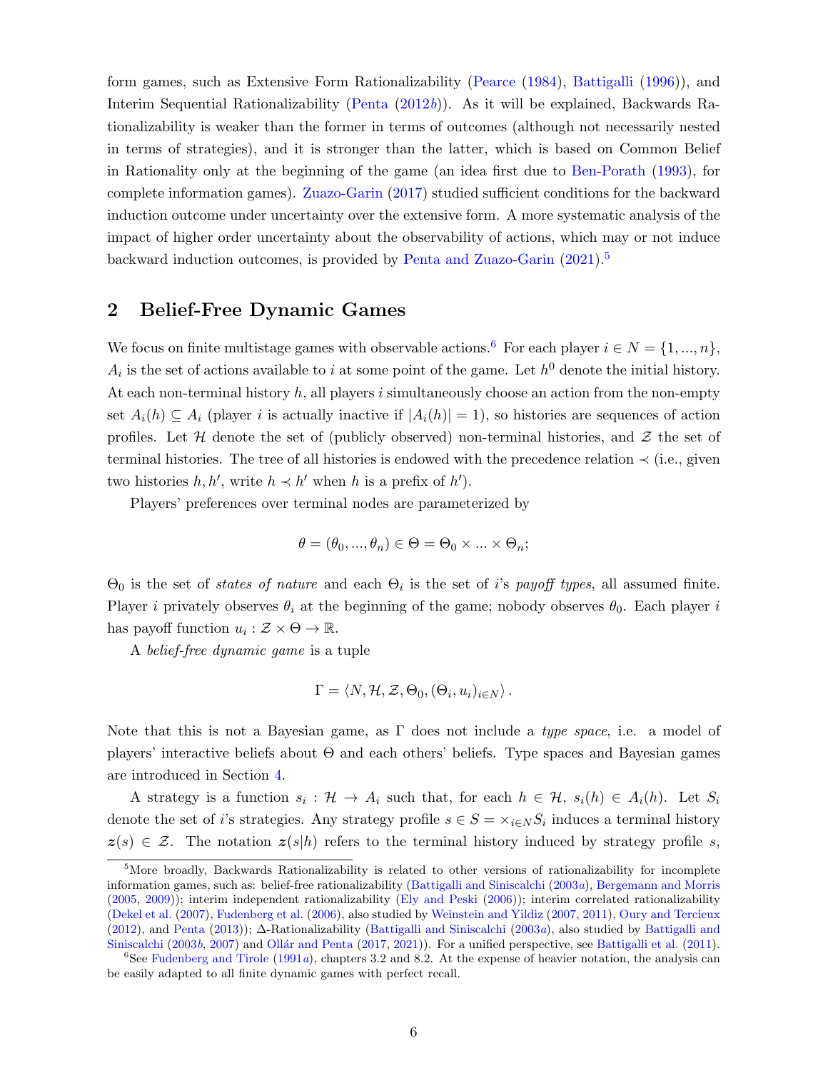form games, such as Extensive Form Rationalizability (Pearce (1984), Battigalli (1996)), and Interim Sequential Rationalizability (Penta (2012*b*)). As it will be explained, Backwards Rationalizability is weaker than the former in terms of outcomes (although not necessarily nested in terms of strategies), and it is stronger than the latter, which is based on Common Belief in Rationality only at the beginning of the game (an idea first due to Ben-Porath (1993), for complete information games). Zuazo-Garin (2017) studied sufficient conditions for the backward induction outcome under uncertainty over the extensive form. A more systematic analysis of the impact of higher order uncertainty about the observability of actions, which may or not induce backward induction outcomes, is provided by Penta and Zuazo-Garin (2021).[5]

## 2 Belief-Free Dynamic Games

We focus on finite multistage games with observable actions.[6] For each player $i \in N = \{1, ..., n\}$, $A_i$ is the set of actions available to $i$ at some point of the game. Let $h^0$ denote the initial history. At each non-terminal history $h$, all players $i$ simultaneously choose an action from the non-empty set $A_i(h) \subseteq A_i$ (player $i$ is actually inactive if $|A_i(h)| = 1$), so histories are sequences of action profiles. Let $\mathcal{H}$ denote the set of (publicly observed) non-terminal histories, and $\mathcal{Z}$ the set of terminal histories. The tree of all histories is endowed with the precedence relation $\prec$ (i.e., given two histories $h, h'$, write $h \prec h'$ when $h$ is a prefix of $h'$).

Players' preferences over terminal nodes are parameterized by

$$\theta = (\theta_0, ..., \theta_n) \in \Theta = \Theta_0 \times ... \times \Theta_n;$$

$\Theta_0$ is the set of *states of nature* and each $\Theta_i$ is the set of $i$'s *payoff types*, all assumed finite. Player $i$ privately observes $\theta_i$ at the beginning of the game; nobody observes $\theta_0$. Each player $i$ has payoff function $u_i : \mathcal{Z} \times \Theta \to \mathbb{R}$.

A *belief-free dynamic game* is a tuple

$$\Gamma = \langle N, \mathcal{H}, \mathcal{Z}, \Theta_0, (\Theta_i, u_i)_{i \in N} \rangle.$$

Note that this is not a Bayesian game, as $\Gamma$ does not include a *type space*, i.e. a model of players' interactive beliefs about $\Theta$ and each others' beliefs. Type spaces and Bayesian games are introduced in Section 4.

A strategy is a function $s_i : \mathcal{H} \to A_i$ such that, for each $h \in \mathcal{H}$, $s_i(h) \in A_i(h)$. Let $S_i$ denote the set of $i$'s strategies. Any strategy profile $s \in S = \times_{i \in N} S_i$ induces a terminal history $\boldsymbol{z}(s) \in \mathcal{Z}$. The notation $\boldsymbol{z}(s|h)$ refers to the terminal history induced by strategy profile $s$,

---

[5] More broadly, Backwards Rationalizability is related to other versions of rationalizability for incomplete information games, such as: belief-free rationalizability (Battigalli and Siniscalchi (2003*a*), Bergemann and Morris (2005, 2009)); interim independent rationalizability (Ely and Peski (2006)); interim correlated rationalizability (Dekel et al. (2007), Fudenberg et al. (2006), also studied by Weinstein and Yildiz (2007, 2011), Oury and Tercieux (2012), and Penta (2013)); $\Delta$-Rationalizability (Battigalli and Siniscalchi (2003*a*), also studied by Battigalli and Siniscalchi (2003*b*, 2007) and Ollár and Penta (2017, 2021)). For a unified perspective, see Battigalli et al. (2011).

[6] See Fudenberg and Tirole (1991*a*), chapters 3.2 and 8.2. At the expense of heavier notation, the analysis can be easily adapted to all finite dynamic games with perfect recall.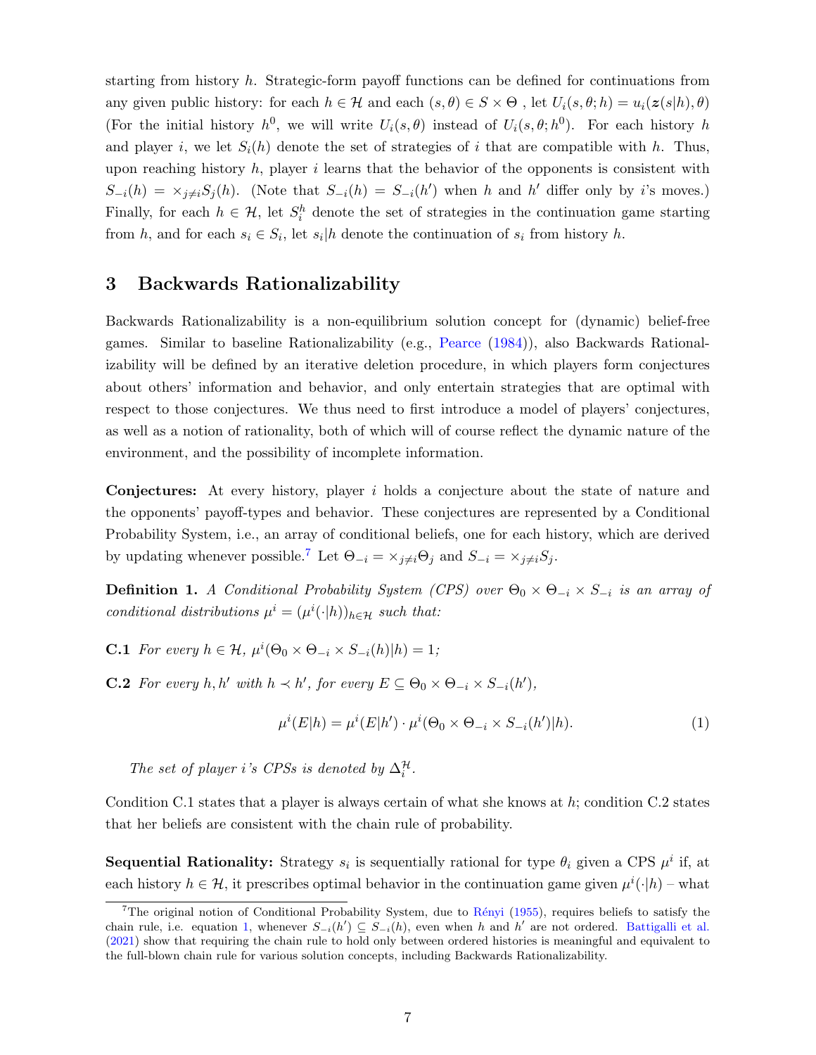starting from history $h$. Strategic-form payoff functions can be defined for continuations from any given public history: for each $h \in \mathcal{H}$ and each $(s, \theta) \in S \times \Theta$ , let $U_i(s, \theta; h) = u_i(\boldsymbol{z}(s|h), \theta)$ (For the initial history $h^0$, we will write $U_i(s, \theta)$ instead of $U_i(s, \theta; h^0)$. For each history $h$ and player $i$, we let $S_i(h)$ denote the set of strategies of $i$ that are compatible with $h$. Thus, upon reaching history $h$, player $i$ learns that the behavior of the opponents is consistent with $S_{-i}(h) = \times_{j \neq i} S_j(h)$. (Note that $S_{-i}(h) = S_{-i}(h')$ when $h$ and $h'$ differ only by $i$'s moves.) Finally, for each $h \in \mathcal{H}$, let $S_i^h$ denote the set of strategies in the continuation game starting from $h$, and for each $s_i \in S_i$, let $s_i|h$ denote the continuation of $s_i$ from history $h$.

## 3 Backwards Rationalizability

Backwards Rationalizability is a non-equilibrium solution concept for (dynamic) belief-free games. Similar to baseline Rationalizability (e.g., Pearce (1984)), also Backwards Rationalizability will be defined by an iterative deletion procedure, in which players form conjectures about others' information and behavior, and only entertain strategies that are optimal with respect to those conjectures. We thus need to first introduce a model of players' conjectures, as well as a notion of rationality, both of which will of course reflect the dynamic nature of the environment, and the possibility of incomplete information.

**Conjectures:** At every history, player $i$ holds a conjecture about the state of nature and the opponents' payoff-types and behavior. These conjectures are represented by a Conditional Probability System, i.e., an array of conditional beliefs, one for each history, which are derived by updating whenever possible.[7] Let $\Theta_{-i} = \times_{j \neq i} \Theta_j$ and $S_{-i} = \times_{j \neq i} S_j$.

**Definition 1.** *A Conditional Probability System (CPS) over $\Theta_0 \times \Theta_{-i} \times S_{-i}$ is an array of conditional distributions $\mu^i = (\mu^i(\cdot|h))_{h \in \mathcal{H}}$ such that:*

**C.1** *For every $h \in \mathcal{H}$, $\mu^i(\Theta_0 \times \Theta_{-i} \times S_{-i}(h)|h) = 1$;*

**C.2** *For every $h, h'$ with $h \prec h'$, for every $E \subseteq \Theta_0 \times \Theta_{-i} \times S_{-i}(h')$,*

$$\mu^i(E|h) = \mu^i(E|h') \cdot \mu^i(\Theta_0 \times \Theta_{-i} \times S_{-i}(h')|h). \tag{1}$$

*The set of player $i$'s CPSs is denoted by $\Delta_i^{\mathcal{H}}$.*

Condition C.1 states that a player is always certain of what she knows at $h$; condition C.2 states that her beliefs are consistent with the chain rule of probability.

**Sequential Rationality:** Strategy $s_i$ is sequentially rational for type $\theta_i$ given a CPS $\mu^i$ if, at each history $h \in \mathcal{H}$, it prescribes optimal behavior in the continuation game given $\mu^i(\cdot|h)$ – what

[7] The original notion of Conditional Probability System, due to Rényi (1955), requires beliefs to satisfy the chain rule, i.e. equation 1, whenever $S_{-i}(h') \subseteq S_{-i}(h)$, even when $h$ and $h'$ are not ordered. Battigalli et al. (2021) show that requiring the chain rule to hold only between ordered histories is meaningful and equivalent to the full-blown chain rule for various solution concepts, including Backwards Rationalizability.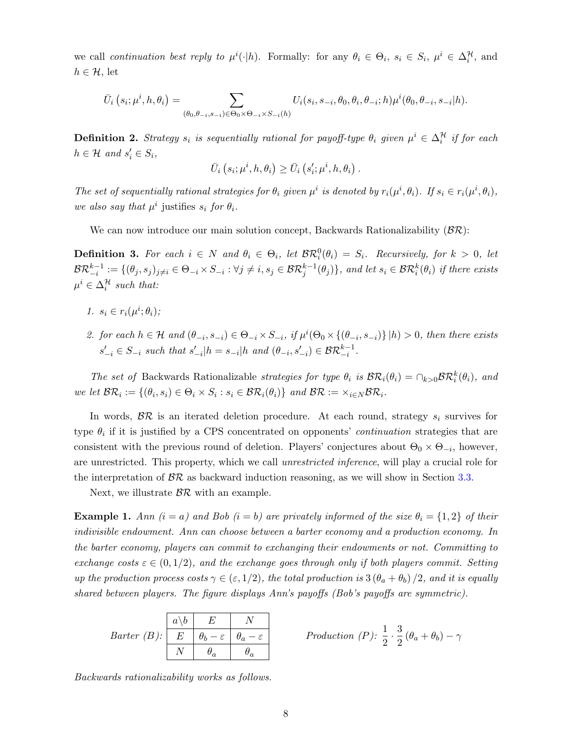we call *continuation best reply to* $\mu^i(\cdot|h)$. Formally: for any $\theta_i \in \Theta_i$, $s_i \in S_i$, $\mu^i \in \Delta_i^{\mathcal{H}}$, and $h \in \mathcal{H}$, let

$$\bar{U}_i\left(s_i; \mu^i, h, \theta_i\right) = \sum_{(\theta_0, \theta_{-i}, s_{-i}) \in \Theta_0 \times \Theta_{-i} \times S_{-i}(h)} U_i(s_i, s_{-i}, \theta_0, \theta_i, \theta_{-i}; h) \mu^i(\theta_0, \theta_{-i}, s_{-i}|h).$$

**Definition 2.** *Strategy $s_i$ is sequentially rational for payoff-type $\theta_i$ given $\mu^i \in \Delta_i^{\mathcal{H}}$ if for each $h \in \mathcal{H}$ and $s_i' \in S_i$,*

$$\bar{U}_i\left(s_i; \mu^i, h, \theta_i\right) \geq \bar{U}_i\left(s_i'; \mu^i, h, \theta_i\right).$$

*The set of sequentially rational strategies for $\theta_i$ given $\mu^i$ is denoted by $r_i(\mu^i, \theta_i)$. If $s_i \in r_i(\mu^i, \theta_i)$, we also say that $\mu^i$* justifies *$s_i$ for $\theta_i$.*

We can now introduce our main solution concept, Backwards Rationalizability ($\mathcal{BR}$):

**Definition 3.** *For each $i \in N$ and $\theta_i \in \Theta_i$, let $\mathcal{BR}_i^0(\theta_i) = S_i$. Recursively, for $k > 0$, let $\mathcal{BR}_{-i}^{k-1} := \{(\theta_j, s_j)_{j \neq i} \in \Theta_{-i} \times S_{-i} : \forall j \neq i, s_j \in \mathcal{BR}_j^{k-1}(\theta_j)\}$, and let $s_i \in \mathcal{BR}_i^k(\theta_i)$ if there exists $\mu^i \in \Delta_i^{\mathcal{H}}$ such that:*

1. *$s_i \in r_i(\mu^i; \theta_i)$;*
2. *for each $h \in \mathcal{H}$ and $(\theta_{-i}, s_{-i}) \in \Theta_{-i} \times S_{-i}$, if $\mu^i(\Theta_0 \times \{(\theta_{-i}, s_{-i})\}|h) > 0$, then there exists $s_{-i}' \in S_{-i}$ such that $s_{-i}'|h = s_{-i}|h$ and $(\theta_{-i}, s_{-i}') \in \mathcal{BR}_{-i}^{k-1}$.*

*The set of* Backwards Rationalizable *strategies for type $\theta_i$ is $\mathcal{BR}_i(\theta_i) = \cap_{k>0} \mathcal{BR}_i^k(\theta_i)$, and we let $\mathcal{BR}_i := \{(\theta_i, s_i) \in \Theta_i \times S_i : s_i \in \mathcal{BR}_i(\theta_i)\}$ and $\mathcal{BR} := \times_{i \in N} \mathcal{BR}_i$.*

In words, $\mathcal{BR}$ is an iterated deletion procedure. At each round, strategy $s_i$ survives for type $\theta_i$ if it is justified by a CPS concentrated on opponents' *continuation* strategies that are consistent with the previous round of deletion. Players' conjectures about $\Theta_0 \times \Theta_{-i}$, however, are unrestricted. This property, which we call *unrestricted inference*, will play a crucial role for the interpretation of $\mathcal{BR}$ as backward induction reasoning, as we will show in Section 3.3.

Next, we illustrate $\mathcal{BR}$ with an example.

**Example 1.** *Ann ($i = a$) and Bob ($i = b$) are privately informed of the size $\theta_i = \{1, 2\}$ of their indivisible endowment. Ann can choose between a barter economy and a production economy. In the barter economy, players can commit to exchanging their endowments or not. Committing to exchange costs $\varepsilon \in (0, 1/2)$, and the exchange goes through only if both players commit. Setting up the production process costs $\gamma \in (\varepsilon, 1/2)$, the total production is $3(\theta_a + \theta_b)/2$, and it is equally shared between players. The figure displays Ann's payoffs (Bob's payoffs are symmetric).*

*Barter (B):*

| $a \backslash b$ | $E$ | $N$ |
|---|---|---|
| $E$ | $\theta_b - \varepsilon$ | $\theta_a - \varepsilon$ |
| $N$ | $\theta_a$ | $\theta_a$ |

*Production (P):* $\frac{1}{2} \cdot \frac{3}{2}(\theta_a + \theta_b) - \gamma$

*Backwards rationalizability works as follows.*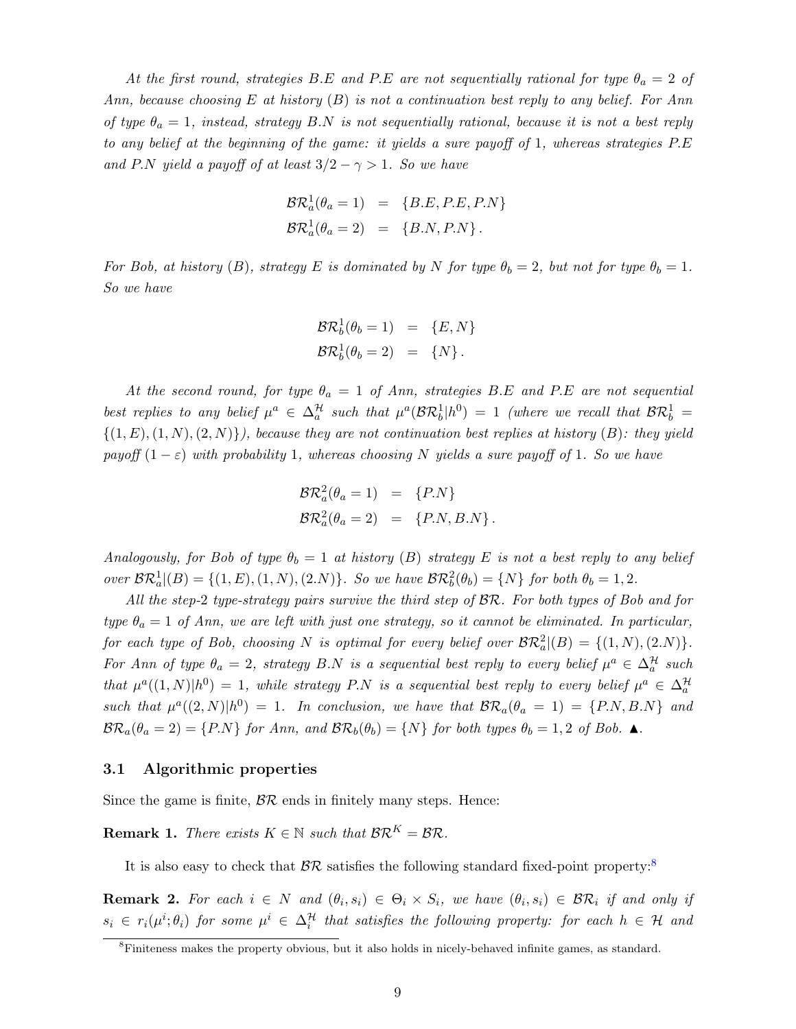*At the first round, strategies B.E and P.E are not sequentially rational for type $\theta_a = 2$ of Ann, because choosing E at history (B) is not a continuation best reply to any belief. For Ann of type $\theta_a = 1$, instead, strategy B.N is not sequentially rational, because it is not a best reply to any belief at the beginning of the game: it yields a sure payoff of 1, whereas strategies P.E and P.N yield a payoff of at least $3/2 - \gamma > 1$. So we have*

$$\begin{aligned}
\mathcal{BR}_a^1(\theta_a = 1) &= \{B.E, P.E, P.N\} \\
\mathcal{BR}_a^1(\theta_a = 2) &= \{B.N, P.N\}.
\end{aligned}$$

*For Bob, at history (B), strategy E is dominated by N for type $\theta_b = 2$, but not for type $\theta_b = 1$. So we have*

$$\begin{aligned}
\mathcal{BR}_b^1(\theta_b = 1) &= \{E, N\} \\
\mathcal{BR}_b^1(\theta_b = 2) &= \{N\}.
\end{aligned}$$

*At the second round, for type $\theta_a = 1$ of Ann, strategies B.E and P.E are not sequential best replies to any belief $\mu^a \in \Delta_a^{\mathcal{H}}$ such that $\mu^a(\mathcal{BR}_b^1|h^0) = 1$ (where we recall that $\mathcal{BR}_b^1 = \{(1, E), (1, N), (2, N)\}$), because they are not continuation best replies at history (B): they yield payoff $(1 - \varepsilon)$ with probability 1, whereas choosing N yields a sure payoff of 1. So we have*

$$\begin{aligned}
\mathcal{BR}_a^2(\theta_a = 1) &= \{P.N\} \\
\mathcal{BR}_a^2(\theta_a = 2) &= \{P.N, B.N\}.
\end{aligned}$$

*Analogously, for Bob of type $\theta_b = 1$ at history (B) strategy E is not a best reply to any belief over $\mathcal{BR}_a^1|(B) = \{(1, E), (1, N), (2.N)\}$. So we have $\mathcal{BR}_b^2(\theta_b) = \{N\}$ for both $\theta_b = 1, 2$.*

*All the step-2 type-strategy pairs survive the third step of $\mathcal{BR}$. For both types of Bob and for type $\theta_a = 1$ of Ann, we are left with just one strategy, so it cannot be eliminated. In particular, for each type of Bob, choosing N is optimal for every belief over $\mathcal{BR}_a^2|(B) = \{(1, N), (2.N)\}$. For Ann of type $\theta_a = 2$, strategy B.N is a sequential best reply to every belief $\mu^a \in \Delta_a^{\mathcal{H}}$ such that $\mu^a((1, N)|h^0) = 1$, while strategy P.N is a sequential best reply to every belief $\mu^a \in \Delta_a^{\mathcal{H}}$ such that $\mu^a((2, N)|h^0) = 1$. In conclusion, we have that $\mathcal{BR}_a(\theta_a = 1) = \{P.N, B.N\}$ and $\mathcal{BR}_a(\theta_a = 2) = \{P.N\}$ for Ann, and $\mathcal{BR}_b(\theta_b) = \{N\}$ for both types $\theta_b = 1, 2$ of Bob.* ▲.

### 3.1 Algorithmic properties

Since the game is finite, $\mathcal{BR}$ ends in finitely many steps. Hence:

**Remark 1.** *There exists $K \in \mathbb{N}$ such that $\mathcal{BR}^K = \mathcal{BR}$.*

It is also easy to check that $\mathcal{BR}$ satisfies the following standard fixed-point property:[8]

**Remark 2.** *For each $i \in N$ and $(\theta_i, s_i) \in \Theta_i \times S_i$, we have $(\theta_i, s_i) \in \mathcal{BR}_i$ if and only if $s_i \in r_i(\mu^i; \theta_i)$ for some $\mu^i \in \Delta_i^{\mathcal{H}}$ that satisfies the following property: for each $h \in \mathcal{H}$ and*

[8] Finiteness makes the property obvious, but it also holds in nicely-behaved infinite games, as standard.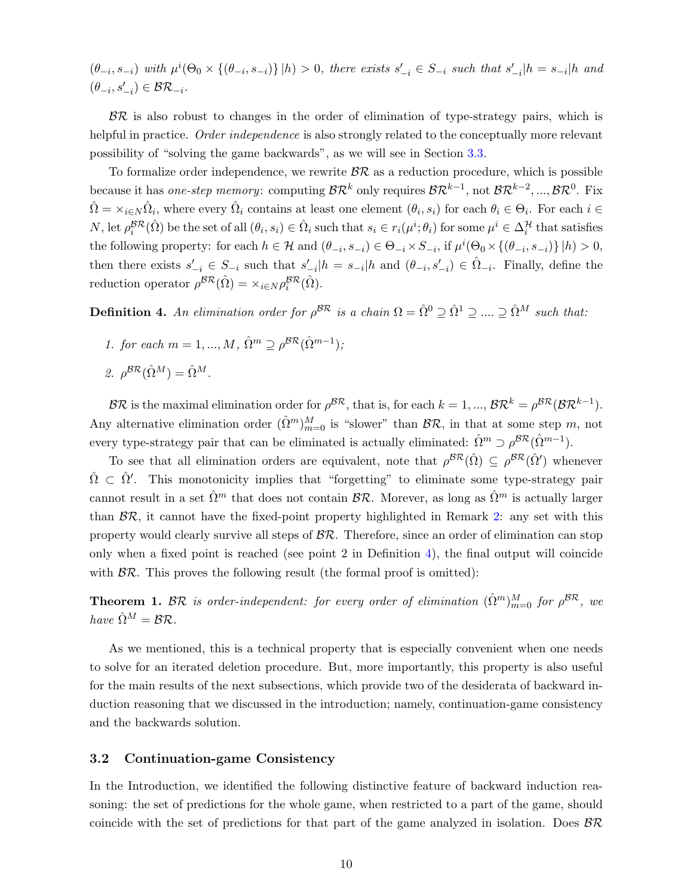$(\theta_{-i}, s_{-i})$ *with* $\mu^i(\Theta_0 \times \{(\theta_{-i}, s_{-i})\} | h) > 0$*, there exists* $s'_{-i} \in S_{-i}$ *such that* $s'_{-i}|h = s_{-i}|h$ *and* $(\theta_{-i}, s'_{-i}) \in \mathcal{BR}_{-i}$*.*

$\mathcal{BR}$ is also robust to changes in the order of elimination of type-strategy pairs, which is helpful in practice. *Order independence* is also strongly related to the conceptually more relevant possibility of "solving the game backwards", as we will see in Section 3.3.

To formalize order independence, we rewrite $\mathcal{BR}$ as a reduction procedure, which is possible because it has *one-step memory*: computing $\mathcal{BR}^k$ only requires $\mathcal{BR}^{k-1}$, not $\mathcal{BR}^{k-2}, ..., \mathcal{BR}^0$. Fix $\hat{\Omega} = \times_{i \in N} \hat{\Omega}_i$, where every $\hat{\Omega}_i$ contains at least one element $(\theta_i, s_i)$ for each $\theta_i \in \Theta_i$. For each $i \in N$, let $\rho_i^{\mathcal{BR}}(\hat{\Omega})$ be the set of all $(\theta_i, s_i) \in \hat{\Omega}_i$ such that $s_i \in r_i(\mu^i; \theta_i)$ for some $\mu^i \in \Delta_i^{\mathcal{H}}$ that satisfies the following property: for each $h \in \mathcal{H}$ and $(\theta_{-i}, s_{-i}) \in \Theta_{-i} \times S_{-i}$, if $\mu^i(\Theta_0 \times \{(\theta_{-i}, s_{-i})\} | h) > 0$, then there exists $s'_{-i} \in S_{-i}$ such that $s'_{-i}|h = s_{-i}|h$ and $(\theta_{-i}, s'_{-i}) \in \hat{\Omega}_{-i}$. Finally, define the reduction operator $\rho^{\mathcal{BR}}(\hat{\Omega}) = \times_{i \in N} \rho_i^{\mathcal{BR}}(\hat{\Omega})$.

**Definition 4.** *An elimination order for* $\rho^{\mathcal{BR}}$ *is a chain* $\Omega = \hat{\Omega}^0 \supseteq \hat{\Omega}^1 \supseteq .... \supseteq \hat{\Omega}^M$ *such that:*

1. *for each* $m = 1, ..., M$*,* $\hat{\Omega}^m \supseteq \rho^{\mathcal{BR}}(\hat{\Omega}^{m-1})$*;*
2. $\rho^{\mathcal{BR}}(\hat{\Omega}^M) = \hat{\Omega}^M$*.*

$\mathcal{BR}$ is the maximal elimination order for $\rho^{\mathcal{BR}}$, that is, for each $k = 1, ..., \mathcal{BR}^k = \rho^{\mathcal{BR}}(\mathcal{BR}^{k-1})$. Any alternative elimination order $(\hat{\Omega}^m)_{m=0}^M$ is "slower" than $\mathcal{BR}$, in that at some step $m$, not every type-strategy pair that can be eliminated is actually eliminated: $\hat{\Omega}^m \supset \rho^{\mathcal{BR}}(\hat{\Omega}^{m-1})$.

To see that all elimination orders are equivalent, note that $\rho^{\mathcal{BR}}(\hat{\Omega}) \subseteq \rho^{\mathcal{BR}}(\hat{\Omega}')$ whenever $\hat{\Omega} \subset \hat{\Omega}'$. This monotonicity implies that "forgetting" to eliminate some type-strategy pair cannot result in a set $\hat{\Omega}^m$ that does not contain $\mathcal{BR}$. Morever, as long as $\hat{\Omega}^m$ is actually larger than $\mathcal{BR}$, it cannot have the fixed-point property highlighted in Remark 2: any set with this property would clearly survive all steps of $\mathcal{BR}$. Therefore, since an order of elimination can stop only when a fixed point is reached (see point 2 in Definition 4), the final output will coincide with $\mathcal{BR}$. This proves the following result (the formal proof is omitted):

**Theorem 1.** $\mathcal{BR}$ *is order-independent: for every order of elimination* $(\hat{\Omega}^m)_{m=0}^M$ *for* $\rho^{\mathcal{BR}}$*, we have* $\hat{\Omega}^M = \mathcal{BR}$*.*

As we mentioned, this is a technical property that is especially convenient when one needs to solve for an iterated deletion procedure. But, more importantly, this property is also useful for the main results of the next subsections, which provide two of the desiderata of backward induction reasoning that we discussed in the introduction; namely, continuation-game consistency and the backwards solution.

### 3.2 Continuation-game Consistency

In the Introduction, we identified the following distinctive feature of backward induction reasoning: the set of predictions for the whole game, when restricted to a part of the game, should coincide with the set of predictions for that part of the game analyzed in isolation. Does $\mathcal{BR}$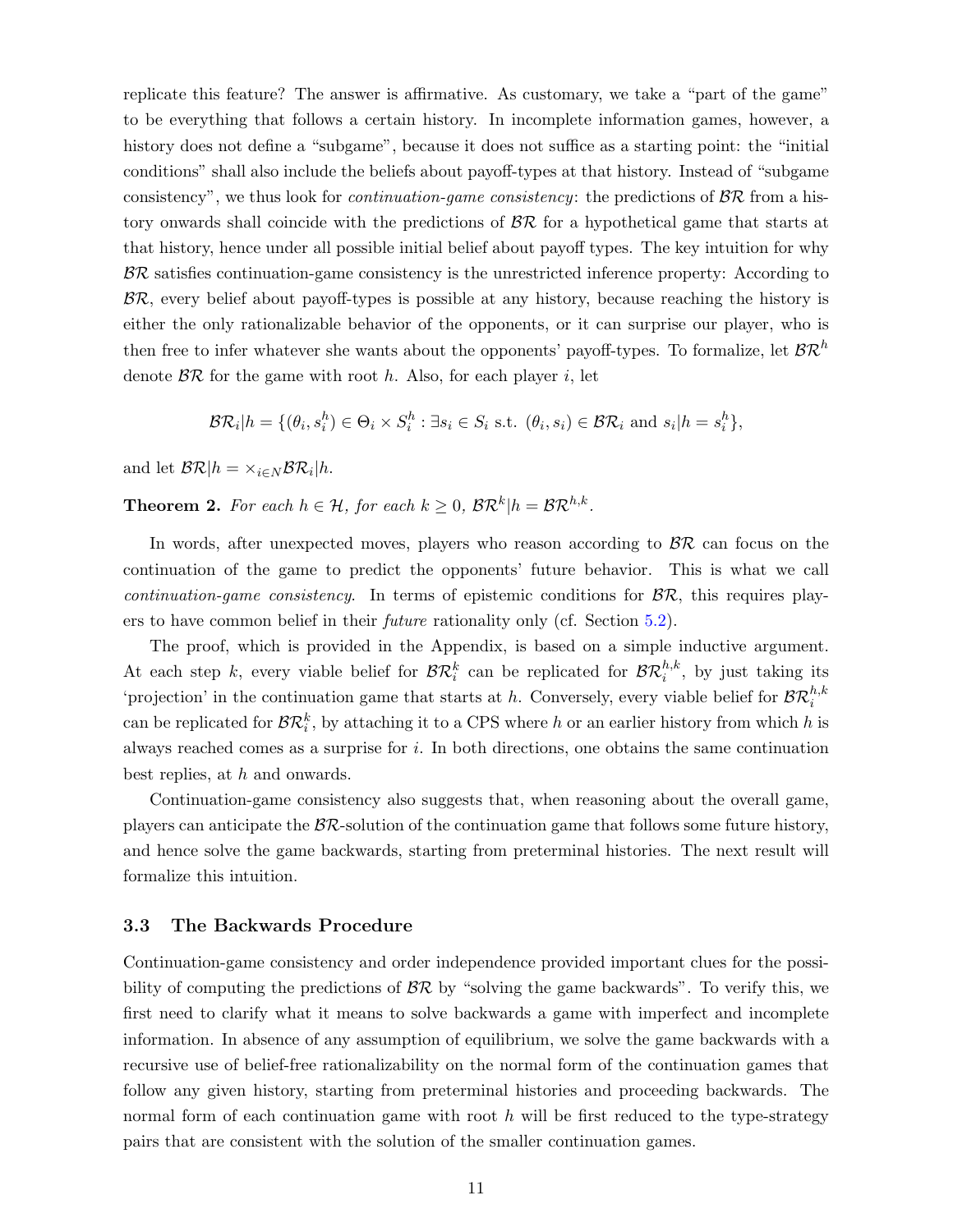replicate this feature? The answer is affirmative. As customary, we take a "part of the game" to be everything that follows a certain history. In incomplete information games, however, a history does not define a "subgame", because it does not suffice as a starting point: the "initial conditions" shall also include the beliefs about payoff-types at that history. Instead of "subgame consistency", we thus look for *continuation-game consistency*: the predictions of $\mathcal{BR}$ from a history onwards shall coincide with the predictions of $\mathcal{BR}$ for a hypothetical game that starts at that history, hence under all possible initial belief about payoff types. The key intuition for why $\mathcal{BR}$ satisfies continuation-game consistency is the unrestricted inference property: According to $\mathcal{BR}$, every belief about payoff-types is possible at any history, because reaching the history is either the only rationalizable behavior of the opponents, or it can surprise our player, who is then free to infer whatever she wants about the opponents' payoff-types. To formalize, let $\mathcal{BR}^h$ denote $\mathcal{BR}$ for the game with root $h$. Also, for each player $i$, let

$$\mathcal{BR}_i|h = \{(\theta_i, s_i^h) \in \Theta_i \times S_i^h : \exists s_i \in S_i \text{ s.t. } (\theta_i, s_i) \in \mathcal{BR}_i \text{ and } s_i|h = s_i^h\},$$

and let $\mathcal{BR}|h = \times_{i \in N} \mathcal{BR}_i|h$.

**Theorem 2.** *For each* $h \in \mathcal{H}$*, for each* $k \geq 0$*,* $\mathcal{BR}^k|h = \mathcal{BR}^{h,k}$*.*

In words, after unexpected moves, players who reason according to $\mathcal{BR}$ can focus on the continuation of the game to predict the opponents' future behavior. This is what we call *continuation-game consistency*. In terms of epistemic conditions for $\mathcal{BR}$, this requires players to have common belief in their *future* rationality only (cf. Section 5.2).

The proof, which is provided in the Appendix, is based on a simple inductive argument. At each step $k$, every viable belief for $\mathcal{BR}_i^k$ can be replicated for $\mathcal{BR}_i^{h,k}$, by just taking its 'projection' in the continuation game that starts at $h$. Conversely, every viable belief for $\mathcal{BR}_i^{h,k}$ can be replicated for $\mathcal{BR}_i^k$, by attaching it to a CPS where $h$ or an earlier history from which $h$ is always reached comes as a surprise for $i$. In both directions, one obtains the same continuation best replies, at $h$ and onwards.

Continuation-game consistency also suggests that, when reasoning about the overall game, players can anticipate the $\mathcal{BR}$-solution of the continuation game that follows some future history, and hence solve the game backwards, starting from preterminal histories. The next result will formalize this intuition.

### 3.3 The Backwards Procedure

Continuation-game consistency and order independence provided important clues for the possibility of computing the predictions of $\mathcal{BR}$ by "solving the game backwards". To verify this, we first need to clarify what it means to solve backwards a game with imperfect and incomplete information. In absence of any assumption of equilibrium, we solve the game backwards with a recursive use of belief-free rationalizability on the normal form of the continuation games that follow any given history, starting from preterminal histories and proceeding backwards. The normal form of each continuation game with root $h$ will be first reduced to the type-strategy pairs that are consistent with the solution of the smaller continuation games.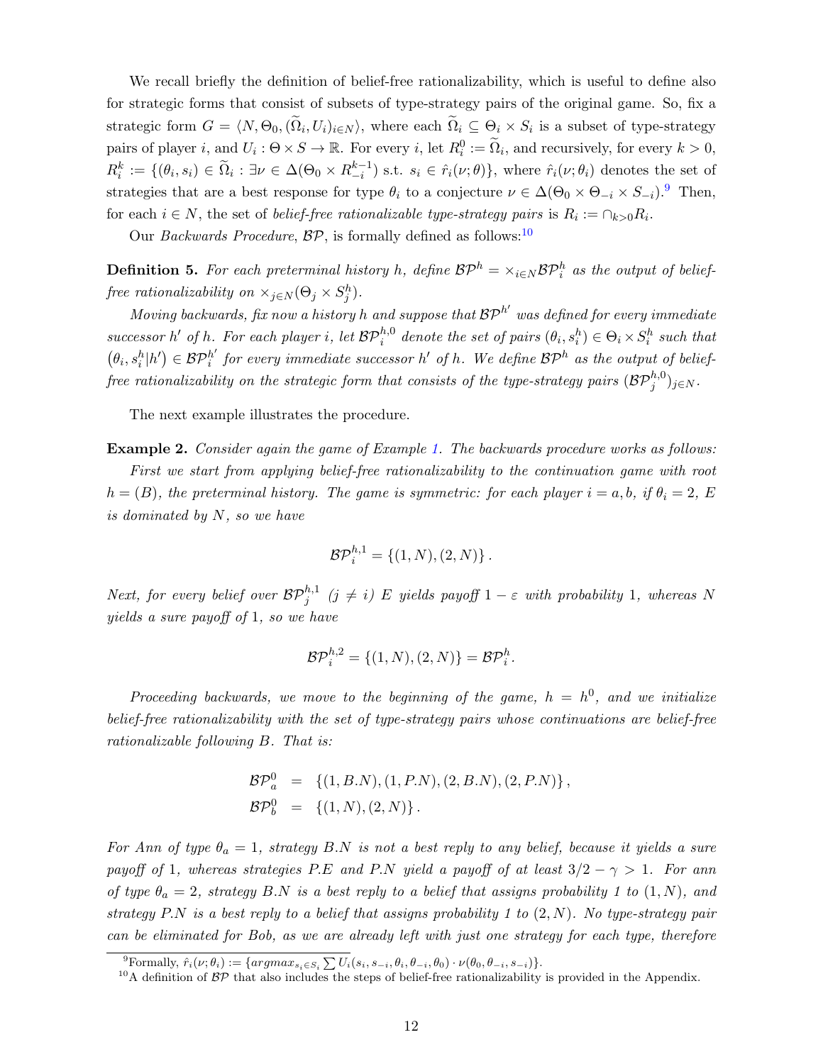We recall briefly the definition of belief-free rationalizability, which is useful to define also for strategic forms that consist of subsets of type-strategy pairs of the original game. So, fix a strategic form $G = \langle N, \Theta_0, (\widetilde{\Omega}_i, U_i)_{i \in N} \rangle$, where each $\widetilde{\Omega}_i \subseteq \Theta_i \times S_i$ is a subset of type-strategy pairs of player $i$, and $U_i : \Theta \times S \to \mathbb{R}$. For every $i$, let $R_i^0 := \widetilde{\Omega}_i$, and recursively, for every $k > 0$, $R_i^k := \{(\theta_i, s_i) \in \widetilde{\Omega}_i : \exists \nu \in \Delta(\Theta_0 \times R_{-i}^{k-1}) \text{ s.t. } s_i \in \hat{r}_i(\nu; \theta)\}$, where $\hat{r}_i(\nu; \theta_i)$ denotes the set of strategies that are a best response for type $\theta_i$ to a conjecture $\nu \in \Delta(\Theta_0 \times \Theta_{-i} \times S_{-i})$.[9] Then, for each $i \in N$, the set of *belief-free rationalizable type-strategy pairs* is $R_i := \cap_{k>0} R_i$.

Our *Backwards Procedure*, $\mathcal{BP}$, is formally defined as follows:[10]

**Definition 5.** *For each preterminal history $h$, define $\mathcal{BP}^h = \times_{i \in N} \mathcal{BP}_i^h$ as the output of belief-free rationalizability on $\times_{j \in N}(\Theta_j \times S_j^h)$.*

*Moving backwards, fix now a history $h$ and suppose that $\mathcal{BP}^{h'}$ was defined for every immediate successor $h'$ of $h$. For each player $i$, let $\mathcal{BP}_i^{h,0}$ denote the set of pairs $(\theta_i, s_i^h) \in \Theta_i \times S_i^h$ such that $(\theta_i, s_i^h | h') \in \mathcal{BP}_i^{h'}$ for every immediate successor $h'$ of $h$. We define $\mathcal{BP}^h$ as the output of belief-free rationalizability on the strategic form that consists of the type-strategy pairs $(\mathcal{BP}_j^{h,0})_{j \in N}$.*

The next example illustrates the procedure.

**Example 2.** *Consider again the game of Example 1. The backwards procedure works as follows:*

*First we start from applying belief-free rationalizability to the continuation game with root $h = (B)$, the preterminal history. The game is symmetric: for each player $i = a, b$, if $\theta_i = 2$, $E$ is dominated by $N$, so we have*

$$\mathcal{BP}_i^{h,1} = \{(1, N), (2, N)\}.$$

*Next, for every belief over $\mathcal{BP}_j^{h,1}$ $(j \neq i)$ $E$ yields payoff $1 - \varepsilon$ with probability 1, whereas $N$ yields a sure payoff of 1, so we have*

$$\mathcal{BP}_i^{h,2} = \{(1, N), (2, N)\} = \mathcal{BP}_i^h.$$

*Proceeding backwards, we move to the beginning of the game, $h = h^0$, and we initialize belief-free rationalizability with the set of type-strategy pairs whose continuations are belief-free rationalizable following $B$. That is:*

$$\begin{aligned}
\mathcal{BP}_a^0 &= \{(1, B.N), (1, P.N), (2, B.N), (2, P.N)\}, \\
\mathcal{BP}_b^0 &= \{(1, N), (2, N)\}.
\end{aligned}$$

*For Ann of type $\theta_a = 1$, strategy $B.N$ is not a best reply to any belief, because it yields a sure payoff of 1, whereas strategies $P.E$ and $P.N$ yield a payoff of at least $3/2 - \gamma > 1$. For ann of type $\theta_a = 2$, strategy $B.N$ is a best reply to a belief that assigns probability 1 to $(1, N)$, and strategy $P.N$ is a best reply to a belief that assigns probability 1 to $(2, N)$. No type-strategy pair can be eliminated for Bob, as we are already left with just one strategy for each type, therefore*

[9] Formally, $\hat{r}_i(\nu; \theta_i) := \{argmax_{s_i \in S_i} \sum U_i(s_i, s_{-i}, \theta_i, \theta_{-i}, \theta_0) \cdot \nu(\theta_0, \theta_{-i}, s_{-i})\}$.

[10] A definition of $\mathcal{BP}$ that also includes the steps of belief-free rationalizability is provided in the Appendix.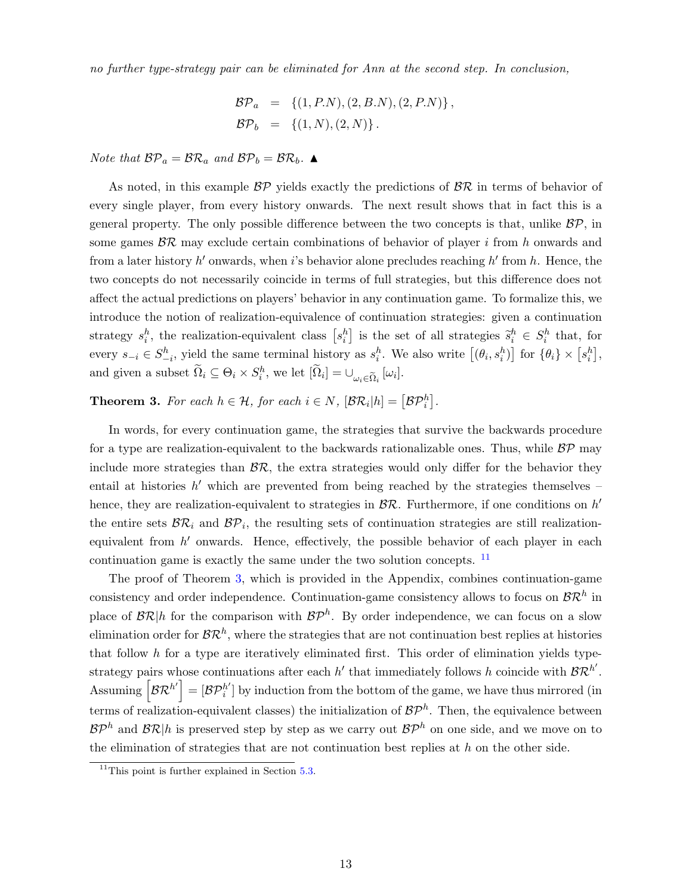*no further type-strategy pair can be eliminated for Ann at the second step. In conclusion,*

$$\mathcal{BP}_a = \{(1, P.N), (2, B.N), (2, P.N)\},$$
$$\mathcal{BP}_b = \{(1, N), (2, N)\}.$$

*Note that $\mathcal{BP}_a = \mathcal{BR}_a$ and $\mathcal{BP}_b = \mathcal{BR}_b$.* ▲

As noted, in this example $\mathcal{BP}$ yields exactly the predictions of $\mathcal{BR}$ in terms of behavior of every single player, from every history onwards. The next result shows that in fact this is a general property. The only possible difference between the two concepts is that, unlike $\mathcal{BP}$, in some games $\mathcal{BR}$ may exclude certain combinations of behavior of player $i$ from $h$ onwards and from a later history $h'$ onwards, when $i$'s behavior alone precludes reaching $h'$ from $h$. Hence, the two concepts do not necessarily coincide in terms of full strategies, but this difference does not affect the actual predictions on players' behavior in any continuation game. To formalize this, we introduce the notion of realization-equivalence of continuation strategies: given a continuation strategy $s_i^h$, the realization-equivalent class $\left[s_i^h\right]$ is the set of all strategies $\widetilde{s}_i^h \in S_i^h$ that, for every $s_{-i} \in S_{-i}^h$, yield the same terminal history as $s_i^h$. We also write $\left[(\theta_i, s_i^h)\right]$ for $\{\theta_i\} \times \left[s_i^h\right]$, and given a subset $\widetilde{\Omega}_i \subseteq \Theta_i \times S_i^h$, we let $[\widetilde{\Omega}_i] = \cup_{\omega_i \in \widetilde{\Omega}_i} [\omega_i]$.

**Theorem 3.** *For each $h \in \mathcal{H}$, for each $i \in N$, $[\mathcal{BR}_i|h] = \left[\mathcal{BP}_i^h\right]$.*

In words, for every continuation game, the strategies that survive the backwards procedure for a type are realization-equivalent to the backwards rationalizable ones. Thus, while $\mathcal{BP}$ may include more strategies than $\mathcal{BR}$, the extra strategies would only differ for the behavior they entail at histories $h'$ which are prevented from being reached by the strategies themselves – hence, they are realization-equivalent to strategies in $\mathcal{BR}$. Furthermore, if one conditions on $h'$ the entire sets $\mathcal{BR}_i$ and $\mathcal{BP}_i$, the resulting sets of continuation strategies are still realization-equivalent from $h'$ onwards. Hence, effectively, the possible behavior of each player in each continuation game is exactly the same under the two solution concepts. [11]

The proof of Theorem 3, which is provided in the Appendix, combines continuation-game consistency and order independence. Continuation-game consistency allows to focus on $\mathcal{BR}^h$ in place of $\mathcal{BR}|h$ for the comparison with $\mathcal{BP}^h$. By order independence, we can focus on a slow elimination order for $\mathcal{BR}^h$, where the strategies that are not continuation best replies at histories that follow $h$ for a type are iteratively eliminated first. This order of elimination yields type-strategy pairs whose continuations after each $h'$ that immediately follows $h$ coincide with $\mathcal{BR}^{h'}$. Assuming $\left[\mathcal{BR}^{h'}\right] = [\mathcal{BP}_i^{h'}]$ by induction from the bottom of the game, we have thus mirrored (in terms of realization-equivalent classes) the initialization of $\mathcal{BP}^h$. Then, the equivalence between $\mathcal{BP}^h$ and $\mathcal{BR}|h$ is preserved step by step as we carry out $\mathcal{BP}^h$ on one side, and we move on to the elimination of strategies that are not continuation best replies at $h$ on the other side.

[11] This point is further explained in Section 5.3.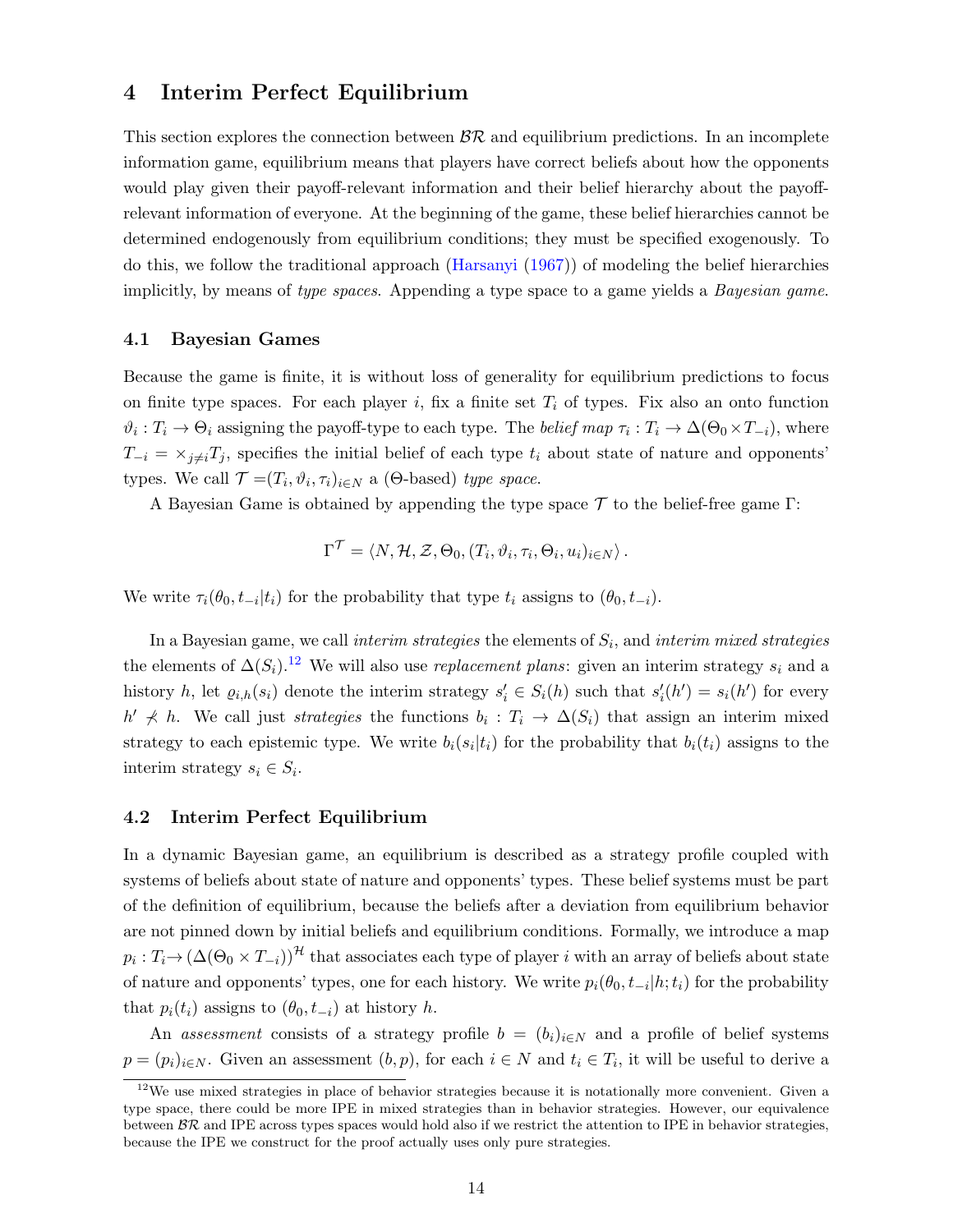# 4 Interim Perfect Equilibrium

This section explores the connection between $\mathcal{BR}$ and equilibrium predictions. In an incomplete information game, equilibrium means that players have correct beliefs about how the opponents would play given their payoff-relevant information and their belief hierarchy about the payoff-relevant information of everyone. At the beginning of the game, these belief hierarchies cannot be determined endogenously from equilibrium conditions; they must be specified exogenously. To do this, we follow the traditional approach (Harsanyi (1967)) of modeling the belief hierarchies implicitly, by means of *type spaces*. Appending a type space to a game yields a *Bayesian game*.

## 4.1 Bayesian Games

Because the game is finite, it is without loss of generality for equilibrium predictions to focus on finite type spaces. For each player $i$, fix a finite set $T_i$ of types. Fix also an onto function $\vartheta_i : T_i \to \Theta_i$ assigning the payoff-type to each type. The *belief map* $\tau_i : T_i \to \Delta(\Theta_0 \times T_{-i})$, where $T_{-i} = \times_{j \neq i} T_j$, specifies the initial belief of each type $t_i$ about state of nature and opponents' types. We call $\mathcal{T} = (T_i, \vartheta_i, \tau_i)_{i \in N}$ a ($\Theta$-based) *type space*.

A Bayesian Game is obtained by appending the type space $\mathcal{T}$ to the belief-free game $\Gamma$:

$$\Gamma^{\mathcal{T}} = \langle N, \mathcal{H}, \mathcal{Z}, \Theta_0, (T_i, \vartheta_i, \tau_i, \Theta_i, u_i)_{i \in N} \rangle .$$

We write $\tau_i(\theta_0, t_{-i}|t_i)$ for the probability that type $t_i$ assigns to $(\theta_0, t_{-i})$.

In a Bayesian game, we call *interim strategies* the elements of $S_i$, and *interim mixed strategies* the elements of $\Delta(S_i)$.[12] We will also use *replacement plans*: given an interim strategy $s_i$ and a history $h$, let $\varrho_{i,h}(s_i)$ denote the interim strategy $s'_i \in S_i(h)$ such that $s'_i(h') = s_i(h')$ for every $h' \not\prec h$. We call just *strategies* the functions $b_i : T_i \to \Delta(S_i)$ that assign an interim mixed strategy to each epistemic type. We write $b_i(s_i|t_i)$ for the probability that $b_i(t_i)$ assigns to the interim strategy $s_i \in S_i$.

## 4.2 Interim Perfect Equilibrium

In a dynamic Bayesian game, an equilibrium is described as a strategy profile coupled with systems of beliefs about state of nature and opponents' types. These belief systems must be part of the definition of equilibrium, because the beliefs after a deviation from equilibrium behavior are not pinned down by initial beliefs and equilibrium conditions. Formally, we introduce a map $p_i : T_i \to (\Delta(\Theta_0 \times T_{-i}))^{\mathcal{H}}$ that associates each type of player $i$ with an array of beliefs about state of nature and opponents' types, one for each history. We write $p_i(\theta_0, t_{-i}|h; t_i)$ for the probability that $p_i(t_i)$ assigns to $(\theta_0, t_{-i})$ at history $h$.

An *assessment* consists of a strategy profile $b = (b_i)_{i \in N}$ and a profile of belief systems $p = (p_i)_{i \in N}$. Given an assessment $(b, p)$, for each $i \in N$ and $t_i \in T_i$, it will be useful to derive a

[12] We use mixed strategies in place of behavior strategies because it is notationally more convenient. Given a type space, there could be more IPE in mixed strategies than in behavior strategies. However, our equivalence between $\mathcal{BR}$ and IPE across types spaces would hold also if we restrict the attention to IPE in behavior strategies, because the IPE we construct for the proof actually uses only pure strategies.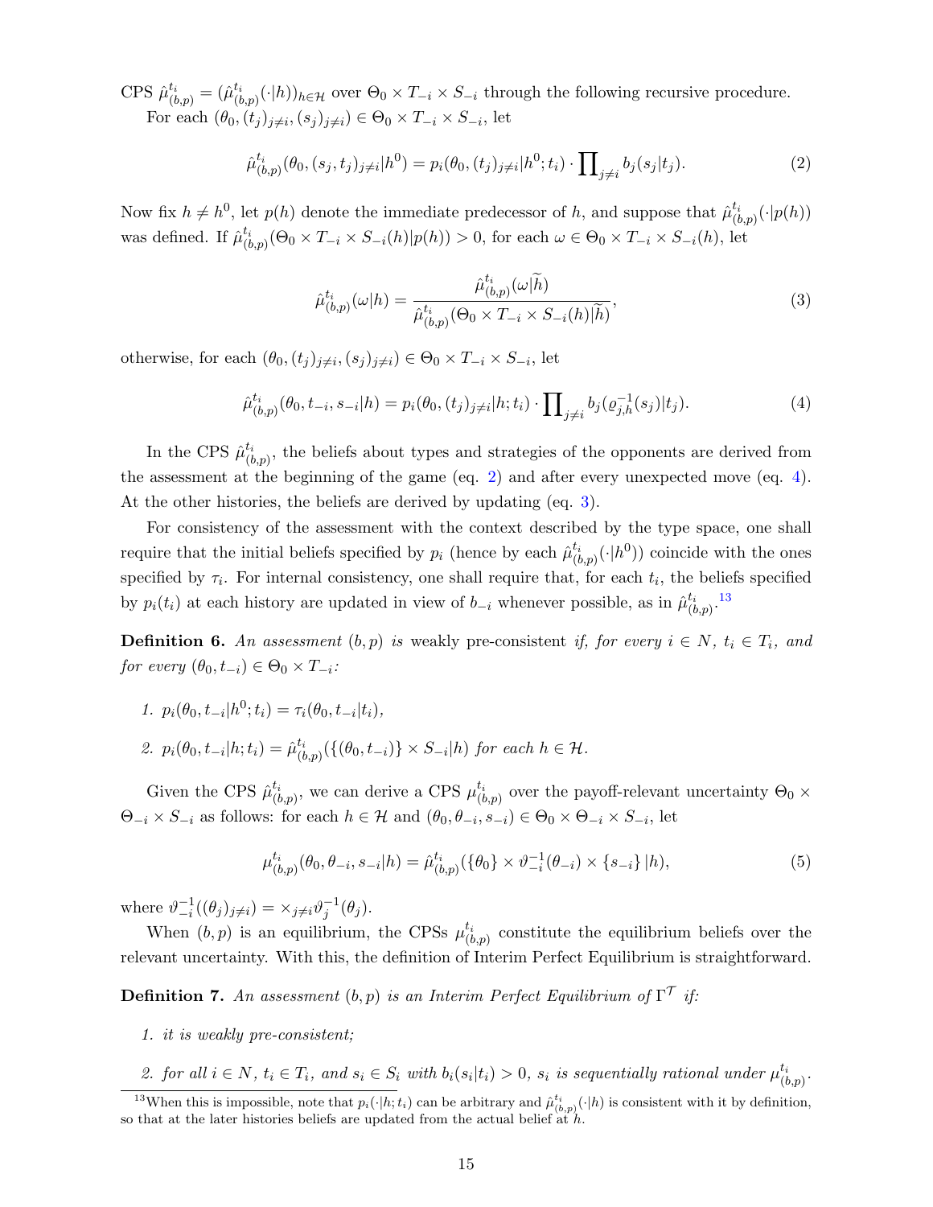CPS $\hat{\mu}^{t_i}_{(b,p)} = (\hat{\mu}^{t_i}_{(b,p)}(\cdot|h))_{h\in\mathcal{H}}$ over $\Theta_0 \times T_{-i} \times S_{-i}$ through the following recursive procedure.

For each $(\theta_0, (t_j)_{j\neq i}, (s_j)_{j\neq i}) \in \Theta_0 \times T_{-i} \times S_{-i}$, let

$$\hat{\mu}^{t_i}_{(b,p)}(\theta_0, (s_j, t_j)_{j\neq i}|h^0) = p_i(\theta_0, (t_j)_{j\neq i}|h^0; t_i) \cdot \prod\nolimits_{j\neq i} b_j(s_j|t_j). \tag{2}$$

Now fix $h \neq h^0$, let $p(h)$ denote the immediate predecessor of $h$, and suppose that $\hat{\mu}^{t_i}_{(b,p)}(\cdot|p(h))$ was defined. If $\hat{\mu}^{t_i}_{(b,p)}(\Theta_0 \times T_{-i} \times S_{-i}(h)|p(h)) > 0$, for each $\omega \in \Theta_0 \times T_{-i} \times S_{-i}(h)$, let

$$\hat{\mu}^{t_i}_{(b,p)}(\omega|h) = \frac{\hat{\mu}^{t_i}_{(b,p)}(\omega|\widetilde{h})}{\hat{\mu}^{t_i}_{(b,p)}(\Theta_0 \times T_{-i} \times S_{-i}(h)|\widetilde{h})}, \tag{3}$$

otherwise, for each $(\theta_0, (t_j)_{j\neq i}, (s_j)_{j\neq i}) \in \Theta_0 \times T_{-i} \times S_{-i}$, let

$$\hat{\mu}^{t_i}_{(b,p)}(\theta_0, t_{-i}, s_{-i}|h) = p_i(\theta_0, (t_j)_{j\neq i}|h; t_i) \cdot \prod\nolimits_{j\neq i} b_j(\varrho^{-1}_{j,h}(s_j)|t_j). \tag{4}$$

In the CPS $\hat{\mu}^{t_i}_{(b,p)}$, the beliefs about types and strategies of the opponents are derived from the assessment at the beginning of the game (eq. 2) and after every unexpected move (eq. 4). At the other histories, the beliefs are derived by updating (eq. 3).

For consistency of the assessment with the context described by the type space, one shall require that the initial beliefs specified by $p_i$ (hence by each $\hat{\mu}^{t_i}_{(b,p)}(\cdot|h^0)$) coincide with the ones specified by $\tau_i$. For internal consistency, one shall require that, for each $t_i$, the beliefs specified by $p_i(t_i)$ at each history are updated in view of $b_{-i}$ whenever possible, as in $\hat{\mu}^{t_i}_{(b,p)}$.[13]

**Definition 6.** *An assessment $(b,p)$ is* weakly pre-consistent *if, for every $i \in N$, $t_i \in T_i$, and for every $(\theta_0, t_{-i}) \in \Theta_0 \times T_{-i}$:*

1. *$p_i(\theta_0, t_{-i}|h^0; t_i) = \tau_i(\theta_0, t_{-i}|t_i)$,*
2. *$p_i(\theta_0, t_{-i}|h; t_i) = \hat{\mu}^{t_i}_{(b,p)}(\{(\theta_0, t_{-i})\} \times S_{-i}|h)$ for each $h \in \mathcal{H}$.*

Given the CPS $\hat{\mu}^{t_i}_{(b,p)}$, we can derive a CPS $\mu^{t_i}_{(b,p)}$ over the payoff-relevant uncertainty $\Theta_0 \times \Theta_{-i} \times S_{-i}$ as follows: for each $h \in \mathcal{H}$ and $(\theta_0, \theta_{-i}, s_{-i}) \in \Theta_0 \times \Theta_{-i} \times S_{-i}$, let

$$\mu^{t_i}_{(b,p)}(\theta_0, \theta_{-i}, s_{-i}|h) = \hat{\mu}^{t_i}_{(b,p)}(\{\theta_0\} \times \vartheta^{-1}_{-i}(\theta_{-i}) \times \{s_{-i}\}|h), \tag{5}$$

where $\vartheta^{-1}_{-i}((\theta_j)_{j\neq i}) = \times_{j\neq i}\vartheta^{-1}_j(\theta_j)$.

When $(b,p)$ is an equilibrium, the CPSs $\mu^{t_i}_{(b,p)}$ constitute the equilibrium beliefs over the relevant uncertainty. With this, the definition of Interim Perfect Equilibrium is straightforward.

**Definition 7.** *An assessment $(b,p)$ is an Interim Perfect Equilibrium of $\Gamma^{\mathcal{T}}$ if:*

1. *it is weakly pre-consistent;*
2. *for all $i \in N$, $t_i \in T_i$, and $s_i \in S_i$ with $b_i(s_i|t_i) > 0$, $s_i$ is sequentially rational under $\mu^{t_i}_{(b,p)}$.*

[13] When this is impossible, note that $p_i(\cdot|h; t_i)$ can be arbitrary and $\hat{\mu}^{t_i}_{(b,p)}(\cdot|h)$ is consistent with it by definition, so that at the later histories beliefs are updated from the actual belief at $h$.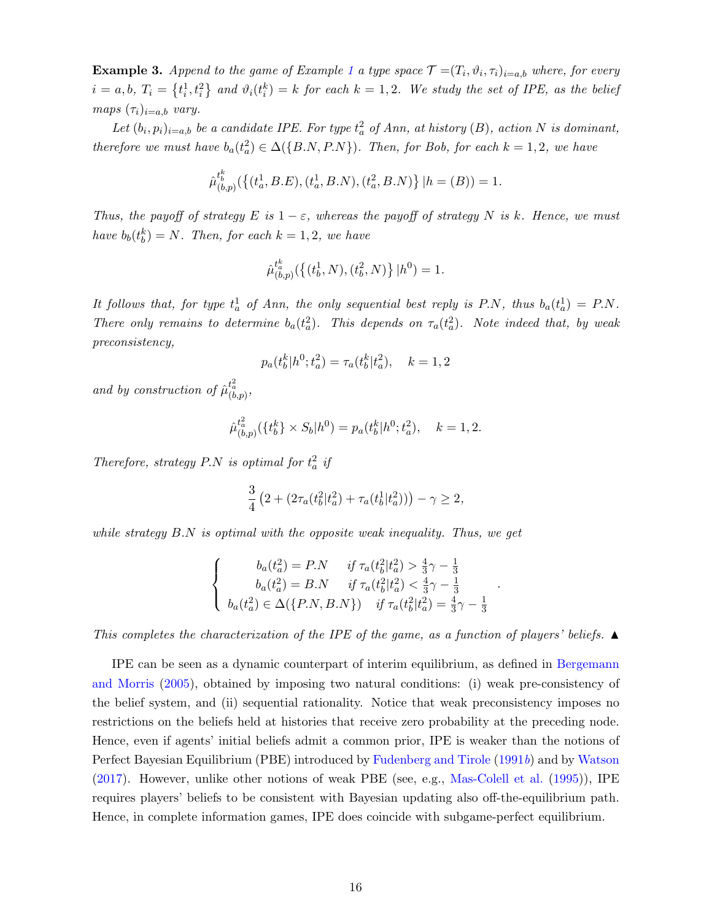**Example 3.** *Append to the game of Example 1 a type space $\mathcal{T} = (T_i, \vartheta_i, \tau_i)_{i=a,b}$ where, for every $i = a, b$, $T_i = \{t_i^1, t_i^2\}$ and $\vartheta_i(t_i^k) = k$ for each $k = 1, 2$. We study the set of IPE, as the belief maps $(\tau_i)_{i=a,b}$ vary.*

*Let $(b_i, p_i)_{i=a,b}$ be a candidate IPE. For type $t_a^2$ of Ann, at history $(B)$, action $N$ is dominant, therefore we must have $b_a(t_a^2) \in \Delta(\{B.N, P.N\})$. Then, for Bob, for each $k = 1, 2$, we have*

$$\hat{\mu}^{t_b^k}_{(b,p)}(\{(t_a^1, B.E), (t_a^1, B.N), (t_a^2, B.N)\} | h = (B)) = 1.$$

*Thus, the payoff of strategy $E$ is $1 - \varepsilon$, whereas the payoff of strategy $N$ is $k$. Hence, we must have $b_b(t_b^k) = N$. Then, for each $k = 1, 2$, we have*

$$\hat{\mu}^{t_a^k}_{(b,p)}(\{(t_b^1, N), (t_b^2, N)\} | h^0) = 1.$$

*It follows that, for type $t_a^1$ of Ann, the only sequential best reply is $P.N$, thus $b_a(t_a^1) = P.N$. There only remains to determine $b_a(t_a^2)$. This depends on $\tau_a(t_a^2)$. Note indeed that, by weak preconsistency,*

$$p_a(t_b^k | h^0; t_a^2) = \tau_a(t_b^k | t_a^2), \quad k = 1, 2$$

*and by construction of $\hat{\mu}^{t_a^2}_{(b,p)}$,*

$$\hat{\mu}^{t_a^2}_{(b,p)}(\{t_b^k\} \times S_b | h^0) = p_a(t_b^k | h^0; t_a^2), \quad k = 1, 2.$$

*Therefore, strategy $P.N$ is optimal for $t_a^2$ if*

$$\frac{3}{4}\left(2 + (2\tau_a(t_b^2|t_a^2) + \tau_a(t_b^1|t_a^2))\right) - \gamma \geq 2,$$

*while strategy $B.N$ is optimal with the opposite weak inequality. Thus, we get*

$$\begin{cases} b_a(t_a^2) = P.N & \text{if } \tau_a(t_b^2|t_a^2) > \frac{4}{3}\gamma - \frac{1}{3} \\ b_a(t_a^2) = B.N & \text{if } \tau_a(t_b^2|t_a^2) < \frac{4}{3}\gamma - \frac{1}{3} \\ b_a(t_a^2) \in \Delta(\{P.N, B.N\}) & \text{if } \tau_a(t_b^2|t_a^2) = \frac{4}{3}\gamma - \frac{1}{3} \end{cases}.$$

*This completes the characterization of the IPE of the game, as a function of players' beliefs.* ▲

IPE can be seen as a dynamic counterpart of interim equilibrium, as defined in Bergemann and Morris (2005), obtained by imposing two natural conditions: (i) weak pre-consistency of the belief system, and (ii) sequential rationality. Notice that weak preconsistency imposes no restrictions on the beliefs held at histories that receive zero probability at the preceding node. Hence, even if agents' initial beliefs admit a common prior, IPE is weaker than the notions of Perfect Bayesian Equilibrium (PBE) introduced by Fudenberg and Tirole (1991*b*) and by Watson (2017). However, unlike other notions of weak PBE (see, e.g., Mas-Colell et al. (1995)), IPE requires players' beliefs to be consistent with Bayesian updating also off-the-equilibrium path. Hence, in complete information games, IPE does coincide with subgame-perfect equilibrium.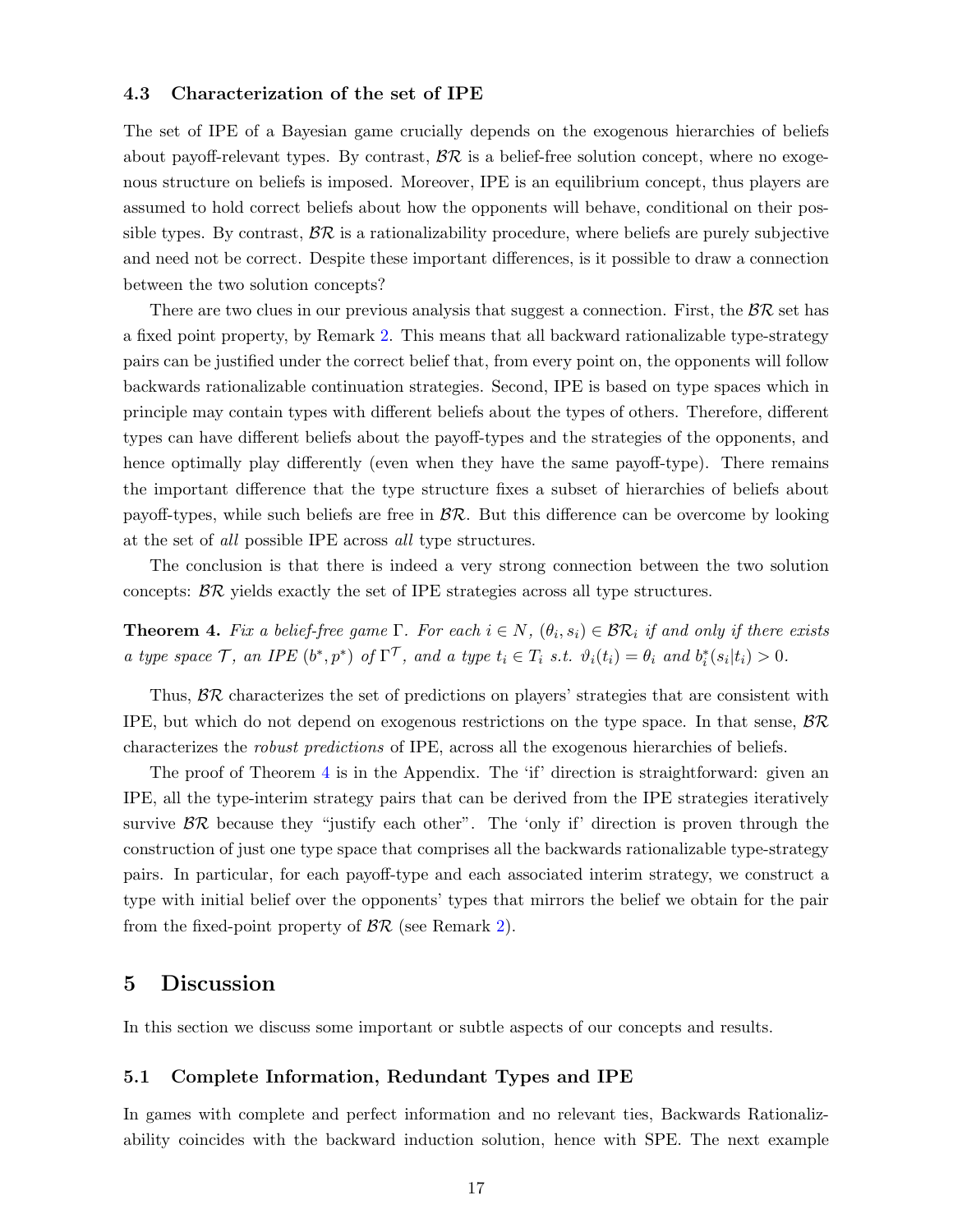### 4.3 Characterization of the set of IPE

The set of IPE of a Bayesian game crucially depends on the exogenous hierarchies of beliefs about payoff-relevant types. By contrast, $\mathcal{BR}$ is a belief-free solution concept, where no exogenous structure on beliefs is imposed. Moreover, IPE is an equilibrium concept, thus players are assumed to hold correct beliefs about how the opponents will behave, conditional on their possible types. By contrast, $\mathcal{BR}$ is a rationalizability procedure, where beliefs are purely subjective and need not be correct. Despite these important differences, is it possible to draw a connection between the two solution concepts?

There are two clues in our previous analysis that suggest a connection. First, the $\mathcal{BR}$ set has a fixed point property, by Remark 2. This means that all backward rationalizable type-strategy pairs can be justified under the correct belief that, from every point on, the opponents will follow backwards rationalizable continuation strategies. Second, IPE is based on type spaces which in principle may contain types with different beliefs about the types of others. Therefore, different types can have different beliefs about the payoff-types and the strategies of the opponents, and hence optimally play differently (even when they have the same payoff-type). There remains the important difference that the type structure fixes a subset of hierarchies of beliefs about payoff-types, while such beliefs are free in $\mathcal{BR}$. But this difference can be overcome by looking at the set of *all* possible IPE across *all* type structures.

The conclusion is that there is indeed a very strong connection between the two solution concepts: $\mathcal{BR}$ yields exactly the set of IPE strategies across all type structures.

**Theorem 4.** *Fix a belief-free game $\Gamma$. For each $i \in N$, $(\theta_i, s_i) \in \mathcal{BR}_i$ if and only if there exists a type space $\mathcal{T}$, an IPE $(b^*, p^*)$ of $\Gamma^{\mathcal{T}}$, and a type $t_i \in T_i$ s.t. $\vartheta_i(t_i) = \theta_i$ and $b_i^*(s_i|t_i) > 0$.*

Thus, $\mathcal{BR}$ characterizes the set of predictions on players' strategies that are consistent with IPE, but which do not depend on exogenous restrictions on the type space. In that sense, $\mathcal{BR}$ characterizes the *robust predictions* of IPE, across all the exogenous hierarchies of beliefs.

The proof of Theorem 4 is in the Appendix. The 'if' direction is straightforward: given an IPE, all the type-interim strategy pairs that can be derived from the IPE strategies iteratively survive $\mathcal{BR}$ because they "justify each other". The 'only if' direction is proven through the construction of just one type space that comprises all the backwards rationalizable type-strategy pairs. In particular, for each payoff-type and each associated interim strategy, we construct a type with initial belief over the opponents' types that mirrors the belief we obtain for the pair from the fixed-point property of $\mathcal{BR}$ (see Remark 2).

## 5 Discussion

In this section we discuss some important or subtle aspects of our concepts and results.

### 5.1 Complete Information, Redundant Types and IPE

In games with complete and perfect information and no relevant ties, Backwards Rationalizability coincides with the backward induction solution, hence with SPE. The next example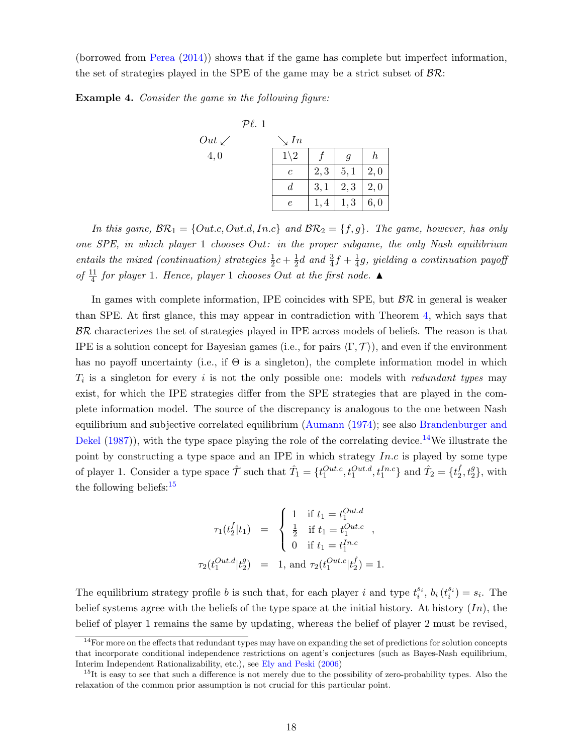(borrowed from Perea (2014)) shows that if the game has complete but imperfect information, the set of strategies played in the SPE of the game may be a strict subset of $\mathcal{BR}$:

**Example 4.** *Consider the game in the following figure:*

$\mathcal{P}\ell.\ 1$

$Out \swarrow$ $\quad\quad$ $\searrow In$

$4, 0$

| $1\backslash 2$ | $f$ | $g$ | $h$ |
|---|---|---|---|
| $c$ | $2,3$ | $5,1$ | $2,0$ |
| $d$ | $3,1$ | $2,3$ | $2,0$ |
| $e$ | $1,4$ | $1,3$ | $6,0$ |

*In this game, $\mathcal{BR}_1 = \{Out.c, Out.d, In.c\}$ and $\mathcal{BR}_2 = \{f, g\}$. The game, however, has only one SPE, in which player 1 chooses Out: in the proper subgame, the only Nash equilibrium entails the mixed (continuation) strategies $\frac{1}{2}c + \frac{1}{2}d$ and $\frac{3}{4}f + \frac{1}{4}g$, yielding a continuation payoff of $\frac{11}{4}$ for player 1. Hence, player 1 chooses Out at the first node.* ▲

In games with complete information, IPE coincides with SPE, but $\mathcal{BR}$ in general is weaker than SPE. At first glance, this may appear in contradiction with Theorem 4, which says that $\mathcal{BR}$ characterizes the set of strategies played in IPE across models of beliefs. The reason is that IPE is a solution concept for Bayesian games (i.e., for pairs $\langle \Gamma, \mathcal{T} \rangle$), and even if the environment has no payoff uncertainty (i.e., if $\Theta$ is a singleton), the complete information model in which $T_i$ is a singleton for every $i$ is not the only possible one: models with *redundant types* may exist, for which the IPE strategies differ from the SPE strategies that are played in the complete information model. The source of the discrepancy is analogous to the one between Nash equilibrium and subjective correlated equilibrium (Aumann (1974); see also Brandenburger and Dekel (1987)), with the type space playing the role of the correlating device.[14] We illustrate the point by constructing a type space and an IPE in which strategy $In.c$ is played by some type of player 1. Consider a type space $\hat{\mathcal{T}}$ such that $\hat{T}_1 = \{t_1^{Out.c}, t_1^{Out.d}, t_1^{In.c}\}$ and $\hat{T}_2 = \{t_2^f, t_2^g\}$, with the following beliefs:[15]

$$\tau_1(t_2^f | t_1) = \begin{cases} 1 & \text{if } t_1 = t_1^{Out.d} \\ \frac{1}{2} & \text{if } t_1 = t_1^{Out.c} \\ 0 & \text{if } t_1 = t_1^{In.c} \end{cases},$$

$$\tau_2(t_1^{Out.d} | t_2^g) = 1, \text{ and } \tau_2(t_1^{Out.c} | t_2^f) = 1.$$

The equilibrium strategy profile $b$ is such that, for each player $i$ and type $t_i^{s_i}$, $b_i(t_i^{s_i}) = s_i$. The belief systems agree with the beliefs of the type space at the initial history. At history $(In)$, the belief of player 1 remains the same by updating, whereas the belief of player 2 must be revised,

[14] For more on the effects that redundant types may have on expanding the set of predictions for solution concepts that incorporate conditional independence restrictions on agent's conjectures (such as Bayes-Nash equilibrium, Interim Independent Rationalizability, etc.), see Ely and Peski (2006)

[15] It is easy to see that such a difference is not merely due to the possibility of zero-probability types. Also the relaxation of the common prior assumption is not crucial for this particular point.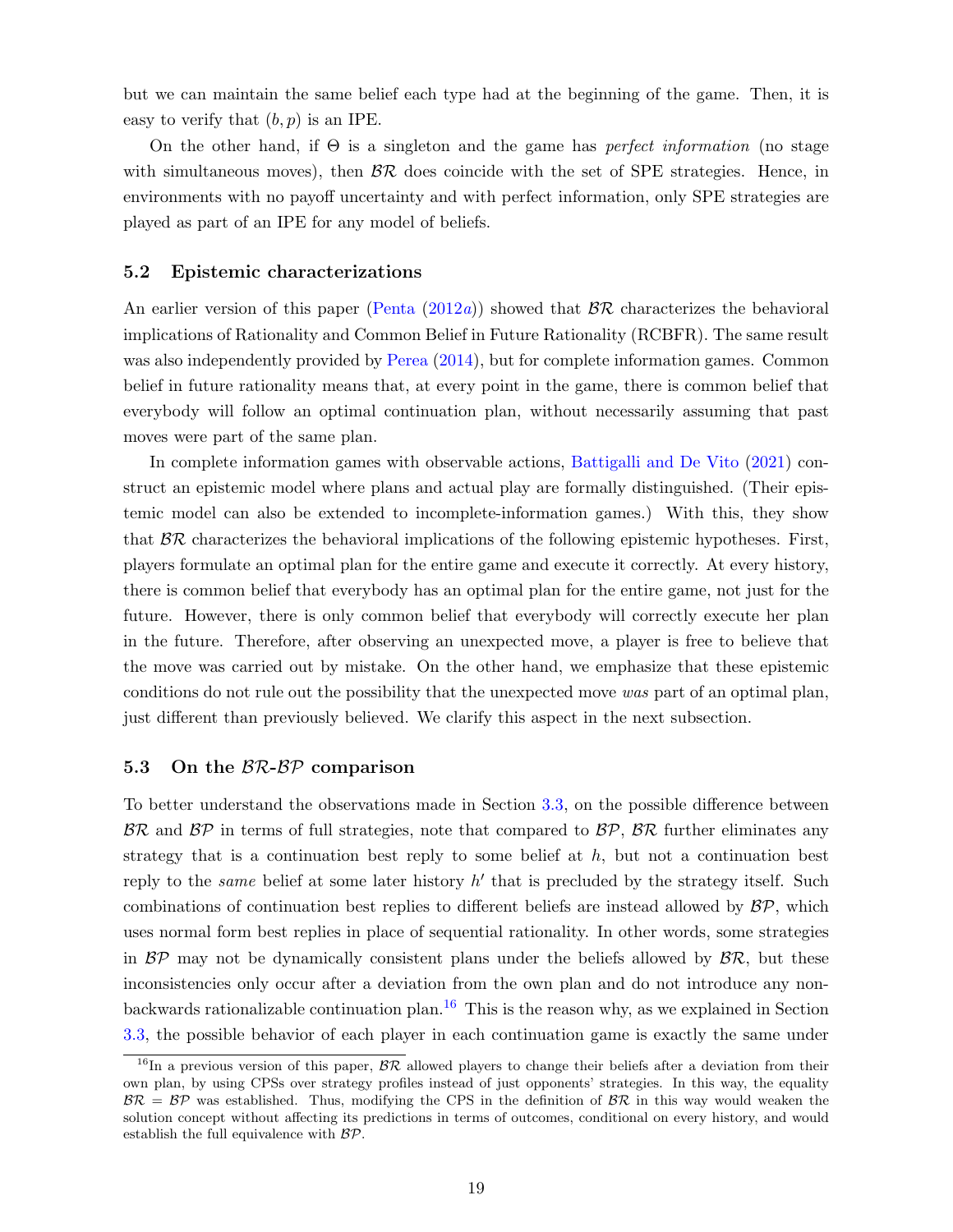but we can maintain the same belief each type had at the beginning of the game. Then, it is easy to verify that $(b, p)$ is an IPE.

On the other hand, if $\Theta$ is a singleton and the game has *perfect information* (no stage with simultaneous moves), then $\mathcal{BR}$ does coincide with the set of SPE strategies. Hence, in environments with no payoff uncertainty and with perfect information, only SPE strategies are played as part of an IPE for any model of beliefs.

### 5.2 Epistemic characterizations

An earlier version of this paper (Penta (2012*a*)) showed that $\mathcal{BR}$ characterizes the behavioral implications of Rationality and Common Belief in Future Rationality (RCBFR). The same result was also independently provided by Perea (2014), but for complete information games. Common belief in future rationality means that, at every point in the game, there is common belief that everybody will follow an optimal continuation plan, without necessarily assuming that past moves were part of the same plan.

In complete information games with observable actions, Battigalli and De Vito (2021) construct an epistemic model where plans and actual play are formally distinguished. (Their epistemic model can also be extended to incomplete-information games.) With this, they show that $\mathcal{BR}$ characterizes the behavioral implications of the following epistemic hypotheses. First, players formulate an optimal plan for the entire game and execute it correctly. At every history, there is common belief that everybody has an optimal plan for the entire game, not just for the future. However, there is only common belief that everybody will correctly execute her plan in the future. Therefore, after observing an unexpected move, a player is free to believe that the move was carried out by mistake. On the other hand, we emphasize that these epistemic conditions do not rule out the possibility that the unexpected move *was* part of an optimal plan, just different than previously believed. We clarify this aspect in the next subsection.

### 5.3 On the $\mathcal{BR}$-$\mathcal{BP}$ comparison

To better understand the observations made in Section 3.3, on the possible difference between $\mathcal{BR}$ and $\mathcal{BP}$ in terms of full strategies, note that compared to $\mathcal{BP}$, $\mathcal{BR}$ further eliminates any strategy that is a continuation best reply to some belief at $h$, but not a continuation best reply to the *same* belief at some later history $h'$ that is precluded by the strategy itself. Such combinations of continuation best replies to different beliefs are instead allowed by $\mathcal{BP}$, which uses normal form best replies in place of sequential rationality. In other words, some strategies in $\mathcal{BP}$ may not be dynamically consistent plans under the beliefs allowed by $\mathcal{BR}$, but these inconsistencies only occur after a deviation from the own plan and do not introduce any non-backwards rationalizable continuation plan.[16] This is the reason why, as we explained in Section 3.3, the possible behavior of each player in each continuation game is exactly the same under

[16] In a previous version of this paper, $\mathcal{BR}$ allowed players to change their beliefs after a deviation from their own plan, by using CPSs over strategy profiles instead of just opponents' strategies. In this way, the equality $\mathcal{BR} = \mathcal{BP}$ was established. Thus, modifying the CPS in the definition of $\mathcal{BR}$ in this way would weaken the solution concept without affecting its predictions in terms of outcomes, conditional on every history, and would establish the full equivalence with $\mathcal{BP}$.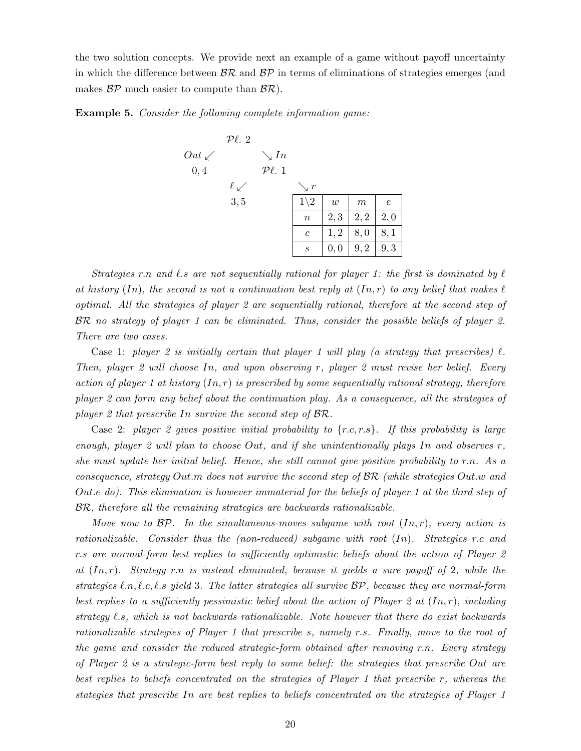the two solution concepts. We provide next an example of a game without payoff uncertainty in which the difference between $\mathcal{BR}$ and $\mathcal{BP}$ in terms of eliminations of strategies emerges (and makes $\mathcal{BP}$ much easier to compute than $\mathcal{BR}$).

**Example 5.** *Consider the following complete information game:*

$\mathcal{P}\ell.\ 2$

$Out \swarrow$ $\qquad$ $\searrow In$

$0, 4$ $\qquad$ $\mathcal{P}\ell.\ 1$

$\ell \swarrow$ $\qquad$ $\searrow r$

$3, 5$

| $1\backslash 2$ | $w$ | $m$ | $e$ |
|---|---|---|---|
| $n$ | $2, 3$ | $2, 2$ | $2, 0$ |
| $c$ | $1, 2$ | $8, 0$ | $8, 1$ |
| $s$ | $0, 0$ | $9, 2$ | $9, 3$ |

*Strategies $r.n$ and $\ell.s$ are not sequentially rational for player 1: the first is dominated by $\ell$ at history $(In)$, the second is not a continuation best reply at $(In, r)$ to any belief that makes $\ell$ optimal. All the strategies of player 2 are sequentially rational, therefore at the second step of $\mathcal{BR}$ no strategy of player 1 can be eliminated. Thus, consider the possible beliefs of player 2. There are two cases.*

Case 1: *player 2 is initially certain that player 1 will play (a strategy that prescribes) $\ell$. Then, player 2 will choose $In$, and upon observing $r$, player 2 must revise her belief. Every action of player 1 at history $(In, r)$ is prescribed by some sequentially rational strategy, therefore player 2 can form any belief about the continuation play. As a consequence, all the strategies of player 2 that prescribe $In$ survive the second step of $\mathcal{BR}$.*

Case 2: *player 2 gives positive initial probability to $\{r.c, r.s\}$. If this probability is large enough, player 2 will plan to choose $Out$, and if she unintentionally plays $In$ and observes $r$, she must update her initial belief. Hence, she still cannot give positive probability to $r.n$. As a consequence, strategy $Out.m$ does not survive the second step of $\mathcal{BR}$ (while strategies $Out.w$ and $Out.e$ do). This elimination is however immaterial for the beliefs of player 1 at the third step of $\mathcal{BR}$, therefore all the remaining strategies are backwards rationalizable.*

*Move now to $\mathcal{BP}$. In the simultaneous-moves subgame with root $(In, r)$, every action is rationalizable. Consider thus the (non-reduced) subgame with root $(In)$. Strategies $r.c$ and $r.s$ are normal-form best replies to sufficiently optimistic beliefs about the action of Player 2 at $(In, r)$. Strategy $r.n$ is instead eliminated, because it yields a sure payoff of 2, while the strategies $\ell.n, \ell.c, \ell.s$ yield 3. The latter strategies all survive $\mathcal{BP}$, because they are normal-form best replies to a sufficiently pessimistic belief about the action of Player 2 at $(In, r)$, including strategy $\ell.s$, which is not backwards rationalizable. Note however that there do exist backwards rationalizable strategies of Player 1 that prescribe $s$, namely $r.s$. Finally, move to the root of the game and consider the reduced strategic-form obtained after removing $r.n$. Every strategy of Player 2 is a strategic-form best reply to some belief: the strategies that prescribe $Out$ are best replies to beliefs concentrated on the strategies of Player 1 that prescribe $r$, whereas the stategies that prescribe $In$ are best replies to beliefs concentrated on the strategies of Player 1*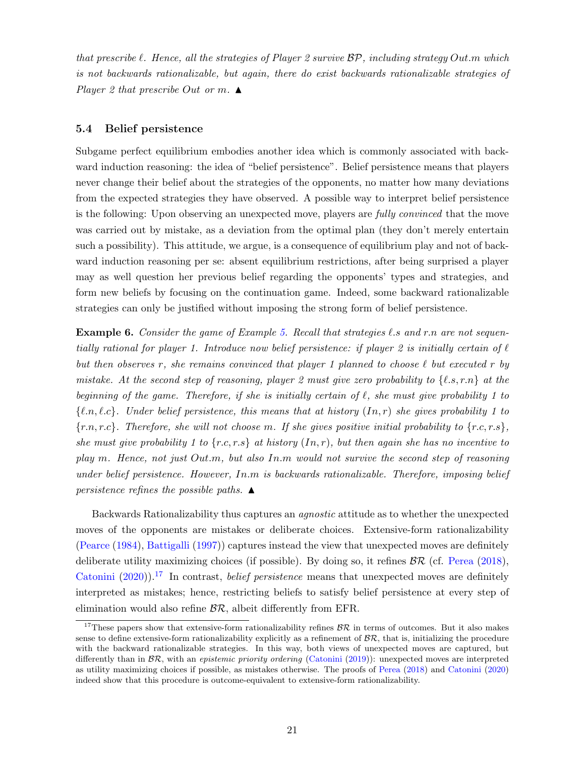*that prescribe $\ell$. Hence, all the strategies of Player 2 survive $\mathcal{BP}$, including strategy $Out.m$ which is not backwards rationalizable, but again, there do exist backwards rationalizable strategies of Player 2 that prescribe $Out$ or $m$.* ▲

### 5.4 Belief persistence

Subgame perfect equilibrium embodies another idea which is commonly associated with backward induction reasoning: the idea of "belief persistence". Belief persistence means that players never change their belief about the strategies of the opponents, no matter how many deviations from the expected strategies they have observed. A possible way to interpret belief persistence is the following: Upon observing an unexpected move, players are *fully convinced* that the move was carried out by mistake, as a deviation from the optimal plan (they don't merely entertain such a possibility). This attitude, we argue, is a consequence of equilibrium play and not of backward induction reasoning per se: absent equilibrium restrictions, after being surprised a player may as well question her previous belief regarding the opponents' types and strategies, and form new beliefs by focusing on the continuation game. Indeed, some backward rationalizable strategies can only be justified without imposing the strong form of belief persistence.

**Example 6.** *Consider the game of Example 5. Recall that strategies $\ell.s$ and $r.n$ are not sequentially rational for player 1. Introduce now belief persistence: if player 2 is initially certain of $\ell$ but then observes $r$, she remains convinced that player 1 planned to choose $\ell$ but executed $r$ by mistake. At the second step of reasoning, player 2 must give zero probability to $\{\ell.s, r.n\}$ at the beginning of the game. Therefore, if she is initially certain of $\ell$, she must give probability 1 to $\{\ell.n, \ell.c\}$. Under belief persistence, this means that at history $(In, r)$ she gives probability 1 to $\{r.n, r.c\}$. Therefore, she will not choose $m$. If she gives positive initial probability to $\{r.c, r.s\}$, she must give probability 1 to $\{r.c, r.s\}$ at history $(In, r)$, but then again she has no incentive to play $m$. Hence, not just $Out.m$, but also $In.m$ would not survive the second step of reasoning under belief persistence. However, $In.m$ is backwards rationalizable. Therefore, imposing belief persistence refines the possible paths.* ▲

Backwards Rationalizability thus captures an *agnostic* attitude as to whether the unexpected moves of the opponents are mistakes or deliberate choices. Extensive-form rationalizability (Pearce (1984), Battigalli (1997)) captures instead the view that unexpected moves are definitely deliberate utility maximizing choices (if possible). By doing so, it refines $\mathcal{BR}$ (cf. Perea (2018), Catonini (2020)).[17] In contrast, *belief persistence* means that unexpected moves are definitely interpreted as mistakes; hence, restricting beliefs to satisfy belief persistence at every step of elimination would also refine $\mathcal{BR}$, albeit differently from EFR.

[17] These papers show that extensive-form rationalizability refines $\mathcal{BR}$ in terms of outcomes. But it also makes sense to define extensive-form rationalizability explicitly as a refinement of $\mathcal{BR}$, that is, initializing the procedure with the backward rationalizable strategies. In this way, both views of unexpected moves are captured, but differently than in $\mathcal{BR}$, with an *epistemic priority ordering* (Catonini (2019)): unexpected moves are interpreted as utility maximizing choices if possible, as mistakes otherwise. The proofs of Perea (2018) and Catonini (2020) indeed show that this procedure is outcome-equivalent to extensive-form rationalizability.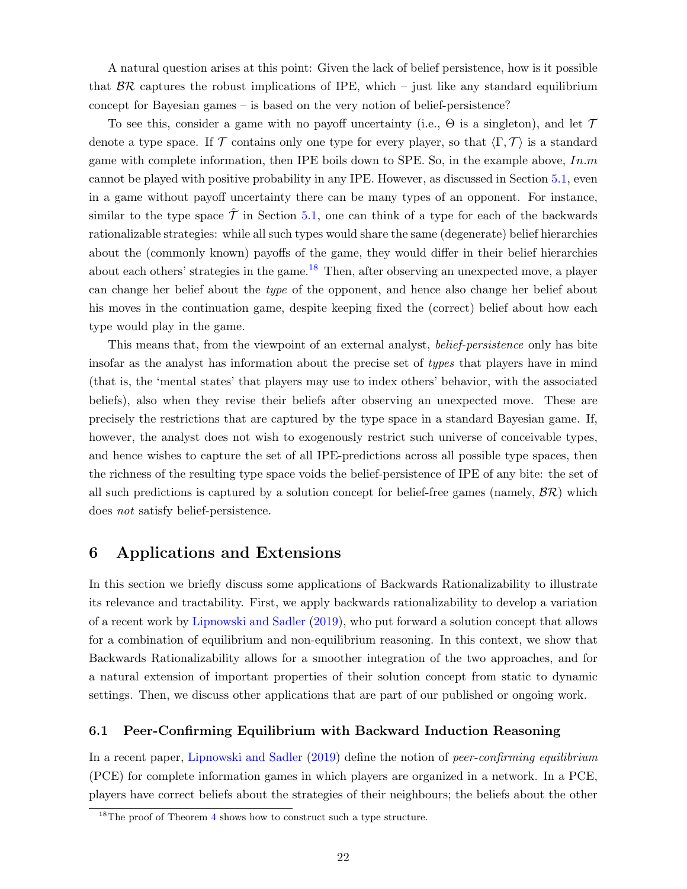A natural question arises at this point: Given the lack of belief persistence, how is it possible that $\mathcal{BR}$ captures the robust implications of IPE, which – just like any standard equilibrium concept for Bayesian games – is based on the very notion of belief-persistence?

To see this, consider a game with no payoff uncertainty (i.e., $\Theta$ is a singleton), and let $\mathcal{T}$ denote a type space. If $\mathcal{T}$ contains only one type for every player, so that $\langle \Gamma, \mathcal{T} \rangle$ is a standard game with complete information, then IPE boils down to SPE. So, in the example above, $In.m$ cannot be played with positive probability in any IPE. However, as discussed in Section 5.1, even in a game without payoff uncertainty there can be many types of an opponent. For instance, similar to the type space $\hat{\mathcal{T}}$ in Section 5.1, one can think of a type for each of the backwards rationalizable strategies: while all such types would share the same (degenerate) belief hierarchies about the (commonly known) payoffs of the game, they would differ in their belief hierarchies about each others' strategies in the game.[18] Then, after observing an unexpected move, a player can change her belief about the *type* of the opponent, and hence also change her belief about his moves in the continuation game, despite keeping fixed the (correct) belief about how each type would play in the game.

This means that, from the viewpoint of an external analyst, *belief-persistence* only has bite insofar as the analyst has information about the precise set of *types* that players have in mind (that is, the 'mental states' that players may use to index others' behavior, with the associated beliefs), also when they revise their beliefs after observing an unexpected move. These are precisely the restrictions that are captured by the type space in a standard Bayesian game. If, however, the analyst does not wish to exogenously restrict such universe of conceivable types, and hence wishes to capture the set of all IPE-predictions across all possible type spaces, then the richness of the resulting type space voids the belief-persistence of IPE of any bite: the set of all such predictions is captured by a solution concept for belief-free games (namely, $\mathcal{BR}$) which does *not* satisfy belief-persistence.

# 6 Applications and Extensions

In this section we briefly discuss some applications of Backwards Rationalizability to illustrate its relevance and tractability. First, we apply backwards rationalizability to develop a variation of a recent work by Lipnowski and Sadler (2019), who put forward a solution concept that allows for a combination of equilibrium and non-equilibrium reasoning. In this context, we show that Backwards Rationalizability allows for a smoother integration of the two approaches, and for a natural extension of important properties of their solution concept from static to dynamic settings. Then, we discuss other applications that are part of our published or ongoing work.

## 6.1 Peer-Confirming Equilibrium with Backward Induction Reasoning

In a recent paper, Lipnowski and Sadler (2019) define the notion of *peer-confirming equilibrium* (PCE) for complete information games in which players are organized in a network. In a PCE, players have correct beliefs about the strategies of their neighbours; the beliefs about the other

[18] The proof of Theorem 4 shows how to construct such a type structure.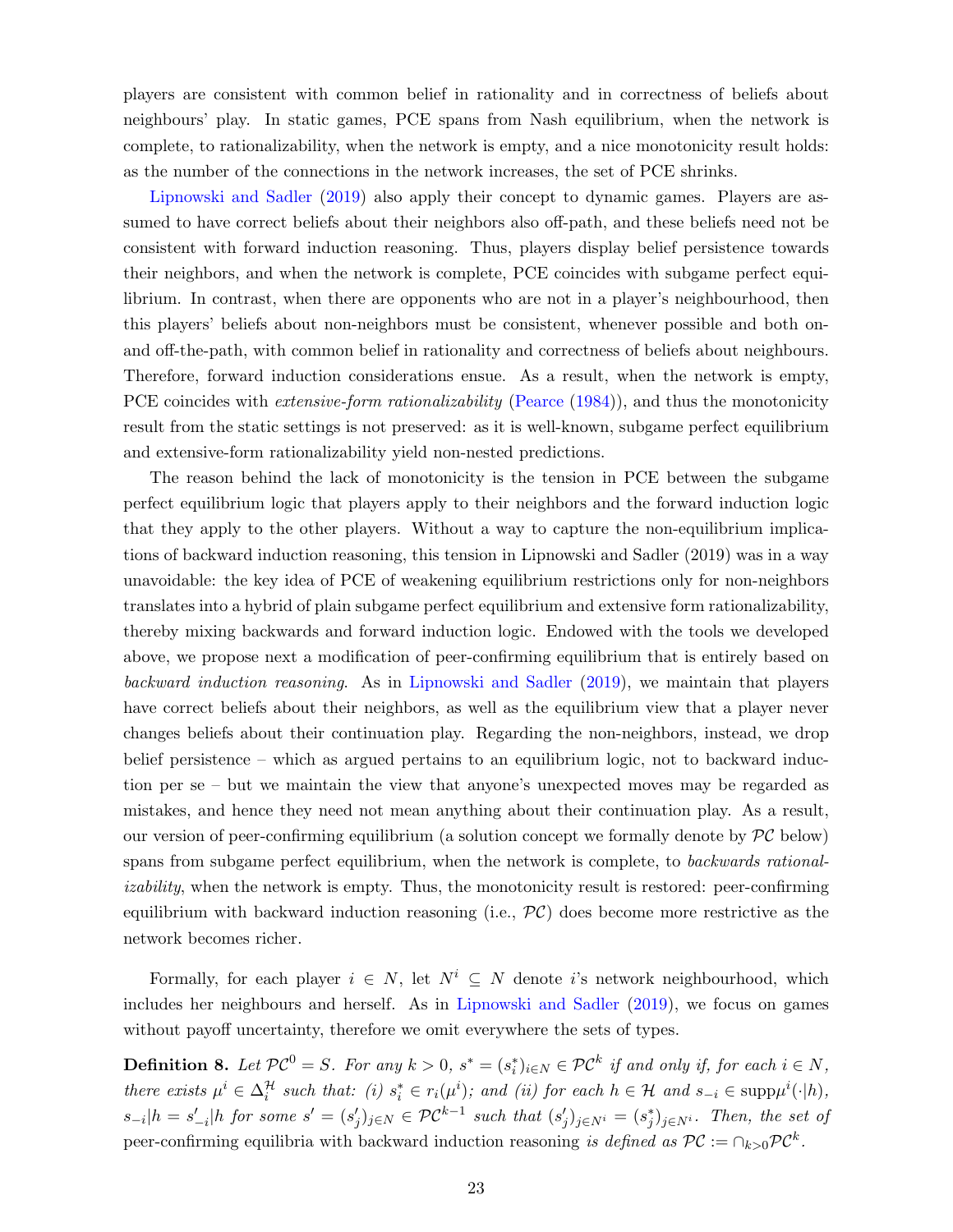players are consistent with common belief in rationality and in correctness of beliefs about neighbours' play. In static games, PCE spans from Nash equilibrium, when the network is complete, to rationalizability, when the network is empty, and a nice monotonicity result holds: as the number of the connections in the network increases, the set of PCE shrinks.

Lipnowski and Sadler (2019) also apply their concept to dynamic games. Players are assumed to have correct beliefs about their neighbors also off-path, and these beliefs need not be consistent with forward induction reasoning. Thus, players display belief persistence towards their neighbors, and when the network is complete, PCE coincides with subgame perfect equilibrium. In contrast, when there are opponents who are not in a player's neighbourhood, then this players' beliefs about non-neighbors must be consistent, whenever possible and both on- and off-the-path, with common belief in rationality and correctness of beliefs about neighbours. Therefore, forward induction considerations ensue. As a result, when the network is empty, PCE coincides with *extensive-form rationalizability* (Pearce (1984)), and thus the monotonicity result from the static settings is not preserved: as it is well-known, subgame perfect equilibrium and extensive-form rationalizability yield non-nested predictions.

The reason behind the lack of monotonicity is the tension in PCE between the subgame perfect equilibrium logic that players apply to their neighbors and the forward induction logic that they apply to the other players. Without a way to capture the non-equilibrium implications of backward induction reasoning, this tension in Lipnowski and Sadler (2019) was in a way unavoidable: the key idea of PCE of weakening equilibrium restrictions only for non-neighbors translates into a hybrid of plain subgame perfect equilibrium and extensive form rationalizability, thereby mixing backwards and forward induction logic. Endowed with the tools we developed above, we propose next a modification of peer-confirming equilibrium that is entirely based on *backward induction reasoning*. As in Lipnowski and Sadler (2019), we maintain that players have correct beliefs about their neighbors, as well as the equilibrium view that a player never changes beliefs about their continuation play. Regarding the non-neighbors, instead, we drop belief persistence – which as argued pertains to an equilibrium logic, not to backward induction per se – but we maintain the view that anyone's unexpected moves may be regarded as mistakes, and hence they need not mean anything about their continuation play. As a result, our version of peer-confirming equilibrium (a solution concept we formally denote by $\mathcal{PC}$ below) spans from subgame perfect equilibrium, when the network is complete, to *backwards rationalizability*, when the network is empty. Thus, the monotonicity result is restored: peer-confirming equilibrium with backward induction reasoning (i.e., $\mathcal{PC}$) does become more restrictive as the network becomes richer.

Formally, for each player $i \in N$, let $N^i \subseteq N$ denote $i$'s network neighbourhood, which includes her neighbours and herself. As in Lipnowski and Sadler (2019), we focus on games without payoff uncertainty, therefore we omit everywhere the sets of types.

**Definition 8.** *Let $\mathcal{PC}^0 = S$. For any $k > 0$, $s^* = (s_i^*)_{i \in N} \in \mathcal{PC}^k$ if and only if, for each $i \in N$, there exists $\mu^i \in \Delta_i^{\mathcal{H}}$ such that: (i) $s_i^* \in r_i(\mu^i)$; and (ii) for each $h \in \mathcal{H}$ and $s_{-i} \in \text{supp}\mu^i(\cdot|h)$, $s_{-i}|h = s'_{-i}|h$ for some $s' = (s'_j)_{j \in N} \in \mathcal{PC}^{k-1}$ such that $(s'_j)_{j \in N^i} = (s^*_j)_{j \in N^i}$. Then, the set of* peer-confirming equilibria with backward induction reasoning *is defined as $\mathcal{PC} := \cap_{k>0} \mathcal{PC}^k$.*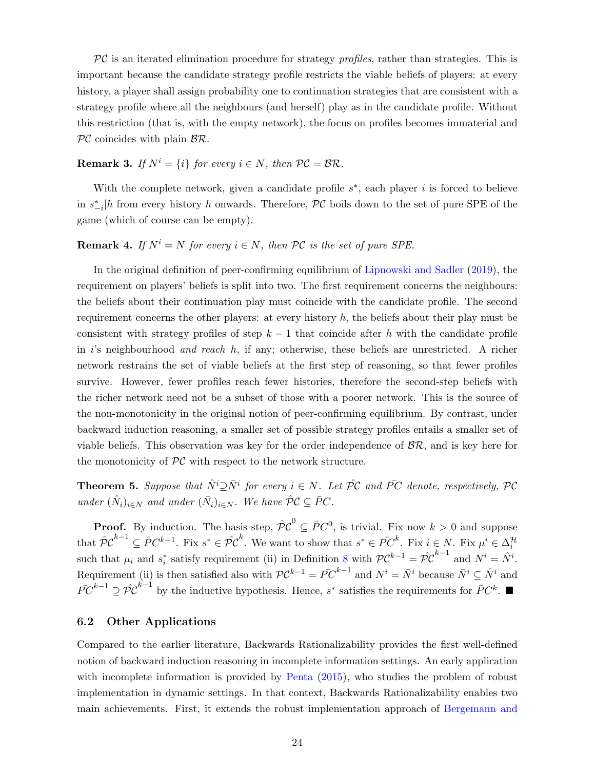$\mathcal{PC}$ is an iterated elimination procedure for strategy *profiles*, rather than strategies. This is important because the candidate strategy profile restricts the viable beliefs of players: at every history, a player shall assign probability one to continuation strategies that are consistent with a strategy profile where all the neighbours (and herself) play as in the candidate profile. Without this restriction (that is, with the empty network), the focus on profiles becomes immaterial and $\mathcal{PC}$ coincides with plain $\mathcal{BR}$.

**Remark 3.** *If $N^i = \{i\}$ for every $i \in N$, then $\mathcal{PC} = \mathcal{BR}$.*

With the complete network, given a candidate profile $s^*$, each player $i$ is forced to believe in $s^*_{-i}|h$ from every history $h$ onwards. Therefore, $\mathcal{PC}$ boils down to the set of pure SPE of the game (which of course can be empty).

**Remark 4.** *If $N^i = N$ for every $i \in N$, then $\mathcal{PC}$ is the set of pure SPE.*

In the original definition of peer-confirming equilibrium of Lipnowski and Sadler (2019), the requirement on players' beliefs is split into two. The first requirement concerns the neighbours: the beliefs about their continuation play must coincide with the candidate profile. The second requirement concerns the other players: at every history $h$, the beliefs about their play must be consistent with strategy profiles of step $k-1$ that coincide after $h$ with the candidate profile in $i$'s neighbourhood *and reach* $h$, if any; otherwise, these beliefs are unrestricted. A richer network restrains the set of viable beliefs at the first step of reasoning, so that fewer profiles survive. However, fewer profiles reach fewer histories, therefore the second-step beliefs with the richer network need not be a subset of those with a poorer network. This is the source of the non-monotonicity in the original notion of peer-confirming equilibrium. By contrast, under backward induction reasoning, a smaller set of possible strategy profiles entails a smaller set of viable beliefs. This observation was key for the order independence of $\mathcal{BR}$, and is key here for the monotonicity of $\mathcal{PC}$ with respect to the network structure.

**Theorem 5.** *Suppose that $\hat{N}^i \supseteq \bar{N}^i$ for every $i \in N$. Let $\hat{\mathcal{PC}}$ and $\bar{PC}$ denote, respectively, $\mathcal{PC}$ under $(\hat{N}_i)_{i\in N}$ and under $(\bar{N}_i)_{i\in N}$. We have $\hat{\mathcal{PC}} \subseteq \bar{PC}$.*

**Proof.** By induction. The basis step, $\hat{\mathcal{PC}}^0 \subseteq \bar{PC}^0$, is trivial. Fix now $k > 0$ and suppose that $\hat{\mathcal{PC}}^{k-1} \subseteq \bar{PC}^{k-1}$. Fix $s^* \in \hat{\mathcal{PC}}^k$. We want to show that $s^* \in \bar{PC}^k$. Fix $i \in N$. Fix $\mu^i \in \Delta_i^{\mathcal{H}}$ such that $\mu_i$ and $s^*_i$ satisfy requirement (ii) in Definition 8 with $\mathcal{PC}^{k-1} = \hat{\mathcal{PC}}^{k-1}$ and $N^i = \hat{N}^i$. Requirement (ii) is then satisfied also with $\mathcal{PC}^{k-1} = \bar{PC}^{k-1}$ and $N^i = \bar{N}^i$ because $\bar{N}^i \subseteq \hat{N}^i$ and $\bar{PC}^{k-1} \supseteq \hat{\mathcal{PC}}^{k-1}$ by the inductive hypothesis. Hence, $s^*$ satisfies the requirements for $\bar{PC}^k$. ■

## 6.2 Other Applications

Compared to the earlier literature, Backwards Rationalizability provides the first well-defined notion of backward induction reasoning in incomplete information settings. An early application with incomplete information is provided by Penta (2015), who studies the problem of robust implementation in dynamic settings. In that context, Backwards Rationalizability enables two main achievements. First, it extends the robust implementation approach of Bergemann and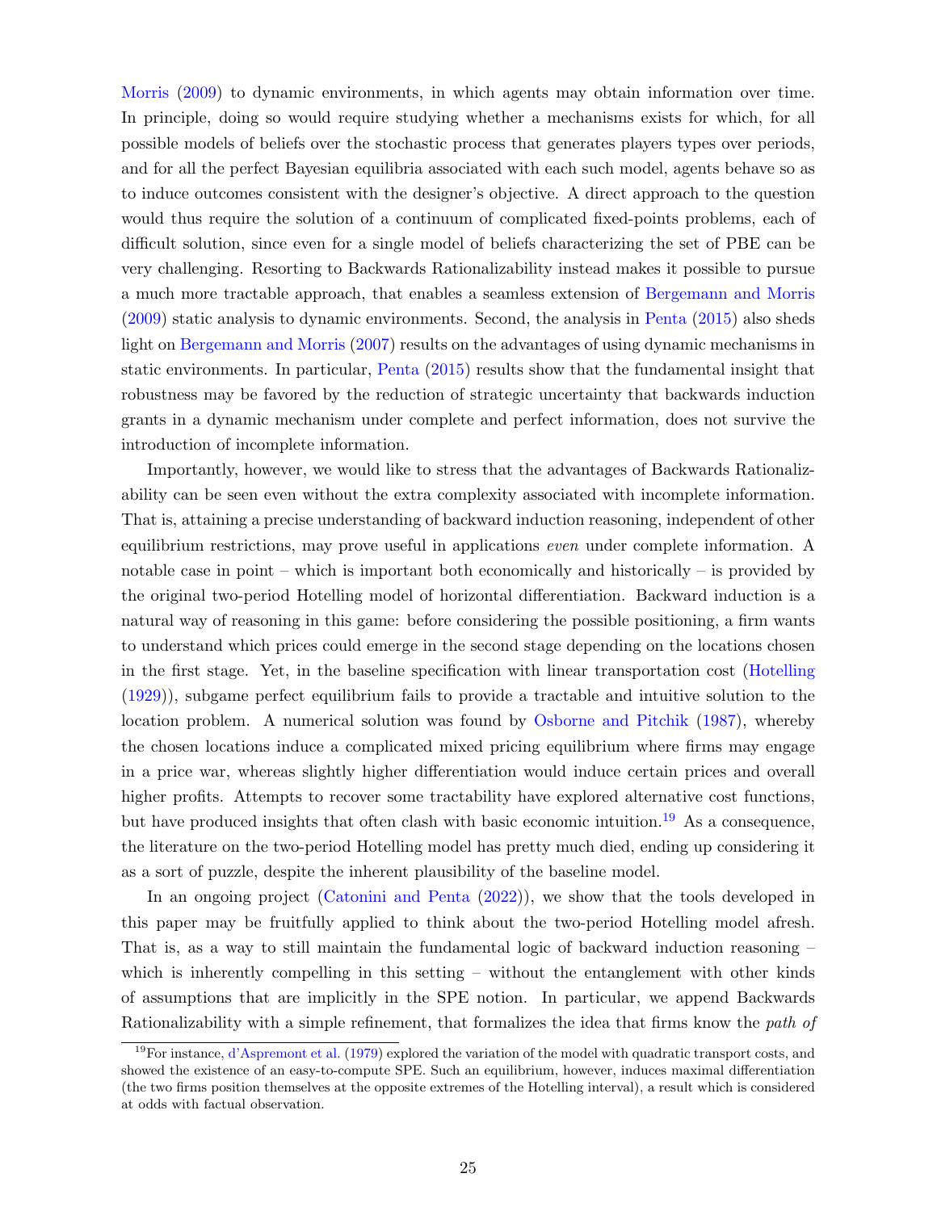Morris (2009) to dynamic environments, in which agents may obtain information over time. In principle, doing so would require studying whether a mechanisms exists for which, for all possible models of beliefs over the stochastic process that generates players types over periods, and for all the perfect Bayesian equilibria associated with each such model, agents behave so as to induce outcomes consistent with the designer's objective. A direct approach to the question would thus require the solution of a continuum of complicated fixed-points problems, each of difficult solution, since even for a single model of beliefs characterizing the set of PBE can be very challenging. Resorting to Backwards Rationalizability instead makes it possible to pursue a much more tractable approach, that enables a seamless extension of Bergemann and Morris (2009) static analysis to dynamic environments. Second, the analysis in Penta (2015) also sheds light on Bergemann and Morris (2007) results on the advantages of using dynamic mechanisms in static environments. In particular, Penta (2015) results show that the fundamental insight that robustness may be favored by the reduction of strategic uncertainty that backwards induction grants in a dynamic mechanism under complete and perfect information, does not survive the introduction of incomplete information.

Importantly, however, we would like to stress that the advantages of Backwards Rationalizability can be seen even without the extra complexity associated with incomplete information. That is, attaining a precise understanding of backward induction reasoning, independent of other equilibrium restrictions, may prove useful in applications *even* under complete information. A notable case in point – which is important both economically and historically – is provided by the original two-period Hotelling model of horizontal differentiation. Backward induction is a natural way of reasoning in this game: before considering the possible positioning, a firm wants to understand which prices could emerge in the second stage depending on the locations chosen in the first stage. Yet, in the baseline specification with linear transportation cost (Hotelling (1929)), subgame perfect equilibrium fails to provide a tractable and intuitive solution to the location problem. A numerical solution was found by Osborne and Pitchik (1987), whereby the chosen locations induce a complicated mixed pricing equilibrium where firms may engage in a price war, whereas slightly higher differentiation would induce certain prices and overall higher profits. Attempts to recover some tractability have explored alternative cost functions, but have produced insights that often clash with basic economic intuition.[19] As a consequence, the literature on the two-period Hotelling model has pretty much died, ending up considering it as a sort of puzzle, despite the inherent plausibility of the baseline model.

In an ongoing project (Catonini and Penta (2022)), we show that the tools developed in this paper may be fruitfully applied to think about the two-period Hotelling model afresh. That is, as a way to still maintain the fundamental logic of backward induction reasoning – which is inherently compelling in this setting – without the entanglement with other kinds of assumptions that are implicitly in the SPE notion. In particular, we append Backwards Rationalizability with a simple refinement, that formalizes the idea that firms know the *path of*

[19] For instance, d'Aspremont et al. (1979) explored the variation of the model with quadratic transport costs, and showed the existence of an easy-to-compute SPE. Such an equilibrium, however, induces maximal differentiation (the two firms position themselves at the opposite extremes of the Hotelling interval), a result which is considered at odds with factual observation.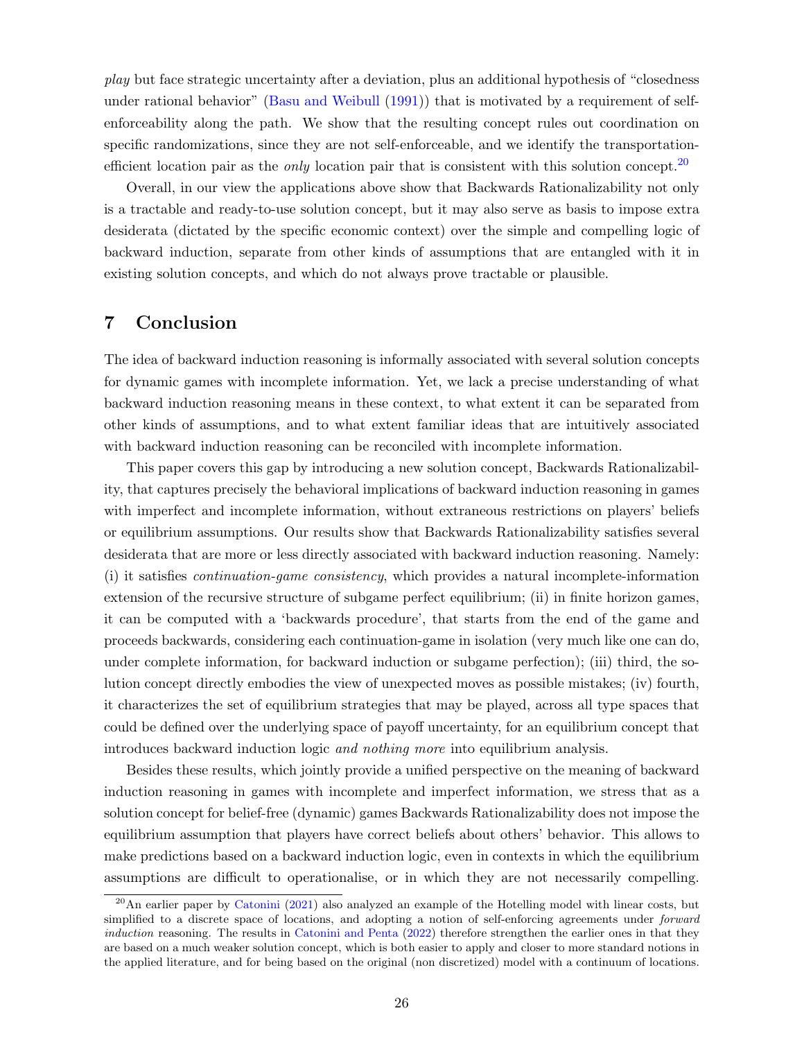*play* but face strategic uncertainty after a deviation, plus an additional hypothesis of "closedness under rational behavior" (Basu and Weibull (1991)) that is motivated by a requirement of self-enforceability along the path. We show that the resulting concept rules out coordination on specific randomizations, since they are not self-enforceable, and we identify the transportation-efficient location pair as the *only* location pair that is consistent with this solution concept.[20]

Overall, in our view the applications above show that Backwards Rationalizability not only is a tractable and ready-to-use solution concept, but it may also serve as basis to impose extra desiderata (dictated by the specific economic context) over the simple and compelling logic of backward induction, separate from other kinds of assumptions that are entangled with it in existing solution concepts, and which do not always prove tractable or plausible.

# 7 Conclusion

The idea of backward induction reasoning is informally associated with several solution concepts for dynamic games with incomplete information. Yet, we lack a precise understanding of what backward induction reasoning means in these context, to what extent it can be separated from other kinds of assumptions, and to what extent familiar ideas that are intuitively associated with backward induction reasoning can be reconciled with incomplete information.

This paper covers this gap by introducing a new solution concept, Backwards Rationalizability, that captures precisely the behavioral implications of backward induction reasoning in games with imperfect and incomplete information, without extraneous restrictions on players' beliefs or equilibrium assumptions. Our results show that Backwards Rationalizability satisfies several desiderata that are more or less directly associated with backward induction reasoning. Namely: (i) it satisfies *continuation-game consistency*, which provides a natural incomplete-information extension of the recursive structure of subgame perfect equilibrium; (ii) in finite horizon games, it can be computed with a 'backwards procedure', that starts from the end of the game and proceeds backwards, considering each continuation-game in isolation (very much like one can do, under complete information, for backward induction or subgame perfection); (iii) third, the solution concept directly embodies the view of unexpected moves as possible mistakes; (iv) fourth, it characterizes the set of equilibrium strategies that may be played, across all type spaces that could be defined over the underlying space of payoff uncertainty, for an equilibrium concept that introduces backward induction logic *and nothing more* into equilibrium analysis.

Besides these results, which jointly provide a unified perspective on the meaning of backward induction reasoning in games with incomplete and imperfect information, we stress that as a solution concept for belief-free (dynamic) games Backwards Rationalizability does not impose the equilibrium assumption that players have correct beliefs about others' behavior. This allows to make predictions based on a backward induction logic, even in contexts in which the equilibrium assumptions are difficult to operationalise, or in which they are not necessarily compelling.

[20] An earlier paper by Catonini (2021) also analyzed an example of the Hotelling model with linear costs, but simplified to a discrete space of locations, and adopting a notion of self-enforcing agreements under *forward induction* reasoning. The results in Catonini and Penta (2022) therefore strengthen the earlier ones in that they are based on a much weaker solution concept, which is both easier to apply and closer to more standard notions in the applied literature, and for being based on the original (non discretized) model with a continuum of locations.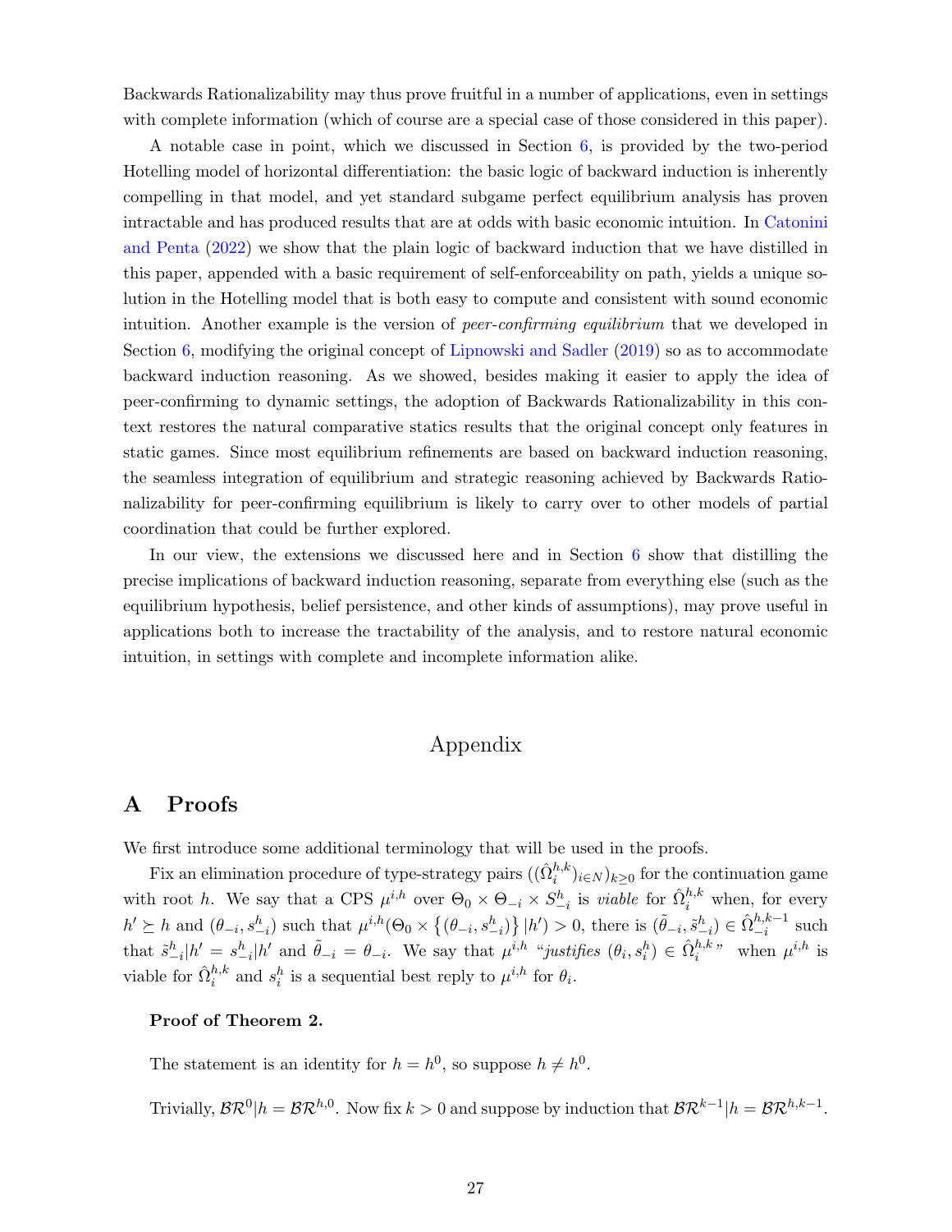Backwards Rationalizability may thus prove fruitful in a number of applications, even in settings with complete information (which of course are a special case of those considered in this paper).

A notable case in point, which we discussed in Section 6, is provided by the two-period Hotelling model of horizontal differentiation: the basic logic of backward induction is inherently compelling in that model, and yet standard subgame perfect equilibrium analysis has proven intractable and has produced results that are at odds with basic economic intuition. In Catonini and Penta (2022) we show that the plain logic of backward induction that we have distilled in this paper, appended with a basic requirement of self-enforceability on path, yields a unique solution in the Hotelling model that is both easy to compute and consistent with sound economic intuition. Another example is the version of *peer-confirming equilibrium* that we developed in Section 6, modifying the original concept of Lipnowski and Sadler (2019) so as to accommodate backward induction reasoning. As we showed, besides making it easier to apply the idea of peer-confirming to dynamic settings, the adoption of Backwards Rationalizability in this context restores the natural comparative statics results that the original concept only features in static games. Since most equilibrium refinements are based on backward induction reasoning, the seamless integration of equilibrium and strategic reasoning achieved by Backwards Rationalizability for peer-confirming equilibrium is likely to carry over to other models of partial coordination that could be further explored.

In our view, the extensions we discussed here and in Section 6 show that distilling the precise implications of backward induction reasoning, separate from everything else (such as the equilibrium hypothesis, belief persistence, and other kinds of assumptions), may prove useful in applications both to increase the tractability of the analysis, and to restore natural economic intuition, in settings with complete and incomplete information alike.

# Appendix

## A Proofs

We first introduce some additional terminology that will be used in the proofs.

Fix an elimination procedure of type-strategy pairs $((\hat{\Omega}_i^{h,k})_{i\in N})_{k\geq 0}$ for the continuation game with root $h$. We say that a CPS $\mu^{i,h}$ over $\Theta_0 \times \Theta_{-i} \times S_{-i}^h$ is *viable* for $\hat{\Omega}_i^{h,k}$ when, for every $h' \succeq h$ and $(\theta_{-i}, s_{-i}^h)$ such that $\mu^{i,h}(\Theta_0 \times \{(\theta_{-i}, s_{-i}^h)\} | h') > 0$, there is $(\tilde{\theta}_{-i}, \tilde{s}_{-i}^h) \in \hat{\Omega}_{-i}^{h,k-1}$ such that $\tilde{s}_{-i}^h | h' = s_{-i}^h | h'$ and $\tilde{\theta}_{-i} = \theta_{-i}$. We say that $\mu^{i,h}$ "*justifies* $(\theta_i, s_i^h) \in \hat{\Omega}_i^{h,k}$" when $\mu^{i,h}$ is viable for $\hat{\Omega}_i^{h,k}$ and $s_i^h$ is a sequential best reply to $\mu^{i,h}$ for $\theta_i$.

**Proof of Theorem 2.**

The statement is an identity for $h = h^0$, so suppose $h \neq h^0$.

Trivially, $\mathcal{BR}^0 | h = \mathcal{BR}^{h,0}$. Now fix $k > 0$ and suppose by induction that $\mathcal{BR}^{k-1} | h = \mathcal{BR}^{h,k-1}$.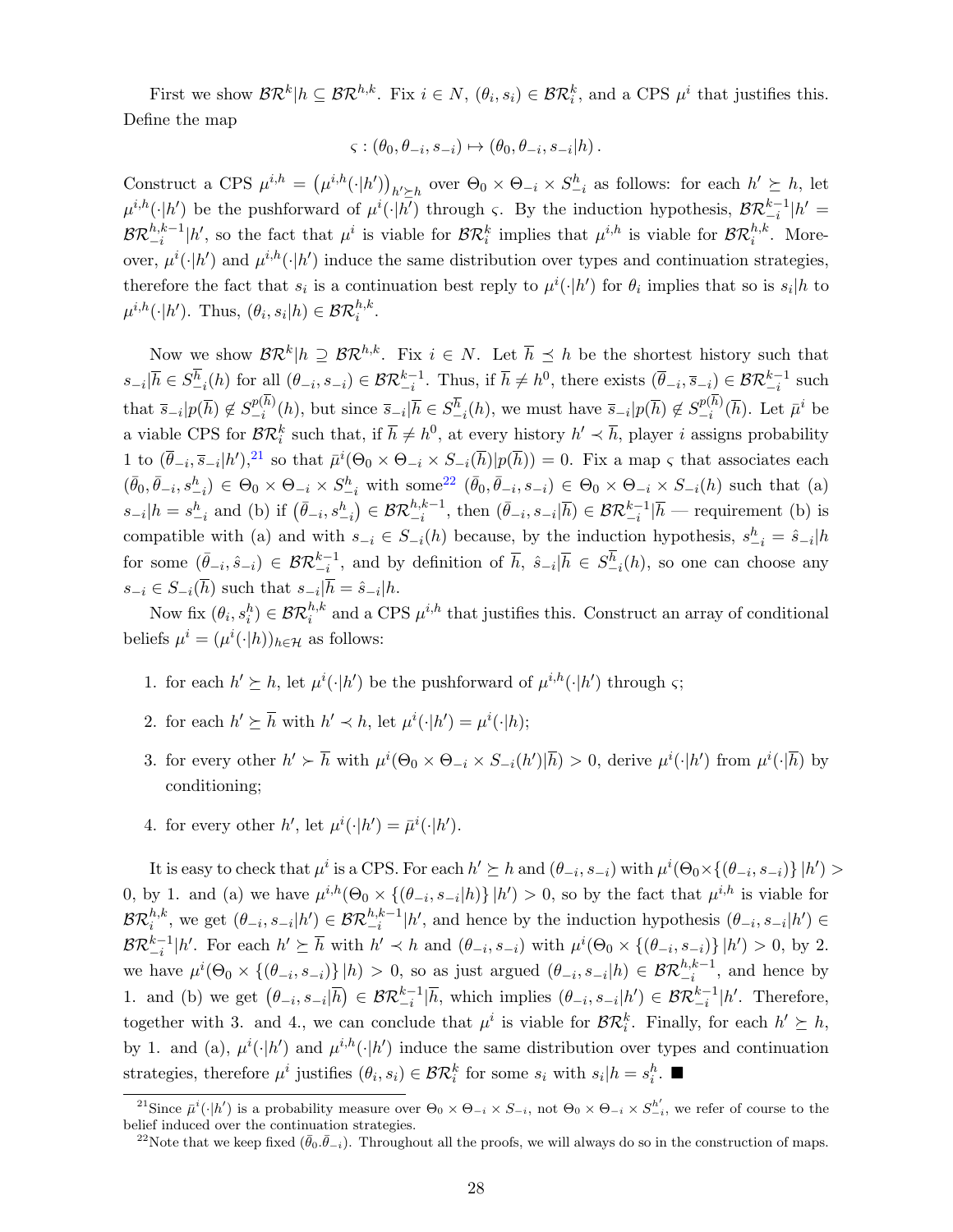First we show $\mathcal{BR}^k|h \subseteq \mathcal{BR}^{h,k}$. Fix $i \in N$, $(\theta_i, s_i) \in \mathcal{BR}_i^k$, and a CPS $\mu^i$ that justifies this. Define the map

$$\varsigma : (\theta_0, \theta_{-i}, s_{-i}) \mapsto (\theta_0, \theta_{-i}, s_{-i}|h).$$

Construct a CPS $\mu^{i,h} = \left(\mu^{i,h}(\cdot|h')\right)_{h' \succeq h}$ over $\Theta_0 \times \Theta_{-i} \times S_{-i}^h$ as follows: for each $h' \succeq h$, let $\mu^{i,h}(\cdot|h')$ be the pushforward of $\mu^i(\cdot|h')$ through $\varsigma$. By the induction hypothesis, $\mathcal{BR}_{-i}^{k-1}|h' = \mathcal{BR}_{-i}^{h,k-1}|h'$, so the fact that $\mu^i$ is viable for $\mathcal{BR}_i^k$ implies that $\mu^{i,h}$ is viable for $\mathcal{BR}_i^{h,k}$. Moreover, $\mu^i(\cdot|h')$ and $\mu^{i,h}(\cdot|h')$ induce the same distribution over types and continuation strategies, therefore the fact that $s_i$ is a continuation best reply to $\mu^i(\cdot|h')$ for $\theta_i$ implies that so is $s_i|h$ to $\mu^{i,h}(\cdot|h')$. Thus, $(\theta_i, s_i|h) \in \mathcal{BR}_i^{h,k}$.

Now we show $\mathcal{BR}^k|h \supseteq \mathcal{BR}^{h,k}$. Fix $i \in N$. Let $\overline{h} \preceq h$ be the shortest history such that $s_{-i}|\overline{h} \in S_{-i}^{\overline{h}}(h)$ for all $(\theta_{-i}, s_{-i}) \in \mathcal{BR}_{-i}^{k-1}$. Thus, if $\overline{h} \neq h^0$, there exists $(\overline{\theta}_{-i}, \overline{s}_{-i}) \in \mathcal{BR}_{-i}^{k-1}$ such that $\overline{s}_{-i}|p(\overline{h}) \notin S_{-i}^{p(\overline{h})}(h)$, but since $\overline{s}_{-i}|\overline{h} \in S_{-i}^{\overline{h}}(h)$, we must have $\overline{s}_{-i}|p(\overline{h}) \notin S_{-i}^{p(\overline{h})}(\overline{h})$. Let $\bar{\mu}^i$ be a viable CPS for $\mathcal{BR}_i^k$ such that, if $\overline{h} \neq h^0$, at every history $h' \prec \overline{h}$, player $i$ assigns probability 1 to $(\overline{\theta}_{-i}, \overline{s}_{-i}|h')$,[21] so that $\bar{\mu}^i(\Theta_0 \times \Theta_{-i} \times S_{-i}(\overline{h})|p(\overline{h})) = 0$. Fix a map $\varsigma$ that associates each $(\bar{\theta}_0, \bar{\theta}_{-i}, s_{-i}^h) \in \Theta_0 \times \Theta_{-i} \times S_{-i}^h$ with some[22] $(\bar{\theta}_0, \bar{\theta}_{-i}, s_{-i}) \in \Theta_0 \times \Theta_{-i} \times S_{-i}(h)$ such that (a) $s_{-i}|h = s_{-i}^h$ and (b) if $\left(\bar{\theta}_{-i}, s_{-i}^h\right) \in \mathcal{BR}_{-i}^{h,k-1}$, then $(\bar{\theta}_{-i}, s_{-i}|\overline{h}) \in \mathcal{BR}_{-i}^{k-1}|\overline{h}$ — requirement (b) is compatible with (a) and with $s_{-i} \in S_{-i}(h)$ because, by the induction hypothesis, $s_{-i}^h = \hat{s}_{-i}|h$ for some $(\bar{\theta}_{-i}, \hat{s}_{-i}) \in \mathcal{BR}_{-i}^{k-1}$, and by definition of $\overline{h}$, $\hat{s}_{-i}|\overline{h} \in S_{-i}^{\overline{h}}(h)$, so one can choose any $s_{-i} \in S_{-i}(\overline{h})$ such that $s_{-i}|\overline{h} = \hat{s}_{-i}|h$.

Now fix $(\theta_i, s_i^h) \in \mathcal{BR}_i^{h,k}$ and a CPS $\mu^{i,h}$ that justifies this. Construct an array of conditional beliefs $\mu^i = (\mu^i(\cdot|h))_{h \in \mathcal{H}}$ as follows:

1. for each $h' \succeq h$, let $\mu^i(\cdot|h')$ be the pushforward of $\mu^{i,h}(\cdot|h')$ through $\varsigma$;
2. for each $h' \succeq \overline{h}$ with $h' \prec h$, let $\mu^i(\cdot|h') = \mu^i(\cdot|h)$;
3. for every other $h' \succ \overline{h}$ with $\mu^i(\Theta_0 \times \Theta_{-i} \times S_{-i}(h')|\overline{h}) > 0$, derive $\mu^i(\cdot|h')$ from $\mu^i(\cdot|\overline{h})$ by conditioning;
4. for every other $h'$, let $\mu^i(\cdot|h') = \bar{\mu}^i(\cdot|h')$.

It is easy to check that $\mu^i$ is a CPS. For each $h' \succeq h$ and $(\theta_{-i}, s_{-i})$ with $\mu^i(\Theta_0 \times \{(\theta_{-i}, s_{-i})\}|h') > 0$, by 1. and (a) we have $\mu^{i,h}(\Theta_0 \times \{(\theta_{-i}, s_{-i}|h)\}|h') > 0$, so by the fact that $\mu^{i,h}$ is viable for $\mathcal{BR}_i^{h,k}$, we get $(\theta_{-i}, s_{-i}|h') \in \mathcal{BR}_{-i}^{h,k-1}|h'$, and hence by the induction hypothesis $(\theta_{-i}, s_{-i}|h') \in \mathcal{BR}_{-i}^{k-1}|h'$. For each $h' \succeq \overline{h}$ with $h' \prec h$ and $(\theta_{-i}, s_{-i})$ with $\mu^i(\Theta_0 \times \{(\theta_{-i}, s_{-i})\}|h') > 0$, by 2. we have $\mu^i(\Theta_0 \times \{(\theta_{-i}, s_{-i})\}|h) > 0$, so as just argued $(\theta_{-i}, s_{-i}|h) \in \mathcal{BR}_{-i}^{h,k-1}$, and hence by 1. and (b) we get $\left(\theta_{-i}, s_{-i}|\overline{h}\right) \in \mathcal{BR}_{-i}^{k-1}|\overline{h}$, which implies $(\theta_{-i}, s_{-i}|h') \in \mathcal{BR}_{-i}^{k-1}|h'$. Therefore, together with 3. and 4., we can conclude that $\mu^i$ is viable for $\mathcal{BR}_i^k$. Finally, for each $h' \succeq h$, by 1. and (a), $\mu^i(\cdot|h')$ and $\mu^{i,h}(\cdot|h')$ induce the same distribution over types and continuation strategies, therefore $\mu^i$ justifies $(\theta_i, s_i) \in \mathcal{BR}_i^k$ for some $s_i$ with $s_i|h = s_i^h$. ■

---

[21] Since $\bar{\mu}^i(\cdot|h')$ is a probability measure over $\Theta_0 \times \Theta_{-i} \times S_{-i}$, not $\Theta_0 \times \Theta_{-i} \times S_{-i}^{h'}$, we refer of course to the belief induced over the continuation strategies.

[22] Note that we keep fixed $(\bar{\theta}_0 . \bar{\theta}_{-i})$. Throughout all the proofs, we will always do so in the construction of maps.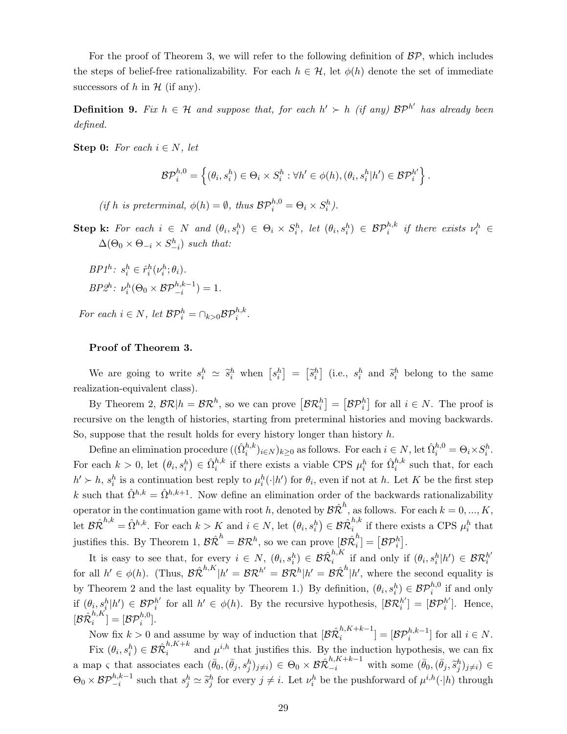For the proof of Theorem 3, we will refer to the following definition of $\mathcal{BP}$, which includes the steps of belief-free rationalizability. For each $h \in \mathcal{H}$, let $\phi(h)$ denote the set of immediate successors of $h$ in $\mathcal{H}$ (if any).

**Definition 9.** *Fix $h \in \mathcal{H}$ and suppose that, for each $h' \succ h$ (if any) $\mathcal{BP}^{h'}$ has already been defined.*

**Step 0:** *For each $i \in N$, let*

$$\mathcal{BP}_i^{h,0} = \left\{ (\theta_i, s_i^h) \in \Theta_i \times S_i^h : \forall h' \in \phi(h), (\theta_i, s_i^h | h') \in \mathcal{BP}_i^{h'} \right\}.$$

*(if $h$ is preterminal, $\phi(h) = \emptyset$, thus $\mathcal{BP}_i^{h,0} = \Theta_i \times S_i^h$).*

**Step k:** *For each $i \in N$ and $(\theta_i, s_i^h) \in \Theta_i \times S_i^h$, let $(\theta_i, s_i^h) \in \mathcal{BP}_i^{h,k}$ if there exists $\nu_i^h \in \Delta(\Theta_0 \times \Theta_{-i} \times S_{-i}^h)$ such that:*

*$BP1^h$: $s_i^h \in \hat{r}_i^h(\nu_i^h; \theta_i)$.*

*$BP2^h$: $\nu_i^h(\Theta_0 \times \mathcal{BP}_{-i}^{h,k-1}) = 1$.*

*For each $i \in N$, let $\mathcal{BP}_i^h = \cap_{k>0} \mathcal{BP}_i^{h,k}$.*

**Proof of Theorem 3.**

We are going to write $s_i^h \simeq \tilde{s}_i^h$ when $[s_i^h] = [\tilde{s}_i^h]$ (i.e., $s_i^h$ and $\tilde{s}_i^h$ belong to the same realization-equivalent class).

By Theorem 2, $\mathcal{BR}|h = \mathcal{BR}^h$, so we can prove $[\mathcal{BR}_i^h] = [\mathcal{BP}_i^h]$ for all $i \in N$. The proof is recursive on the length of histories, starting from preterminal histories and moving backwards. So, suppose that the result holds for every history longer than history $h$.

Define an elimination procedure $((\hat{\Omega}_i^{h,k})_{i \in N})_{k \geq 0}$ as follows. For each $i \in N$, let $\hat{\Omega}_i^{h,0} = \Theta_i \times S_i^h$. For each $k > 0$, let $(\theta_i, s_i^h) \in \hat{\Omega}_i^{h,k}$ if there exists a viable CPS $\mu_i^h$ for $\hat{\Omega}_i^{h,k}$ such that, for each $h' \succ h$, $s_i^h$ is a continuation best reply to $\mu_i^h(\cdot|h')$ for $\theta_i$, even if not at $h$. Let $K$ be the first step $k$ such that $\hat{\Omega}^{h,k} = \hat{\Omega}^{h,k+1}$. Now define an elimination order of the backwards rationalizability operator in the continuation game with root $h$, denoted by $\mathcal{B}\hat{\mathcal{R}}^h$, as follows. For each $k = 0, ..., K$, let $\mathcal{B}\hat{\mathcal{R}}^{h,k} = \hat{\Omega}^{h,k}$. For each $k > K$ and $i \in N$, let $(\theta_i, s_i^h) \in \mathcal{B}\hat{\mathcal{R}}_i^{h,k}$ if there exists a CPS $\mu_i^h$ that justifies this. By Theorem 1, $\mathcal{B}\hat{\mathcal{R}}^h = \mathcal{BR}^h$, so we can prove $[\mathcal{B}\hat{\mathcal{R}}_i^h] = [\mathcal{BP}_i^h]$.

It is easy to see that, for every $i \in N$, $(\theta_i, s_i^h) \in \mathcal{B}\hat{\mathcal{R}}_i^{h,K}$ if and only if $(\theta_i, s_i^h | h') \in \mathcal{BR}_i^{h'}$ for all $h' \in \phi(h)$. (Thus, $\mathcal{B}\hat{\mathcal{R}}^{h,K}|h' = \mathcal{BR}^{h'} = \mathcal{BR}^h|h' = \mathcal{B}\hat{\mathcal{R}}^h|h'$, where the second equality is by Theorem 2 and the last equality by Theorem 1.) By definition, $(\theta_i, s_i^h) \in \mathcal{BP}_i^{h,0}$ if and only if $(\theta_i, s_i^h | h') \in \mathcal{BP}_i^{h'}$ for all $h' \in \phi(h)$. By the recursive hypothesis, $[\mathcal{BR}_i^{h'}] = [\mathcal{BP}_i^{h'}]$. Hence, $[\mathcal{B}\hat{\mathcal{R}}_i^{h,K}] = [\mathcal{BP}_i^{h,0}]$.

Now fix $k > 0$ and assume by way of induction that $[\mathcal{B}\hat{\mathcal{R}}_i^{h,K+k-1}] = [\mathcal{BP}_i^{h,k-1}]$ for all $i \in N$.

Fix $(\theta_i, s_i^h) \in \mathcal{B}\hat{\mathcal{R}}_i^{h,K+k}$ and $\mu^{i,h}$ that justifies this. By the induction hypothesis, we can fix a map $\varsigma$ that associates each $(\bar{\theta}_0, (\bar{\theta}_j, s_j^h)_{j \neq i}) \in \Theta_0 \times \mathcal{B}\hat{\mathcal{R}}_{-i}^{h,K+k-1}$ with some $(\bar{\theta}_0, (\bar{\theta}_j, \tilde{s}_j^h)_{j \neq i}) \in \Theta_0 \times \mathcal{BP}_{-i}^{h,k-1}$ such that $s_j^h \simeq \tilde{s}_j^h$ for every $j \neq i$. Let $\nu_i^h$ be the pushforward of $\mu^{i,h}(\cdot|h)$ through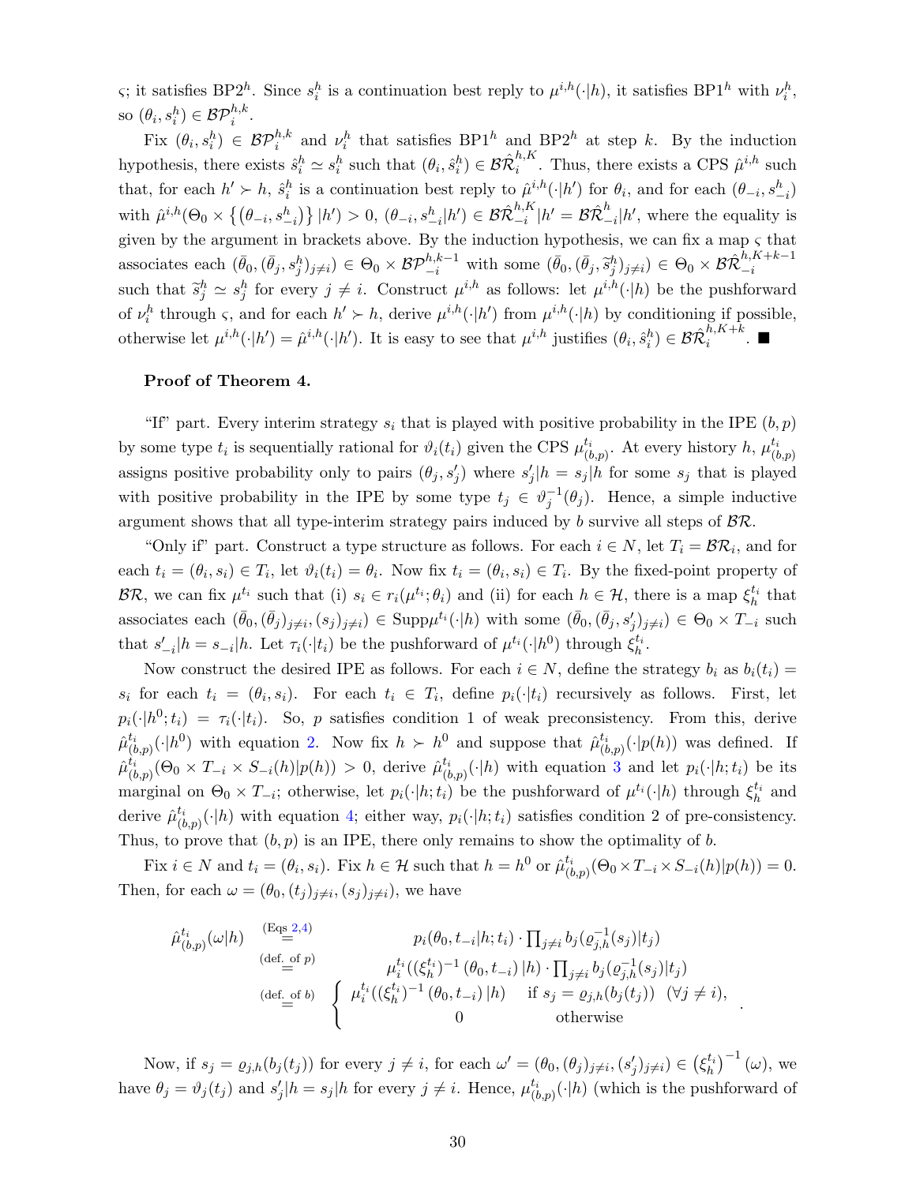$\varsigma$; it satisfies BP2$^h$. Since $s_i^h$ is a continuation best reply to $\mu^{i,h}(\cdot|h)$, it satisfies BP1$^h$ with $\nu_i^h$, so $(\theta_i, s_i^h) \in \mathcal{BP}_i^{h,k}$.

Fix $(\theta_i, s_i^h) \in \mathcal{BP}_i^{h,k}$ and $\nu_i^h$ that satisfies BP1$^h$ and BP2$^h$ at step $k$. By the induction hypothesis, there exists $\hat{s}_i^h \simeq s_i^h$ such that $(\theta_i, \hat{s}_i^h) \in \mathcal{B}\hat{\mathcal{R}}_i^{h,K}$. Thus, there exists a CPS $\hat{\mu}^{i,h}$ such that, for each $h' \succ h$, $\hat{s}_i^h$ is a continuation best reply to $\hat{\mu}^{i,h}(\cdot|h')$ for $\theta_i$, and for each $(\theta_{-i}, s_{-i}^h)$ with $\hat{\mu}^{i,h}(\Theta_0 \times \{(\theta_{-i}, s_{-i}^h)\} |h') > 0$, $(\theta_{-i}, s_{-i}^h|h') \in \mathcal{B}\hat{\mathcal{R}}_{-i}^{h,K}|h' = \mathcal{B}\hat{\mathcal{R}}_{-i}^{h}|h'$, where the equality is given by the argument in brackets above. By the induction hypothesis, we can fix a map $\varsigma$ that associates each $(\bar{\theta}_0, (\bar{\theta}_j, s_j^h)_{j\neq i}) \in \Theta_0 \times \mathcal{BP}_{-i}^{h,k-1}$ with some $(\bar{\theta}_0, (\bar{\theta}_j, \widetilde{s}_j^h)_{j\neq i}) \in \Theta_0 \times \mathcal{B}\hat{\mathcal{R}}_{-i}^{h,K+k-1}$ such that $\widetilde{s}_j^h \simeq s_j^h$ for every $j \neq i$. Construct $\mu^{i,h}$ as follows: let $\mu^{i,h}(\cdot|h)$ be the pushforward of $\nu_i^h$ through $\varsigma$, and for each $h' \succ h$, derive $\mu^{i,h}(\cdot|h')$ from $\mu^{i,h}(\cdot|h)$ by conditioning if possible, otherwise let $\mu^{i,h}(\cdot|h') = \hat{\mu}^{i,h}(\cdot|h')$. It is easy to see that $\mu^{i,h}$ justifies $(\theta_i, \hat{s}_i^h) \in \mathcal{B}\hat{\mathcal{R}}_i^{h,K+k}$. ■

**Proof of Theorem 4.**

"If" part. Every interim strategy $s_i$ that is played with positive probability in the IPE $(b,p)$ by some type $t_i$ is sequentially rational for $\vartheta_i(t_i)$ given the CPS $\mu_{(b,p)}^{t_i}$. At every history $h$, $\mu_{(b,p)}^{t_i}$ assigns positive probability only to pairs $(\theta_j, s_j')$ where $s_j'|h = s_j|h$ for some $s_j$ that is played with positive probability in the IPE by some type $t_j \in \vartheta_j^{-1}(\theta_j)$. Hence, a simple inductive argument shows that all type-interim strategy pairs induced by $b$ survive all steps of $\mathcal{BR}$.

"Only if" part. Construct a type structure as follows. For each $i \in N$, let $T_i = \mathcal{BR}_i$, and for each $t_i = (\theta_i, s_i) \in T_i$, let $\vartheta_i(t_i) = \theta_i$. Now fix $t_i = (\theta_i, s_i) \in T_i$. By the fixed-point property of $\mathcal{BR}$, we can fix $\mu^{t_i}$ such that (i) $s_i \in r_i(\mu^{t_i}; \theta_i)$ and (ii) for each $h \in \mathcal{H}$, there is a map $\xi_h^{t_i}$ that associates each $(\bar{\theta}_0, (\bar{\theta}_j)_{j\neq i}, (s_j)_{j\neq i}) \in \text{Supp}\mu^{t_i}(\cdot|h)$ with some $(\bar{\theta}_0, (\bar{\theta}_j, s_j')_{j\neq i}) \in \Theta_0 \times T_{-i}$ such that $s_{-i}'|h = s_{-i}|h$. Let $\tau_i(\cdot|t_i)$ be the pushforward of $\mu^{t_i}(\cdot|h^0)$ through $\xi_h^{t_i}$.

Now construct the desired IPE as follows. For each $i \in N$, define the strategy $b_i$ as $b_i(t_i) = s_i$ for each $t_i = (\theta_i, s_i)$. For each $t_i \in T_i$, define $p_i(\cdot|t_i)$ recursively as follows. First, let $p_i(\cdot|h^0; t_i) = \tau_i(\cdot|t_i)$. So, $p$ satisfies condition 1 of weak preconsistency. From this, derive $\hat{\mu}_{(b,p)}^{t_i}(\cdot|h^0)$ with equation 2. Now fix $h \succ h^0$ and suppose that $\hat{\mu}_{(b,p)}^{t_i}(\cdot|p(h))$ was defined. If $\hat{\mu}_{(b,p)}^{t_i}(\Theta_0 \times T_{-i} \times S_{-i}(h)|p(h)) > 0$, derive $\hat{\mu}_{(b,p)}^{t_i}(\cdot|h)$ with equation 3 and let $p_i(\cdot|h; t_i)$ be its marginal on $\Theta_0 \times T_{-i}$; otherwise, let $p_i(\cdot|h; t_i)$ be the pushforward of $\mu^{t_i}(\cdot|h)$ through $\xi_h^{t_i}$ and derive $\hat{\mu}_{(b,p)}^{t_i}(\cdot|h)$ with equation 4; either way, $p_i(\cdot|h; t_i)$ satisfies condition 2 of pre-consistency. Thus, to prove that $(b,p)$ is an IPE, there only remains to show the optimality of $b$.

Fix $i \in N$ and $t_i = (\theta_i, s_i)$. Fix $h \in \mathcal{H}$ such that $h = h^0$ or $\hat{\mu}_{(b,p)}^{t_i}(\Theta_0 \times T_{-i} \times S_{-i}(h)|p(h)) = 0$. Then, for each $\omega = (\theta_0, (t_j)_{j\neq i}, (s_j)_{j\neq i})$, we have

$$
\begin{aligned}
\hat{\mu}_{(b,p)}^{t_i}(\omega|h) &\overset{\text{(Eqs 2,4)}}{=} p_i(\theta_0, t_{-i}|h; t_i) \cdot \textstyle\prod_{j\neq i} b_j(\varrho_{j,h}^{-1}(s_j)|t_j) \\
&\overset{\text{(def. of } p)}{=} \mu_i^{t_i}((\xi_h^{t_i})^{-1}(\theta_0, t_{-i})\,|h) \cdot \textstyle\prod_{j\neq i} b_j(\varrho_{j,h}^{-1}(s_j)|t_j) \\
&\overset{\text{(def. of } b)}{=} \begin{cases} \mu_i^{t_i}((\xi_h^{t_i})^{-1}(\theta_0, t_{-i})\,|h) & \text{if } s_j = \varrho_{j,h}(b_j(t_j)) \ \ (\forall j \neq i), \\ 0 & \text{otherwise} \end{cases}.
\end{aligned}
$$

Now, if $s_j = \varrho_{j,h}(b_j(t_j))$ for every $j \neq i$, for each $\omega' = (\theta_0, (\theta_j)_{j\neq i}, (s_j')_{j\neq i}) \in (\xi_h^{t_i})^{-1}(\omega)$, we have $\theta_j = \vartheta_j(t_j)$ and $s_j'|h = s_j|h$ for every $j \neq i$. Hence, $\mu_{(b,p)}^{t_i}(\cdot|h)$ (which is the pushforward of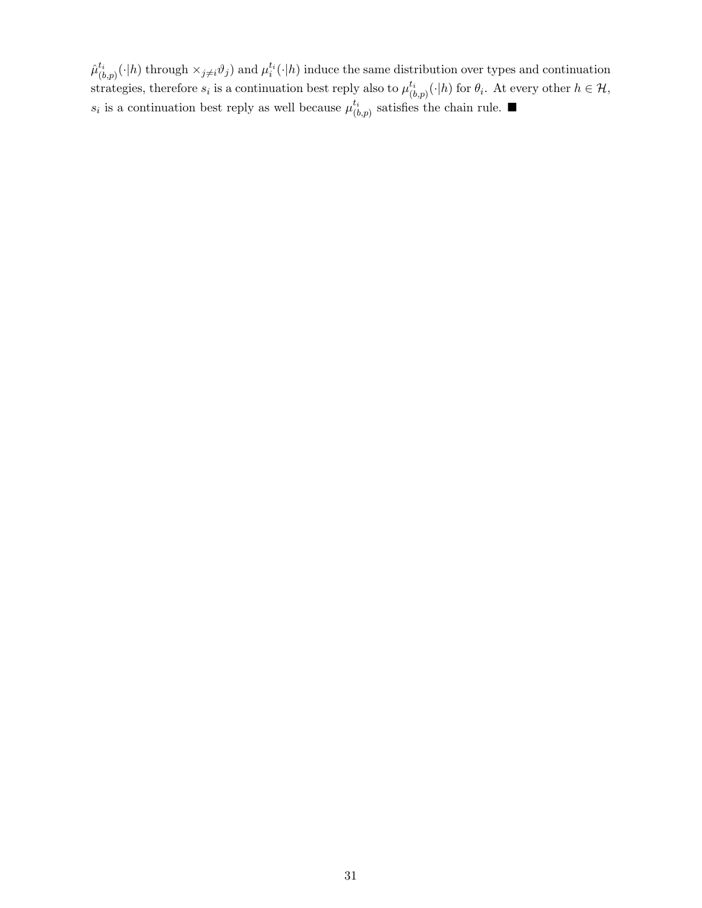$\hat{\mu}^{t_i}_{(b,p)}(\cdot|h)$ through $\times_{j\neq i}\vartheta_j$) and $\mu^{t_i}_i(\cdot|h)$ induce the same distribution over types and continuation strategies, therefore $s_i$ is a continuation best reply also to $\mu^{t_i}_{(b,p)}(\cdot|h)$ for $\theta_i$. At every other $h \in \mathcal{H}$, $s_i$ is a continuation best reply as well because $\mu^{t_i}_{(b,p)}$ satisfies the chain rule. ■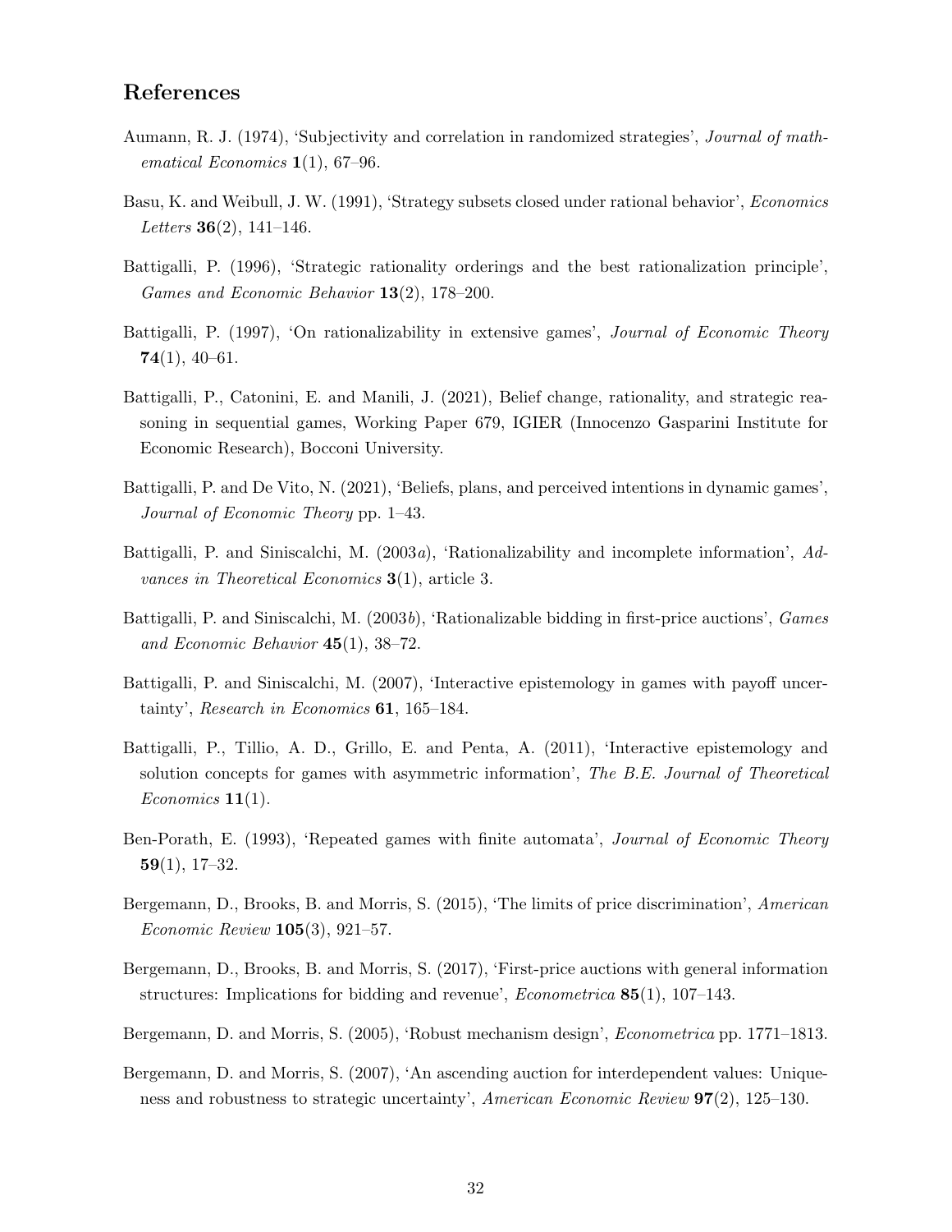## References

Aumann, R. J. (1974), 'Subjectivity and correlation in randomized strategies', *Journal of mathematical Economics* **1**(1), 67–96.

Basu, K. and Weibull, J. W. (1991), 'Strategy subsets closed under rational behavior', *Economics Letters* **36**(2), 141–146.

Battigalli, P. (1996), 'Strategic rationality orderings and the best rationalization principle', *Games and Economic Behavior* **13**(2), 178–200.

Battigalli, P. (1997), 'On rationalizability in extensive games', *Journal of Economic Theory* **74**(1), 40–61.

Battigalli, P., Catonini, E. and Manili, J. (2021), Belief change, rationality, and strategic reasoning in sequential games, Working Paper 679, IGIER (Innocenzo Gasparini Institute for Economic Research), Bocconi University.

Battigalli, P. and De Vito, N. (2021), 'Beliefs, plans, and perceived intentions in dynamic games', *Journal of Economic Theory* pp. 1–43.

Battigalli, P. and Siniscalchi, M. (2003*a*), 'Rationalizability and incomplete information', *Advances in Theoretical Economics* **3**(1), article 3.

Battigalli, P. and Siniscalchi, M. (2003*b*), 'Rationalizable bidding in first-price auctions', *Games and Economic Behavior* **45**(1), 38–72.

Battigalli, P. and Siniscalchi, M. (2007), 'Interactive epistemology in games with payoff uncertainty', *Research in Economics* **61**, 165–184.

Battigalli, P., Tillio, A. D., Grillo, E. and Penta, A. (2011), 'Interactive epistemology and solution concepts for games with asymmetric information', *The B.E. Journal of Theoretical Economics* **11**(1).

Ben-Porath, E. (1993), 'Repeated games with finite automata', *Journal of Economic Theory* **59**(1), 17–32.

Bergemann, D., Brooks, B. and Morris, S. (2015), 'The limits of price discrimination', *American Economic Review* **105**(3), 921–57.

Bergemann, D., Brooks, B. and Morris, S. (2017), 'First-price auctions with general information structures: Implications for bidding and revenue', *Econometrica* **85**(1), 107–143.

Bergemann, D. and Morris, S. (2005), 'Robust mechanism design', *Econometrica* pp. 1771–1813.

Bergemann, D. and Morris, S. (2007), 'An ascending auction for interdependent values: Uniqueness and robustness to strategic uncertainty', *American Economic Review* **97**(2), 125–130.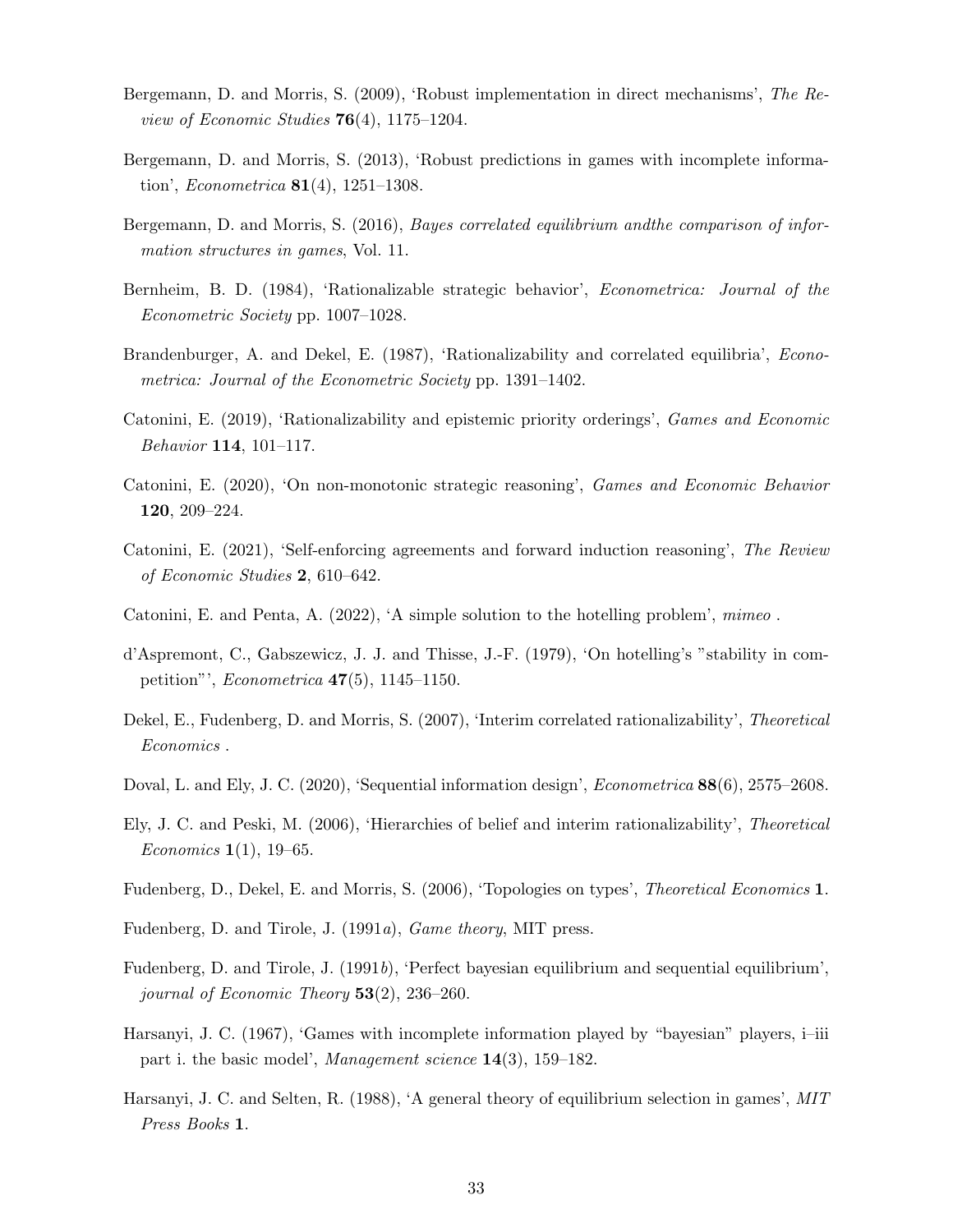Bergemann, D. and Morris, S. (2009), 'Robust implementation in direct mechanisms', *The Review of Economic Studies* **76**(4), 1175–1204.

Bergemann, D. and Morris, S. (2013), 'Robust predictions in games with incomplete information', *Econometrica* **81**(4), 1251–1308.

Bergemann, D. and Morris, S. (2016), *Bayes correlated equilibrium andthe comparison of information structures in games*, Vol. 11.

Bernheim, B. D. (1984), 'Rationalizable strategic behavior', *Econometrica: Journal of the Econometric Society* pp. 1007–1028.

Brandenburger, A. and Dekel, E. (1987), 'Rationalizability and correlated equilibria', *Econometrica: Journal of the Econometric Society* pp. 1391–1402.

Catonini, E. (2019), 'Rationalizability and epistemic priority orderings', *Games and Economic Behavior* **114**, 101–117.

Catonini, E. (2020), 'On non-monotonic strategic reasoning', *Games and Economic Behavior* **120**, 209–224.

Catonini, E. (2021), 'Self-enforcing agreements and forward induction reasoning', *The Review of Economic Studies* **2**, 610–642.

Catonini, E. and Penta, A. (2022), 'A simple solution to the hotelling problem', *mimeo* .

d'Aspremont, C., Gabszewicz, J. J. and Thisse, J.-F. (1979), 'On hotelling's "stability in competition"', *Econometrica* **47**(5), 1145–1150.

Dekel, E., Fudenberg, D. and Morris, S. (2007), 'Interim correlated rationalizability', *Theoretical Economics* .

Doval, L. and Ely, J. C. (2020), 'Sequential information design', *Econometrica* **88**(6), 2575–2608.

Ely, J. C. and Peski, M. (2006), 'Hierarchies of belief and interim rationalizability', *Theoretical Economics* **1**(1), 19–65.

Fudenberg, D., Dekel, E. and Morris, S. (2006), 'Topologies on types', *Theoretical Economics* **1**.

Fudenberg, D. and Tirole, J. (1991*a*), *Game theory*, MIT press.

Fudenberg, D. and Tirole, J. (1991*b*), 'Perfect bayesian equilibrium and sequential equilibrium', *journal of Economic Theory* **53**(2), 236–260.

Harsanyi, J. C. (1967), 'Games with incomplete information played by "bayesian" players, i–iii part i. the basic model', *Management science* **14**(3), 159–182.

Harsanyi, J. C. and Selten, R. (1988), 'A general theory of equilibrium selection in games', *MIT Press Books* **1**.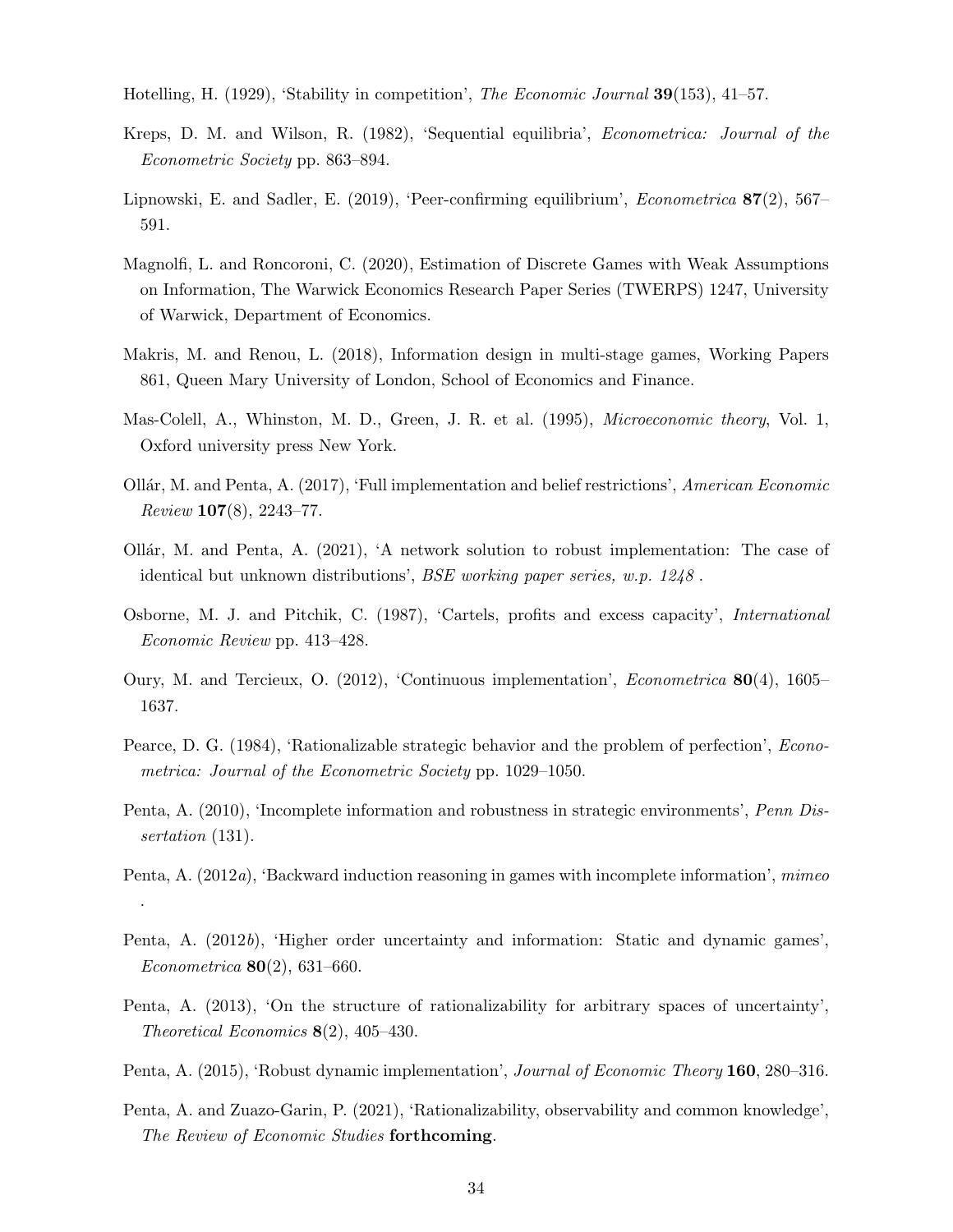Hotelling, H. (1929), 'Stability in competition', *The Economic Journal* **39**(153), 41–57.

Kreps, D. M. and Wilson, R. (1982), 'Sequential equilibria', *Econometrica: Journal of the Econometric Society* pp. 863–894.

Lipnowski, E. and Sadler, E. (2019), 'Peer-confirming equilibrium', *Econometrica* **87**(2), 567–591.

Magnolfi, L. and Roncoroni, C. (2020), Estimation of Discrete Games with Weak Assumptions on Information, The Warwick Economics Research Paper Series (TWERPS) 1247, University of Warwick, Department of Economics.

Makris, M. and Renou, L. (2018), Information design in multi-stage games, Working Papers 861, Queen Mary University of London, School of Economics and Finance.

Mas-Colell, A., Whinston, M. D., Green, J. R. et al. (1995), *Microeconomic theory*, Vol. 1, Oxford university press New York.

Ollár, M. and Penta, A. (2017), 'Full implementation and belief restrictions', *American Economic Review* **107**(8), 2243–77.

Ollár, M. and Penta, A. (2021), 'A network solution to robust implementation: The case of identical but unknown distributions', *BSE working paper series, w.p. 1248* .

Osborne, M. J. and Pitchik, C. (1987), 'Cartels, profits and excess capacity', *International Economic Review* pp. 413–428.

Oury, M. and Tercieux, O. (2012), 'Continuous implementation', *Econometrica* **80**(4), 1605–1637.

Pearce, D. G. (1984), 'Rationalizable strategic behavior and the problem of perfection', *Econometrica: Journal of the Econometric Society* pp. 1029–1050.

Penta, A. (2010), 'Incomplete information and robustness in strategic environments', *Penn Dissertation* (131).

Penta, A. (2012*a*), 'Backward induction reasoning in games with incomplete information', *mimeo* .

Penta, A. (2012*b*), 'Higher order uncertainty and information: Static and dynamic games', *Econometrica* **80**(2), 631–660.

Penta, A. (2013), 'On the structure of rationalizability for arbitrary spaces of uncertainty', *Theoretical Economics* **8**(2), 405–430.

Penta, A. (2015), 'Robust dynamic implementation', *Journal of Economic Theory* **160**, 280–316.

Penta, A. and Zuazo-Garin, P. (2021), 'Rationalizability, observability and common knowledge', *The Review of Economic Studies* **forthcoming**.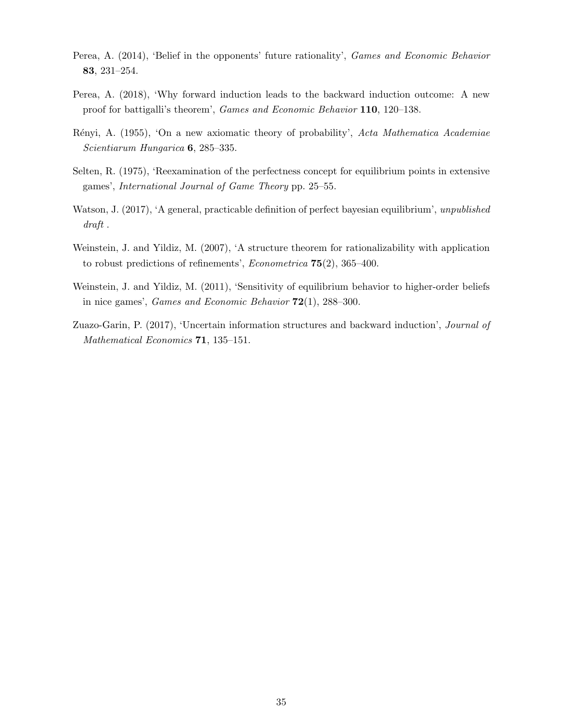Perea, A. (2014), 'Belief in the opponents' future rationality', *Games and Economic Behavior* **83**, 231–254.

Perea, A. (2018), 'Why forward induction leads to the backward induction outcome: A new proof for battigalli's theorem', *Games and Economic Behavior* **110**, 120–138.

Rényi, A. (1955), 'On a new axiomatic theory of probability', *Acta Mathematica Academiae Scientiarum Hungarica* **6**, 285–335.

Selten, R. (1975), 'Reexamination of the perfectness concept for equilibrium points in extensive games', *International Journal of Game Theory* pp. 25–55.

Watson, J. (2017), 'A general, practicable definition of perfect bayesian equilibrium', *unpublished draft* .

Weinstein, J. and Yildiz, M. (2007), 'A structure theorem for rationalizability with application to robust predictions of refinements', *Econometrica* **75**(2), 365–400.

Weinstein, J. and Yildiz, M. (2011), 'Sensitivity of equilibrium behavior to higher-order beliefs in nice games', *Games and Economic Behavior* **72**(1), 288–300.

Zuazo-Garin, P. (2017), 'Uncertain information structures and backward induction', *Journal of Mathematical Economics* **71**, 135–151.